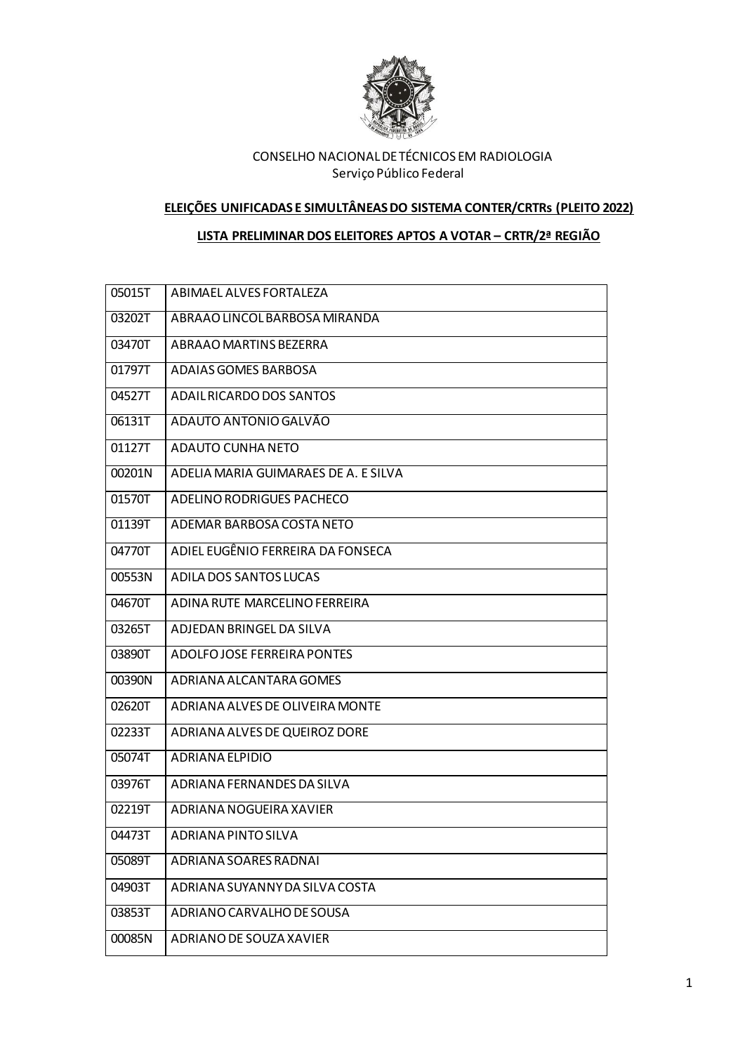CONSELHO NACIONAL DE TÉCNICOS EM RADIOLOGIA
Serviço Público Federal

**ELEIÇÕES UNIFICADAS E SIMULTÂNEAS DO SISTEMA CONTER/CRTRs (PLEITO 2022)**

**LISTA PRELIMINAR DOS ELEITORES APTOS A VOTAR – CRTR/2ª REGIÃO**

| | |
|---|---|
| 05015T | ABIMAEL ALVES FORTALEZA |
| 03202T | ABRAAO LINCOL BARBOSA MIRANDA |
| 03470T | ABRAAO MARTINS BEZERRA |
| 01797T | ADAIAS GOMES BARBOSA |
| 04527T | ADAIL RICARDO DOS SANTOS |
| 06131T | ADAUTO ANTONIO GALVÃO |
| 01127T | ADAUTO CUNHA NETO |
| 00201N | ADELIA MARIA GUIMARAES DE A. E SILVA |
| 01570T | ADELINO RODRIGUES PACHECO |
| 01139T | ADEMAR BARBOSA COSTA NETO |
| 04770T | ADIEL EUGÊNIO FERREIRA DA FONSECA |
| 00553N | ADILA DOS SANTOS LUCAS |
| 04670T | ADINA RUTE MARCELINO FERREIRA |
| 03265T | ADJEDAN BRINGEL DA SILVA |
| 03890T | ADOLFO JOSE FERREIRA PONTES |
| 00390N | ADRIANA ALCANTARA GOMES |
| 02620T | ADRIANA ALVES DE OLIVEIRA MONTE |
| 02233T | ADRIANA ALVES DE QUEIROZ DORE |
| 05074T | ADRIANA ELPIDIO |
| 03976T | ADRIANA FERNANDES DA SILVA |
| 02219T | ADRIANA NOGUEIRA XAVIER |
| 04473T | ADRIANA PINTO SILVA |
| 05089T | ADRIANA SOARES RADNAI |
| 04903T | ADRIANA SUYANNY DA SILVA COSTA |
| 03853T | ADRIANO CARVALHO DE SOUSA |
| 00085N | ADRIANO DE SOUZA XAVIER |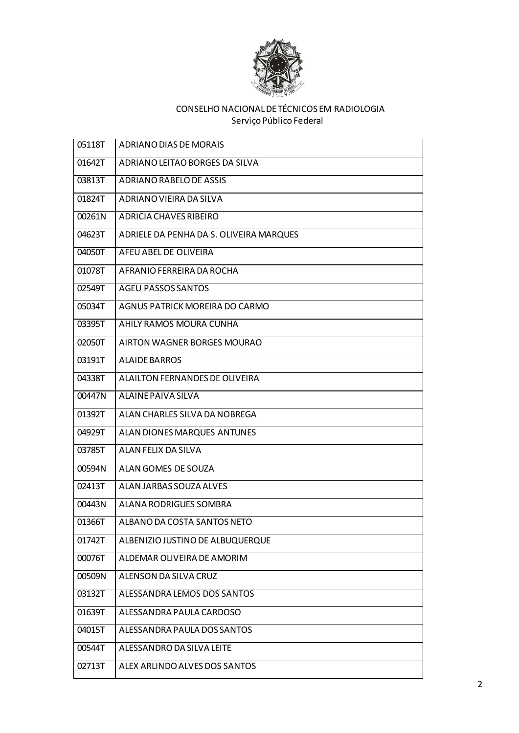CONSELHO NACIONAL DE TÉCNICOS EM RADIOLOGIA
Serviço Público Federal

| | |
|---|---|
| 05118T | ADRIANO DIAS DE MORAIS |
| 01642T | ADRIANO LEITAO BORGES DA SILVA |
| 03813T | ADRIANO RABELO DE ASSIS |
| 01824T | ADRIANO VIEIRA DA SILVA |
| 00261N | ADRICIA CHAVES RIBEIRO |
| 04623T | ADRIELE DA PENHA DA S. OLIVEIRA MARQUES |
| 04050T | AFEU ABEL DE OLIVEIRA |
| 01078T | AFRANIO FERREIRA DA ROCHA |
| 02549T | AGEU PASSOS SANTOS |
| 05034T | AGNUS PATRICK MOREIRA DO CARMO |
| 03395T | AHILY RAMOS MOURA CUNHA |
| 02050T | AIRTON WAGNER BORGES MOURAO |
| 03191T | ALAIDE BARROS |
| 04338T | ALAILTON FERNANDES DE OLIVEIRA |
| 00447N | ALAINE PAIVA SILVA |
| 01392T | ALAN CHARLES SILVA DA NOBREGA |
| 04929T | ALAN DIONES MARQUES ANTUNES |
| 03785T | ALAN FELIX DA SILVA |
| 00594N | ALAN GOMES DE SOUZA |
| 02413T | ALAN JARBAS SOUZA ALVES |
| 00443N | ALANA RODRIGUES SOMBRA |
| 01366T | ALBANO DA COSTA SANTOS NETO |
| 01742T | ALBENIZIO JUSTINO DE ALBUQUERQUE |
| 00076T | ALDEMAR OLIVEIRA DE AMORIM |
| 00509N | ALENSON DA SILVA CRUZ |
| 03132T | ALESSANDRA LEMOS DOS SANTOS |
| 01639T | ALESSANDRA PAULA CARDOSO |
| 04015T | ALESSANDRA PAULA DOS SANTOS |
| 00544T | ALESSANDRO DA SILVA LEITE |
| 02713T | ALEX ARLINDO ALVES DOS SANTOS |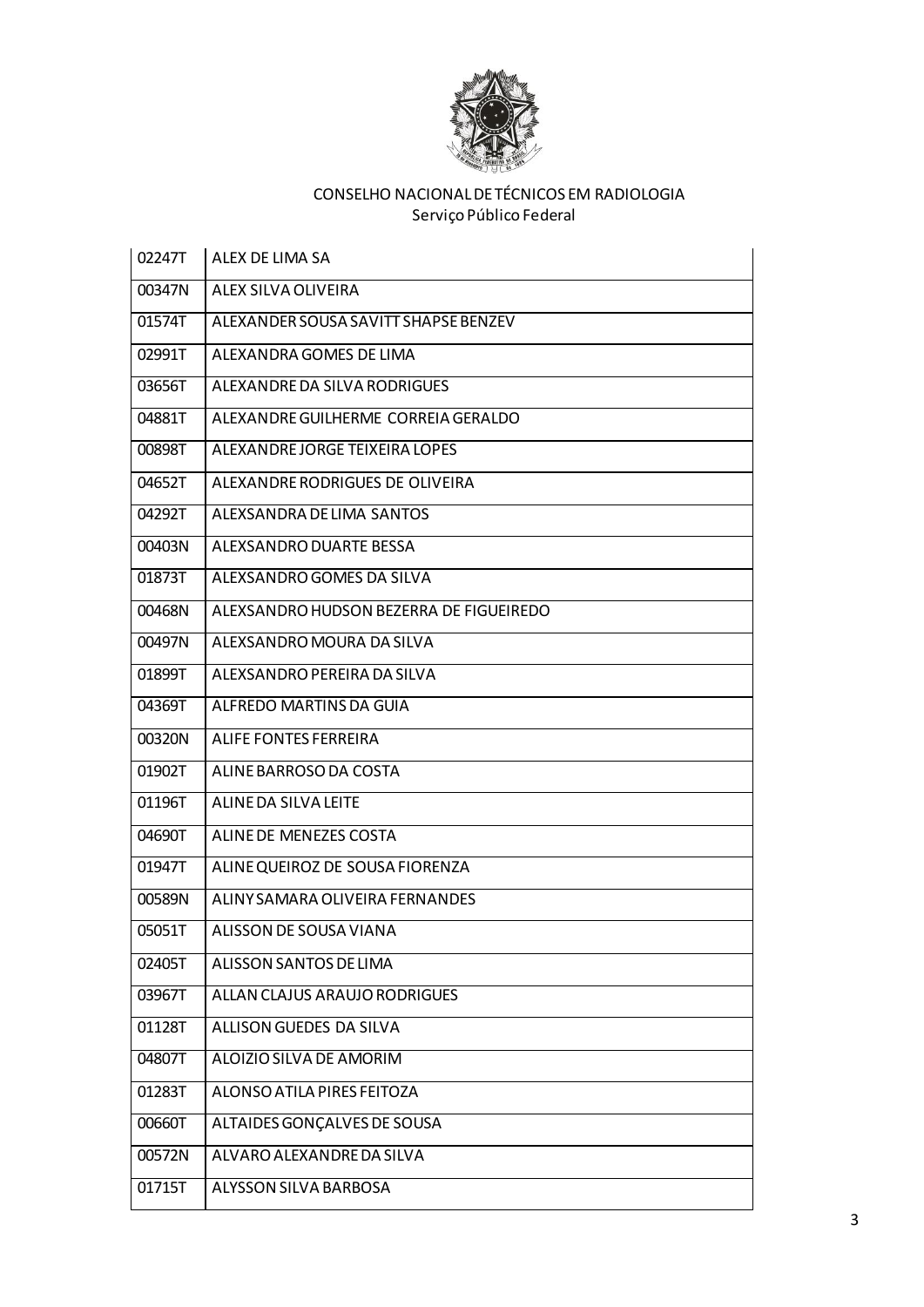CONSELHO NACIONAL DE TÉCNICOS EM RADIOLOGIA
Serviço Público Federal

| | |
|---|---|
| 02247T | ALEX DE LIMA SA |
| 00347N | ALEX SILVA OLIVEIRA |
| 01574T | ALEXANDER SOUSA SAVITT SHAPSE BENZEV |
| 02991T | ALEXANDRA GOMES DE LIMA |
| 03656T | ALEXANDRE DA SILVA RODRIGUES |
| 04881T | ALEXANDRE GUILHERME CORREIA GERALDO |
| 00898T | ALEXANDRE JORGE TEIXEIRA LOPES |
| 04652T | ALEXANDRE RODRIGUES DE OLIVEIRA |
| 04292T | ALEXSANDRA DE LIMA SANTOS |
| 00403N | ALEXSANDRO DUARTE BESSA |
| 01873T | ALEXSANDRO GOMES DA SILVA |
| 00468N | ALEXSANDRO HUDSON BEZERRA DE FIGUEIREDO |
| 00497N | ALEXSANDRO MOURA DA SILVA |
| 01899T | ALEXSANDRO PEREIRA DA SILVA |
| 04369T | ALFREDO MARTINS DA GUIA |
| 00320N | ALIFE FONTES FERREIRA |
| 01902T | ALINE BARROSO DA COSTA |
| 01196T | ALINE DA SILVA LEITE |
| 04690T | ALINE DE MENEZES COSTA |
| 01947T | ALINE QUEIROZ DE SOUSA FIORENZA |
| 00589N | ALINY SAMARA OLIVEIRA FERNANDES |
| 05051T | ALISSON DE SOUSA VIANA |
| 02405T | ALISSON SANTOS DE LIMA |
| 03967T | ALLAN CLAJUS ARAUJO RODRIGUES |
| 01128T | ALLISON GUEDES DA SILVA |
| 04807T | ALOIZIO SILVA DE AMORIM |
| 01283T | ALONSO ATILA PIRES FEITOZA |
| 00660T | ALTAIDES GONÇALVES DE SOUSA |
| 00572N | ALVARO ALEXANDRE DA SILVA |
| 01715T | ALYSSON SILVA BARBOSA |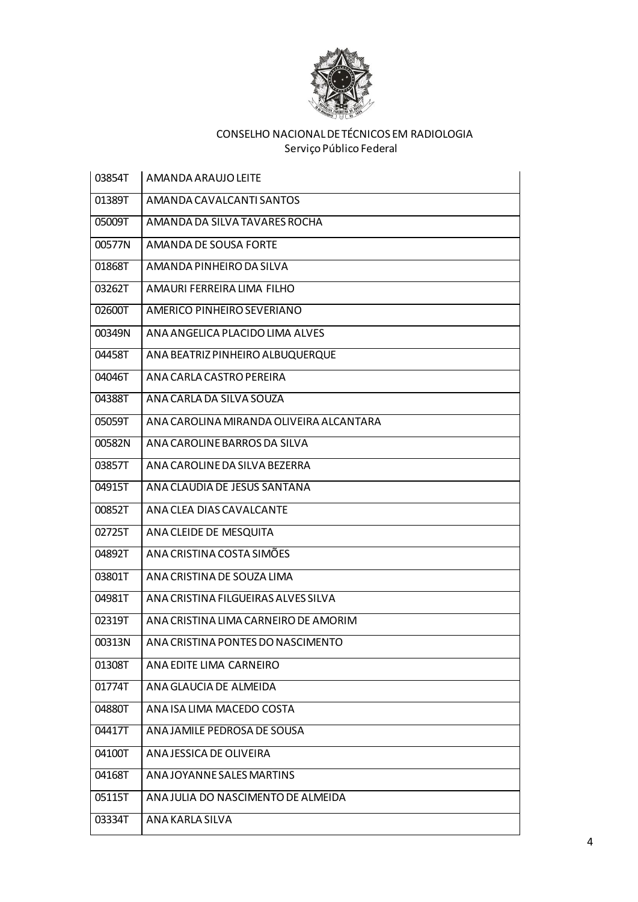CONSELHO NACIONAL DE TÉCNICOS EM RADIOLOGIA
Serviço Público Federal

| | |
|---|---|
| 03854T | AMANDA ARAUJO LEITE |
| 01389T | AMANDA CAVALCANTI SANTOS |
| 05009T | AMANDA DA SILVA TAVARES ROCHA |
| 00577N | AMANDA DE SOUSA FORTE |
| 01868T | AMANDA PINHEIRO DA SILVA |
| 03262T | AMAURI FERREIRA LIMA FILHO |
| 02600T | AMERICO PINHEIRO SEVERIANO |
| 00349N | ANA ANGELICA PLACIDO LIMA ALVES |
| 04458T | ANA BEATRIZ PINHEIRO ALBUQUERQUE |
| 04046T | ANA CARLA CASTRO PEREIRA |
| 04388T | ANA CARLA DA SILVA SOUZA |
| 05059T | ANA CAROLINA MIRANDA OLIVEIRA ALCANTARA |
| 00582N | ANA CAROLINE BARROS DA SILVA |
| 03857T | ANA CAROLINE DA SILVA BEZERRA |
| 04915T | ANA CLAUDIA DE JESUS SANTANA |
| 00852T | ANA CLEA DIAS CAVALCANTE |
| 02725T | ANA CLEIDE DE MESQUITA |
| 04892T | ANA CRISTINA COSTA SIMÕES |
| 03801T | ANA CRISTINA DE SOUZA LIMA |
| 04981T | ANA CRISTINA FILGUEIRAS ALVES SILVA |
| 02319T | ANA CRISTINA LIMA CARNEIRO DE AMORIM |
| 00313N | ANA CRISTINA PONTES DO NASCIMENTO |
| 01308T | ANA EDITE LIMA CARNEIRO |
| 01774T | ANA GLAUCIA DE ALMEIDA |
| 04880T | ANA ISA LIMA MACEDO COSTA |
| 04417T | ANA JAMILE PEDROSA DE SOUSA |
| 04100T | ANA JESSICA DE OLIVEIRA |
| 04168T | ANA JOYANNE SALES MARTINS |
| 05115T | ANA JULIA DO NASCIMENTO DE ALMEIDA |
| 03334T | ANA KARLA SILVA |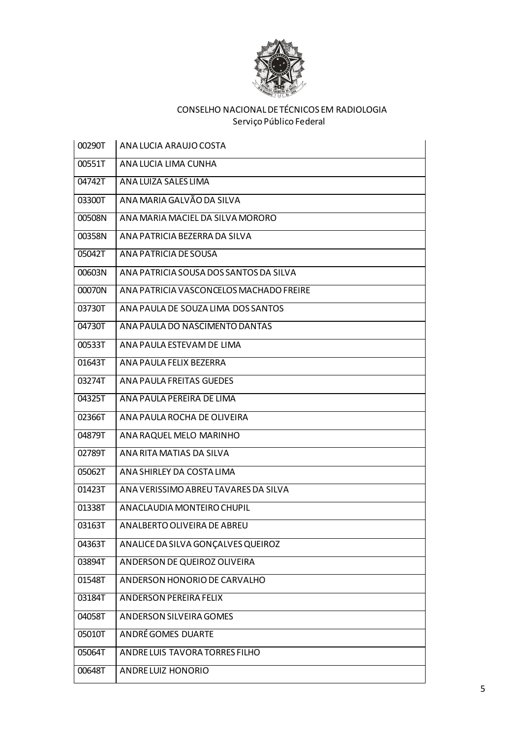CONSELHO NACIONAL DE TÉCNICOS EM RADIOLOGIA
Serviço Público Federal

| | |
|---|---|
| 00290T | ANA LUCIA ARAUJO COSTA |
| 00551T | ANA LUCIA LIMA CUNHA |
| 04742T | ANA LUIZA SALES LIMA |
| 03300T | ANA MARIA GALVÃO DA SILVA |
| 00508N | ANA MARIA MACIEL DA SILVA MORORO |
| 00358N | ANA PATRICIA BEZERRA DA SILVA |
| 05042T | ANA PATRICIA DE SOUSA |
| 00603N | ANA PATRICIA SOUSA DOS SANTOS DA SILVA |
| 00070N | ANA PATRICIA VASCONCELOS MACHADO FREIRE |
| 03730T | ANA PAULA DE SOUZA LIMA DOS SANTOS |
| 04730T | ANA PAULA DO NASCIMENTO DANTAS |
| 00533T | ANA PAULA ESTEVAM DE LIMA |
| 01643T | ANA PAULA FELIX BEZERRA |
| 03274T | ANA PAULA FREITAS GUEDES |
| 04325T | ANA PAULA PEREIRA DE LIMA |
| 02366T | ANA PAULA ROCHA DE OLIVEIRA |
| 04879T | ANA RAQUEL MELO MARINHO |
| 02789T | ANA RITA MATIAS DA SILVA |
| 05062T | ANA SHIRLEY DA COSTA LIMA |
| 01423T | ANA VERISSIMO ABREU TAVARES DA SILVA |
| 01338T | ANACLAUDIA MONTEIRO CHUPIL |
| 03163T | ANALBERTO OLIVEIRA DE ABREU |
| 04363T | ANALICE DA SILVA GONÇALVES QUEIROZ |
| 03894T | ANDERSON DE QUEIROZ OLIVEIRA |
| 01548T | ANDERSON HONORIO DE CARVALHO |
| 03184T | ANDERSON PEREIRA FELIX |
| 04058T | ANDERSON SILVEIRA GOMES |
| 05010T | ANDRÉ GOMES DUARTE |
| 05064T | ANDRE LUIS TAVORA TORRES FILHO |
| 00648T | ANDRE LUIZ HONORIO |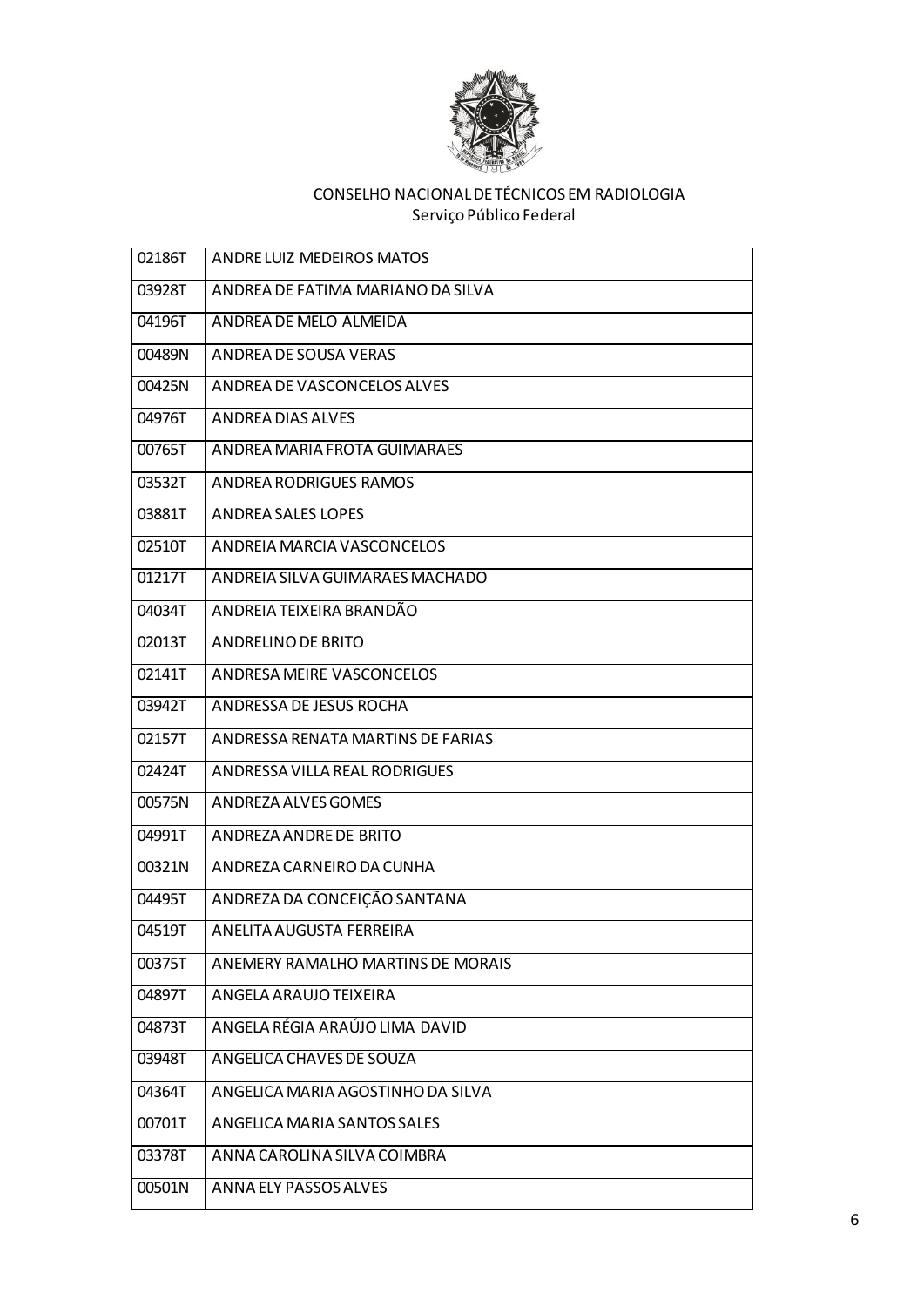CONSELHO NACIONAL DE TÉCNICOS EM RADIOLOGIA
Serviço Público Federal

| | |
|---|---|
| 02186T | ANDRE LUIZ MEDEIROS MATOS |
| 03928T | ANDREA DE FATIMA MARIANO DA SILVA |
| 04196T | ANDREA DE MELO ALMEIDA |
| 00489N | ANDREA DE SOUSA VERAS |
| 00425N | ANDREA DE VASCONCELOS ALVES |
| 04976T | ANDREA DIAS ALVES |
| 00765T | ANDREA MARIA FROTA GUIMARAES |
| 03532T | ANDREA RODRIGUES RAMOS |
| 03881T | ANDREA SALES LOPES |
| 02510T | ANDREIA MARCIA VASCONCELOS |
| 01217T | ANDREIA SILVA GUIMARAES MACHADO |
| 04034T | ANDREIA TEIXEIRA BRANDÃO |
| 02013T | ANDRELINO DE BRITO |
| 02141T | ANDRESA MEIRE VASCONCELOS |
| 03942T | ANDRESSA DE JESUS ROCHA |
| 02157T | ANDRESSA RENATA MARTINS DE FARIAS |
| 02424T | ANDRESSA VILLA REAL RODRIGUES |
| 00575N | ANDREZA ALVES GOMES |
| 04991T | ANDREZA ANDRE DE BRITO |
| 00321N | ANDREZA CARNEIRO DA CUNHA |
| 04495T | ANDREZA DA CONCEIÇÃO SANTANA |
| 04519T | ANELITA AUGUSTA FERREIRA |
| 00375T | ANEMERY RAMALHO MARTINS DE MORAIS |
| 04897T | ANGELA ARAUJO TEIXEIRA |
| 04873T | ANGELA RÉGIA ARAÚJO LIMA DAVID |
| 03948T | ANGELICA CHAVES DE SOUZA |
| 04364T | ANGELICA MARIA AGOSTINHO DA SILVA |
| 00701T | ANGELICA MARIA SANTOS SALES |
| 03378T | ANNA CAROLINA SILVA COIMBRA |
| 00501N | ANNA ELY PASSOS ALVES |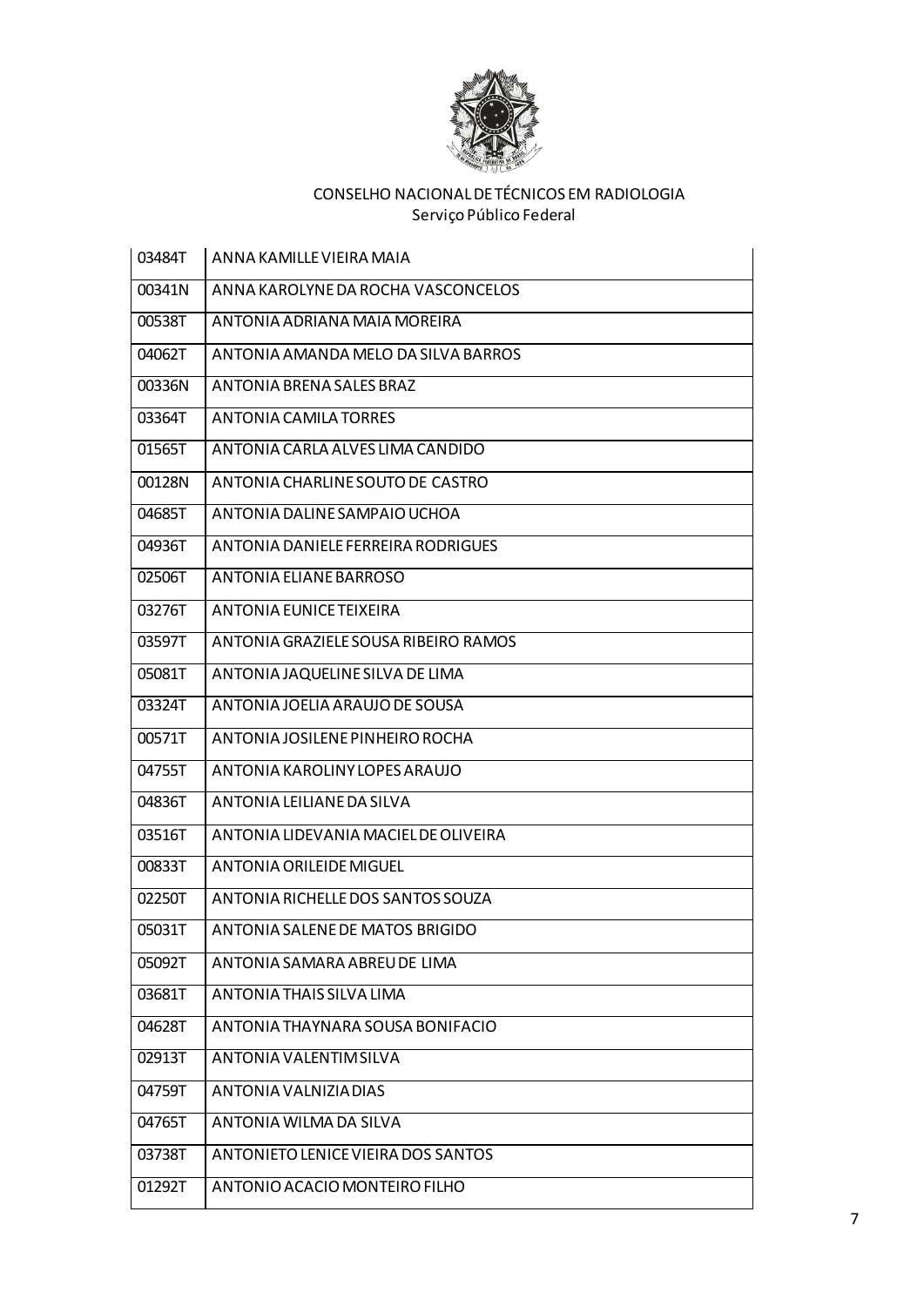CONSELHO NACIONAL DE TÉCNICOS EM RADIOLOGIA
Serviço Público Federal

| | |
|---|---|
| 03484T | ANNA KAMILLE VIEIRA MAIA |
| 00341N | ANNA KAROLYNE DA ROCHA VASCONCELOS |
| 00538T | ANTONIA ADRIANA MAIA MOREIRA |
| 04062T | ANTONIA AMANDA MELO DA SILVA BARROS |
| 00336N | ANTONIA BRENA SALES BRAZ |
| 03364T | ANTONIA CAMILA TORRES |
| 01565T | ANTONIA CARLA ALVES LIMA CANDIDO |
| 00128N | ANTONIA CHARLINE SOUTO DE CASTRO |
| 04685T | ANTONIA DALINE SAMPAIO UCHOA |
| 04936T | ANTONIA DANIELE FERREIRA RODRIGUES |
| 02506T | ANTONIA ELIANE BARROSO |
| 03276T | ANTONIA EUNICE TEIXEIRA |
| 03597T | ANTONIA GRAZIELE SOUSA RIBEIRO RAMOS |
| 05081T | ANTONIA JAQUELINE SILVA DE LIMA |
| 03324T | ANTONIA JOELIA ARAUJO DE SOUSA |
| 00571T | ANTONIA JOSILENE PINHEIRO ROCHA |
| 04755T | ANTONIA KAROLINY LOPES ARAUJO |
| 04836T | ANTONIA LEILIANE DA SILVA |
| 03516T | ANTONIA LIDEVANIA MACIEL DE OLIVEIRA |
| 00833T | ANTONIA ORILEIDE MIGUEL |
| 02250T | ANTONIA RICHELLE DOS SANTOS SOUZA |
| 05031T | ANTONIA SALENE DE MATOS BRIGIDO |
| 05092T | ANTONIA SAMARA ABREU DE LIMA |
| 03681T | ANTONIA THAIS SILVA LIMA |
| 04628T | ANTONIA THAYNARA SOUSA BONIFACIO |
| 02913T | ANTONIA VALENTIM SILVA |
| 04759T | ANTONIA VALNIZIA DIAS |
| 04765T | ANTONIA WILMA DA SILVA |
| 03738T | ANTONIETO LENICE VIEIRA DOS SANTOS |
| 01292T | ANTONIO ACACIO MONTEIRO FILHO |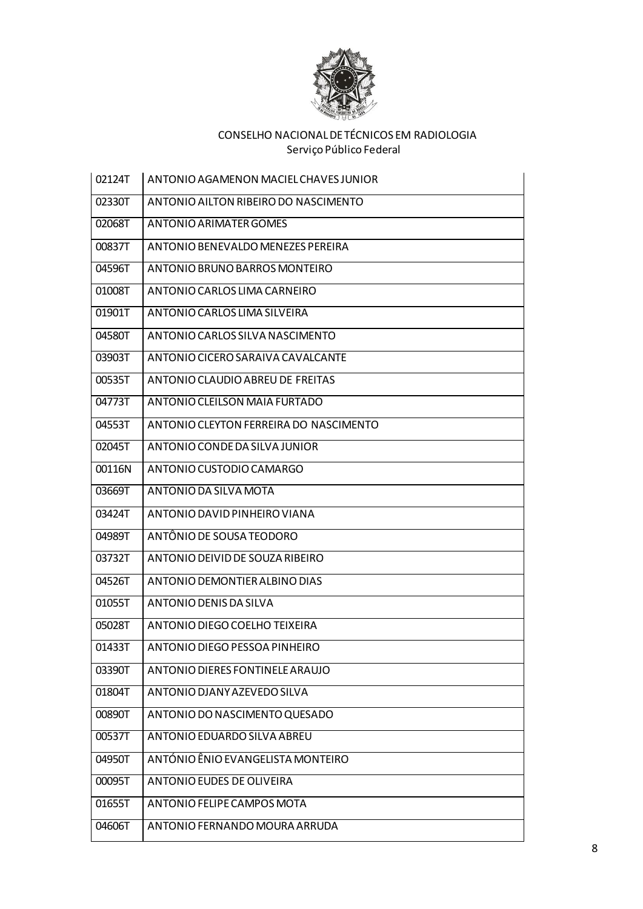CONSELHO NACIONAL DE TÉCNICOS EM RADIOLOGIA
Serviço Público Federal

| | |
|---|---|
| 02124T | ANTONIO AGAMENON MACIEL CHAVES JUNIOR |
| 02330T | ANTONIO AILTON RIBEIRO DO NASCIMENTO |
| 02068T | ANTONIO ARIMATER GOMES |
| 00837T | ANTONIO BENEVALDO MENEZES PEREIRA |
| 04596T | ANTONIO BRUNO BARROS MONTEIRO |
| 01008T | ANTONIO CARLOS LIMA CARNEIRO |
| 01901T | ANTONIO CARLOS LIMA SILVEIRA |
| 04580T | ANTONIO CARLOS SILVA NASCIMENTO |
| 03903T | ANTONIO CICERO SARAIVA CAVALCANTE |
| 00535T | ANTONIO CLAUDIO ABREU DE FREITAS |
| 04773T | ANTONIO CLEILSON MAIA FURTADO |
| 04553T | ANTONIO CLEYTON FERREIRA DO NASCIMENTO |
| 02045T | ANTONIO CONDE DA SILVA JUNIOR |
| 00116N | ANTONIO CUSTODIO CAMARGO |
| 03669T | ANTONIO DA SILVA MOTA |
| 03424T | ANTONIO DAVID PINHEIRO VIANA |
| 04989T | ANTÔNIO DE SOUSA TEODORO |
| 03732T | ANTONIO DEIVID DE SOUZA RIBEIRO |
| 04526T | ANTONIO DEMONTIER ALBINO DIAS |
| 01055T | ANTONIO DENIS DA SILVA |
| 05028T | ANTONIO DIEGO COELHO TEIXEIRA |
| 01433T | ANTONIO DIEGO PESSOA PINHEIRO |
| 03390T | ANTONIO DIERES FONTINELE ARAUJO |
| 01804T | ANTONIO DJANY AZEVEDO SILVA |
| 00890T | ANTONIO DO NASCIMENTO QUESADO |
| 00537T | ANTONIO EDUARDO SILVA ABREU |
| 04950T | ANTÓNIO ÊNIO EVANGELISTA MONTEIRO |
| 00095T | ANTONIO EUDES DE OLIVEIRA |
| 01655T | ANTONIO FELIPE CAMPOS MOTA |
| 04606T | ANTONIO FERNANDO MOURA ARRUDA |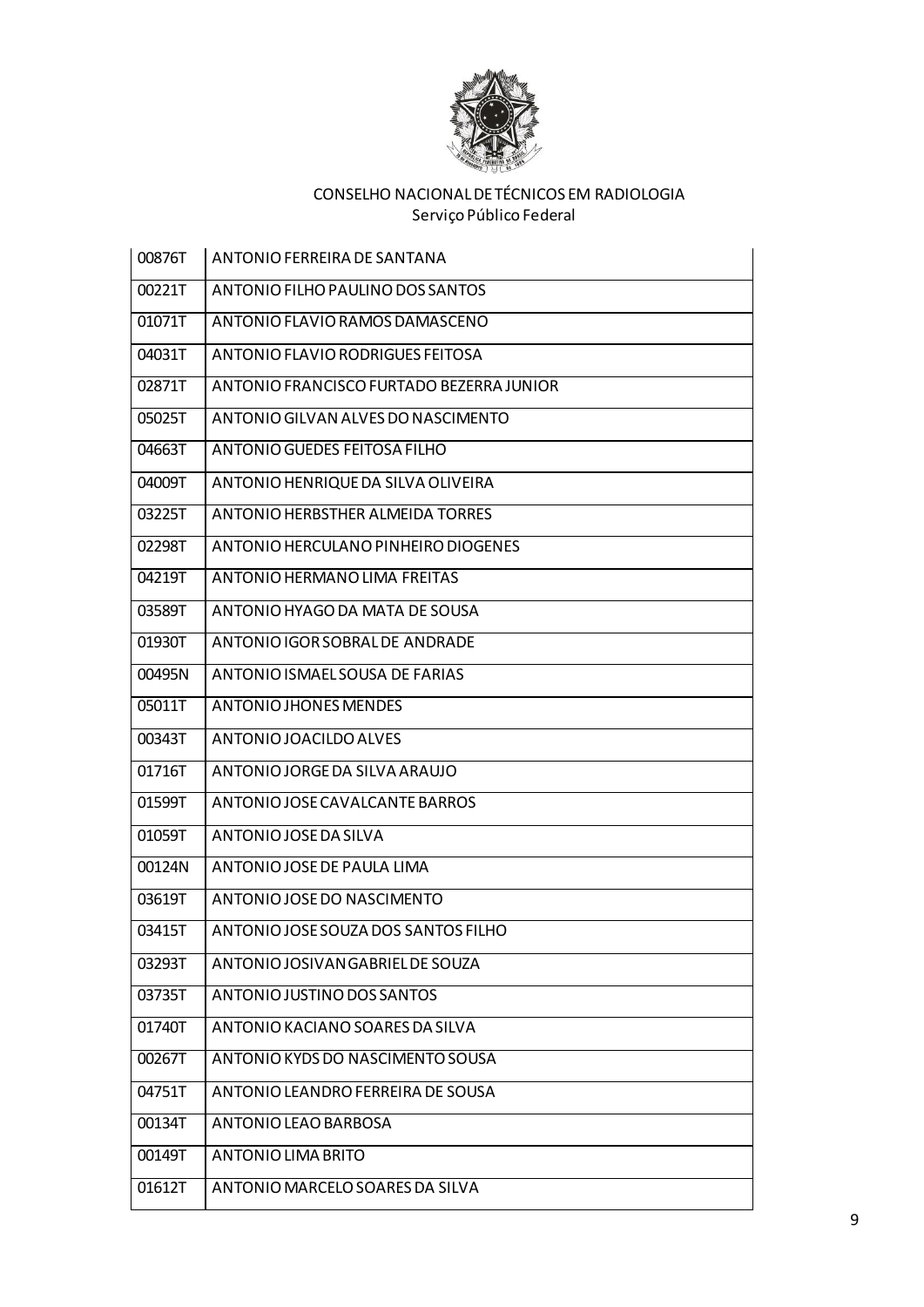CONSELHO NACIONAL DE TÉCNICOS EM RADIOLOGIA
Serviço Público Federal

| | |
|---|---|
| 00876T | ANTONIO FERREIRA DE SANTANA |
| 00221T | ANTONIO FILHO PAULINO DOS SANTOS |
| 01071T | ANTONIO FLAVIO RAMOS DAMASCENO |
| 04031T | ANTONIO FLAVIO RODRIGUES FEITOSA |
| 02871T | ANTONIO FRANCISCO FURTADO BEZERRA JUNIOR |
| 05025T | ANTONIO GILVAN ALVES DO NASCIMENTO |
| 04663T | ANTONIO GUEDES FEITOSA FILHO |
| 04009T | ANTONIO HENRIQUE DA SILVA OLIVEIRA |
| 03225T | ANTONIO HERBSTHER ALMEIDA TORRES |
| 02298T | ANTONIO HERCULANO PINHEIRO DIOGENES |
| 04219T | ANTONIO HERMANO LIMA FREITAS |
| 03589T | ANTONIO HYAGO DA MATA DE SOUSA |
| 01930T | ANTONIO IGOR SOBRAL DE ANDRADE |
| 00495N | ANTONIO ISMAEL SOUSA DE FARIAS |
| 05011T | ANTONIO JHONES MENDES |
| 00343T | ANTONIO JOACILDO ALVES |
| 01716T | ANTONIO JORGE DA SILVA ARAUJO |
| 01599T | ANTONIO JOSE CAVALCANTE BARROS |
| 01059T | ANTONIO JOSE DA SILVA |
| 00124N | ANTONIO JOSE DE PAULA LIMA |
| 03619T | ANTONIO JOSE DO NASCIMENTO |
| 03415T | ANTONIO JOSE SOUZA DOS SANTOS FILHO |
| 03293T | ANTONIO JOSIVAN GABRIEL DE SOUZA |
| 03735T | ANTONIO JUSTINO DOS SANTOS |
| 01740T | ANTONIO KACIANO SOARES DA SILVA |
| 00267T | ANTONIO KYDS DO NASCIMENTO SOUSA |
| 04751T | ANTONIO LEANDRO FERREIRA DE SOUSA |
| 00134T | ANTONIO LEAO BARBOSA |
| 00149T | ANTONIO LIMA BRITO |
| 01612T | ANTONIO MARCELO SOARES DA SILVA |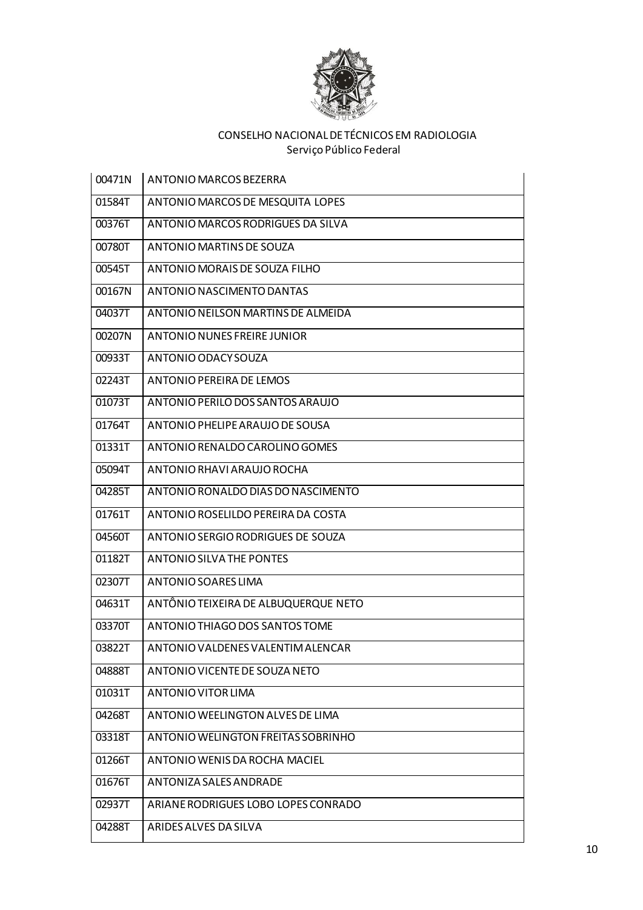CONSELHO NACIONAL DE TÉCNICOS EM RADIOLOGIA
Serviço Público Federal

| | |
|---|---|
| 00471N | ANTONIO MARCOS BEZERRA |
| 01584T | ANTONIO MARCOS DE MESQUITA LOPES |
| 00376T | ANTONIO MARCOS RODRIGUES DA SILVA |
| 00780T | ANTONIO MARTINS DE SOUZA |
| 00545T | ANTONIO MORAIS DE SOUZA FILHO |
| 00167N | ANTONIO NASCIMENTO DANTAS |
| 04037T | ANTONIO NEILSON MARTINS DE ALMEIDA |
| 00207N | ANTONIO NUNES FREIRE JUNIOR |
| 00933T | ANTONIO ODACY SOUZA |
| 02243T | ANTONIO PEREIRA DE LEMOS |
| 01073T | ANTONIO PERILO DOS SANTOS ARAUJO |
| 01764T | ANTONIO PHELIPE ARAUJO DE SOUSA |
| 01331T | ANTONIO RENALDO CAROLINO GOMES |
| 05094T | ANTONIO RHAVI ARAUJO ROCHA |
| 04285T | ANTONIO RONALDO DIAS DO NASCIMENTO |
| 01761T | ANTONIO ROSELILDO PEREIRA DA COSTA |
| 04560T | ANTONIO SERGIO RODRIGUES DE SOUZA |
| 01182T | ANTONIO SILVA THE PONTES |
| 02307T | ANTONIO SOARES LIMA |
| 04631T | ANTÔNIO TEIXEIRA DE ALBUQUERQUE NETO |
| 03370T | ANTONIO THIAGO DOS SANTOS TOME |
| 03822T | ANTONIO VALDENES VALENTIM ALENCAR |
| 04888T | ANTONIO VICENTE DE SOUZA NETO |
| 01031T | ANTONIO VITOR LIMA |
| 04268T | ANTONIO WEELINGTON ALVES DE LIMA |
| 03318T | ANTONIO WELINGTON FREITAS SOBRINHO |
| 01266T | ANTONIO WENIS DA ROCHA MACIEL |
| 01676T | ANTONIZA SALES ANDRADE |
| 02937T | ARIANE RODRIGUES LOBO LOPES CONRADO |
| 04288T | ARIDES ALVES DA SILVA |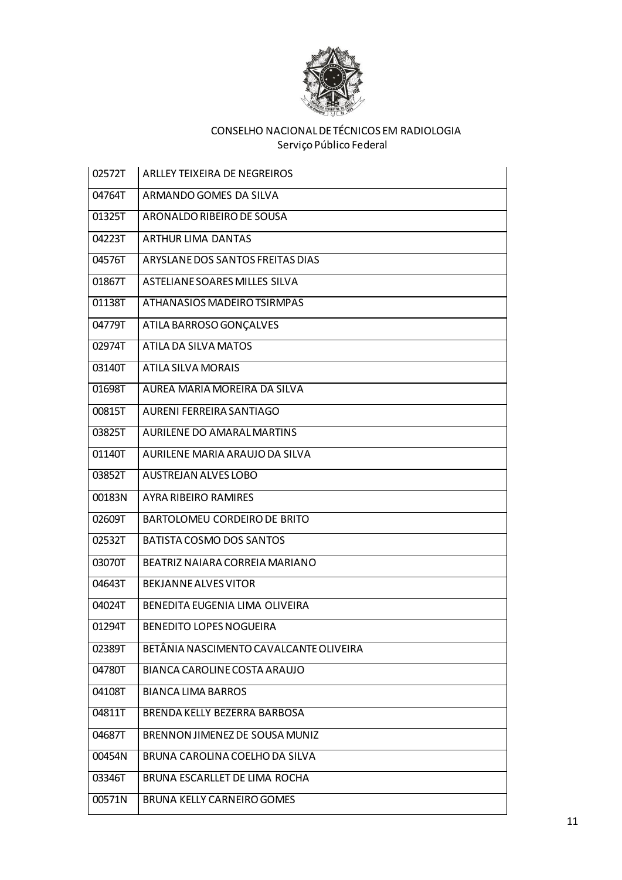CONSELHO NACIONAL DE TÉCNICOS EM RADIOLOGIA
Serviço Público Federal

| | |
|---|---|
| 02572T | ARLLEY TEIXEIRA DE NEGREIROS |
| 04764T | ARMANDO GOMES DA SILVA |
| 01325T | ARONALDO RIBEIRO DE SOUSA |
| 04223T | ARTHUR LIMA DANTAS |
| 04576T | ARYSLANE DOS SANTOS FREITAS DIAS |
| 01867T | ASTELIANE SOARES MILLES SILVA |
| 01138T | ATHANASIOS MADEIRO TSIRMPAS |
| 04779T | ATILA BARROSO GONÇALVES |
| 02974T | ATILA DA SILVA MATOS |
| 03140T | ATILA SILVA MORAIS |
| 01698T | AUREA MARIA MOREIRA DA SILVA |
| 00815T | AURENI FERREIRA SANTIAGO |
| 03825T | AURILENE DO AMARAL MARTINS |
| 01140T | AURILENE MARIA ARAUJO DA SILVA |
| 03852T | AUSTREJAN ALVES LOBO |
| 00183N | AYRA RIBEIRO RAMIRES |
| 02609T | BARTOLOMEU CORDEIRO DE BRITO |
| 02532T | BATISTA COSMO DOS SANTOS |
| 03070T | BEATRIZ NAIARA CORREIA MARIANO |
| 04643T | BEKJANNE ALVES VITOR |
| 04024T | BENEDITA EUGENIA LIMA OLIVEIRA |
| 01294T | BENEDITO LOPES NOGUEIRA |
| 02389T | BETÂNIA NASCIMENTO CAVALCANTE OLIVEIRA |
| 04780T | BIANCA CAROLINE COSTA ARAUJO |
| 04108T | BIANCA LIMA BARROS |
| 04811T | BRENDA KELLY BEZERRA BARBOSA |
| 04687T | BRENNON JIMENEZ DE SOUSA MUNIZ |
| 00454N | BRUNA CAROLINA COELHO DA SILVA |
| 03346T | BRUNA ESCARLLET DE LIMA ROCHA |
| 00571N | BRUNA KELLY CARNEIRO GOMES |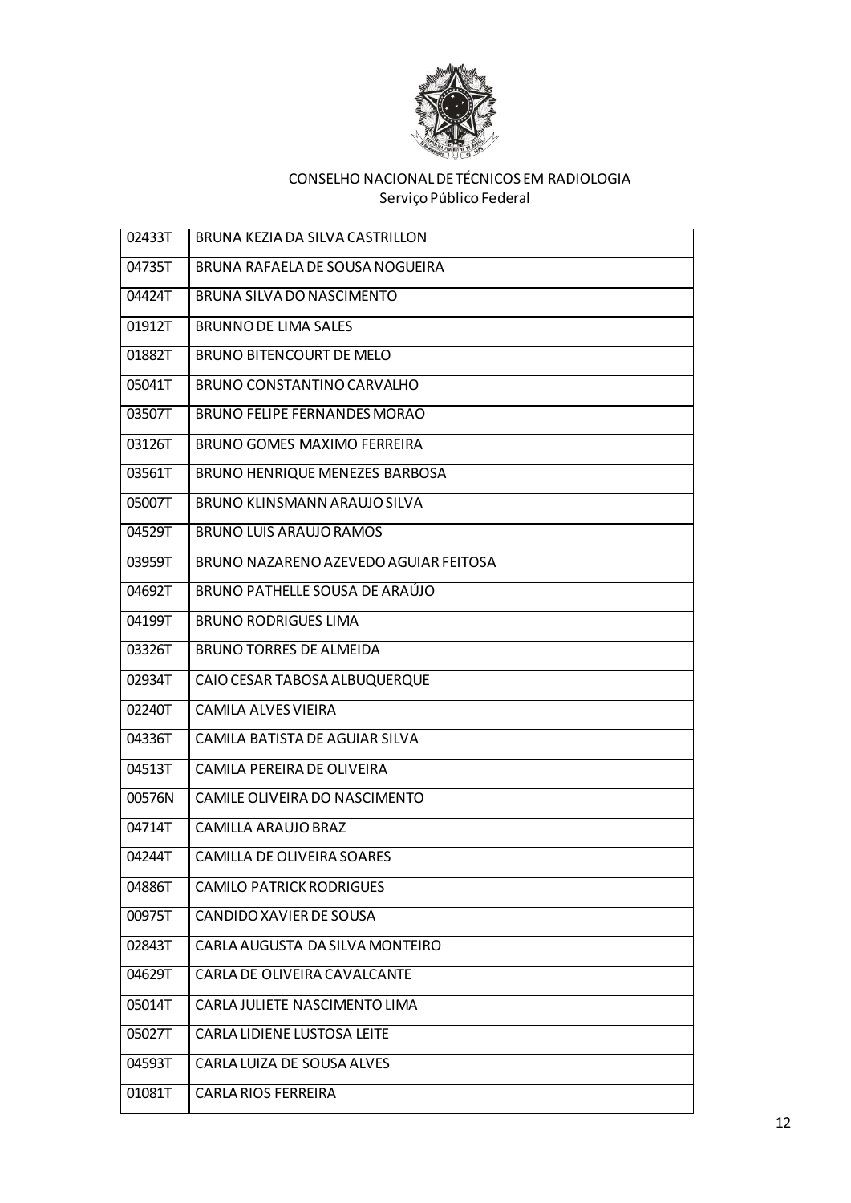CONSELHO NACIONAL DE TÉCNICOS EM RADIOLOGIA
Serviço Público Federal

| | |
|---|---|
| 02433T | BRUNA KEZIA DA SILVA CASTRILLON |
| 04735T | BRUNA RAFAELA DE SOUSA NOGUEIRA |
| 04424T | BRUNA SILVA DO NASCIMENTO |
| 01912T | BRUNNO DE LIMA SALES |
| 01882T | BRUNO BITENCOURT DE MELO |
| 05041T | BRUNO CONSTANTINO CARVALHO |
| 03507T | BRUNO FELIPE FERNANDES MORAO |
| 03126T | BRUNO GOMES MAXIMO FERREIRA |
| 03561T | BRUNO HENRIQUE MENEZES BARBOSA |
| 05007T | BRUNO KLINSMANN ARAUJO SILVA |
| 04529T | BRUNO LUIS ARAUJO RAMOS |
| 03959T | BRUNO NAZARENO AZEVEDO AGUIAR FEITOSA |
| 04692T | BRUNO PATHELLE SOUSA DE ARAÚJO |
| 04199T | BRUNO RODRIGUES LIMA |
| 03326T | BRUNO TORRES DE ALMEIDA |
| 02934T | CAIO CESAR TABOSA ALBUQUERQUE |
| 02240T | CAMILA ALVES VIEIRA |
| 04336T | CAMILA BATISTA DE AGUIAR SILVA |
| 04513T | CAMILA PEREIRA DE OLIVEIRA |
| 00576N | CAMILE OLIVEIRA DO NASCIMENTO |
| 04714T | CAMILLA ARAUJO BRAZ |
| 04244T | CAMILLA DE OLIVEIRA SOARES |
| 04886T | CAMILO PATRICK RODRIGUES |
| 00975T | CANDIDO XAVIER DE SOUSA |
| 02843T | CARLA AUGUSTA DA SILVA MONTEIRO |
| 04629T | CARLA DE OLIVEIRA CAVALCANTE |
| 05014T | CARLA JULIETE NASCIMENTO LIMA |
| 05027T | CARLA LIDIENE LUSTOSA LEITE |
| 04593T | CARLA LUIZA DE SOUSA ALVES |
| 01081T | CARLA RIOS FERREIRA |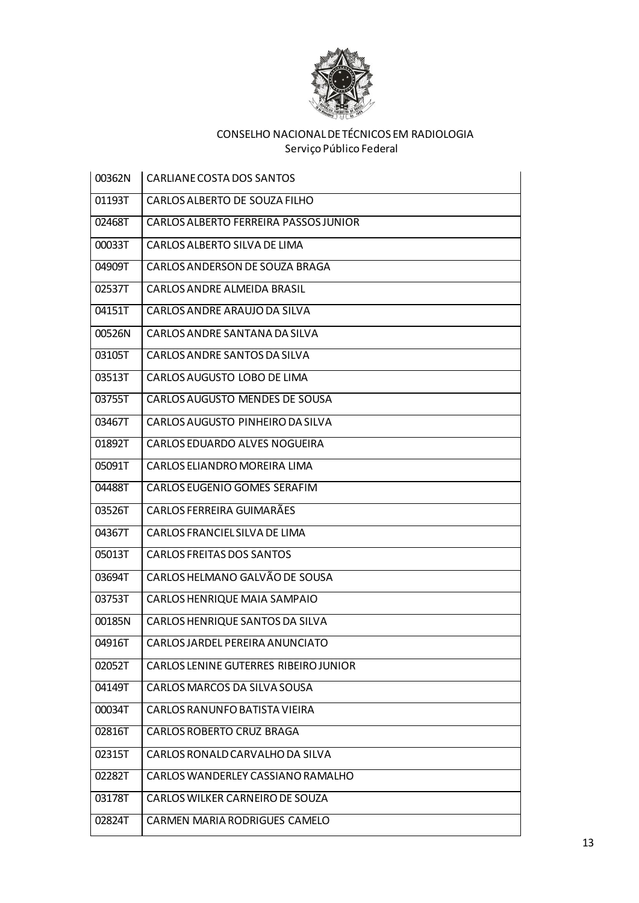CONSELHO NACIONAL DE TÉCNICOS EM RADIOLOGIA
Serviço Público Federal

| | |
|---|---|
| 00362N | CARLIANE COSTA DOS SANTOS |
| 01193T | CARLOS ALBERTO DE SOUZA FILHO |
| 02468T | CARLOS ALBERTO FERREIRA PASSOS JUNIOR |
| 00033T | CARLOS ALBERTO SILVA DE LIMA |
| 04909T | CARLOS ANDERSON DE SOUZA BRAGA |
| 02537T | CARLOS ANDRE ALMEIDA BRASIL |
| 04151T | CARLOS ANDRE ARAUJO DA SILVA |
| 00526N | CARLOS ANDRE SANTANA DA SILVA |
| 03105T | CARLOS ANDRE SANTOS DA SILVA |
| 03513T | CARLOS AUGUSTO LOBO DE LIMA |
| 03755T | CARLOS AUGUSTO MENDES DE SOUSA |
| 03467T | CARLOS AUGUSTO PINHEIRO DA SILVA |
| 01892T | CARLOS EDUARDO ALVES NOGUEIRA |
| 05091T | CARLOS ELIANDRO MOREIRA LIMA |
| 04488T | CARLOS EUGENIO GOMES SERAFIM |
| 03526T | CARLOS FERREIRA GUIMARÃES |
| 04367T | CARLOS FRANCIEL SILVA DE LIMA |
| 05013T | CARLOS FREITAS DOS SANTOS |
| 03694T | CARLOS HELMANO GALVÃO DE SOUSA |
| 03753T | CARLOS HENRIQUE MAIA SAMPAIO |
| 00185N | CARLOS HENRIQUE SANTOS DA SILVA |
| 04916T | CARLOS JARDEL PEREIRA ANUNCIATO |
| 02052T | CARLOS LENINE GUTERRES RIBEIRO JUNIOR |
| 04149T | CARLOS MARCOS DA SILVA SOUSA |
| 00034T | CARLOS RANUNFO BATISTA VIEIRA |
| 02816T | CARLOS ROBERTO CRUZ BRAGA |
| 02315T | CARLOS RONALD CARVALHO DA SILVA |
| 02282T | CARLOS WANDERLEY CASSIANO RAMALHO |
| 03178T | CARLOS WILKER CARNEIRO DE SOUZA |
| 02824T | CARMEN MARIA RODRIGUES CAMELO |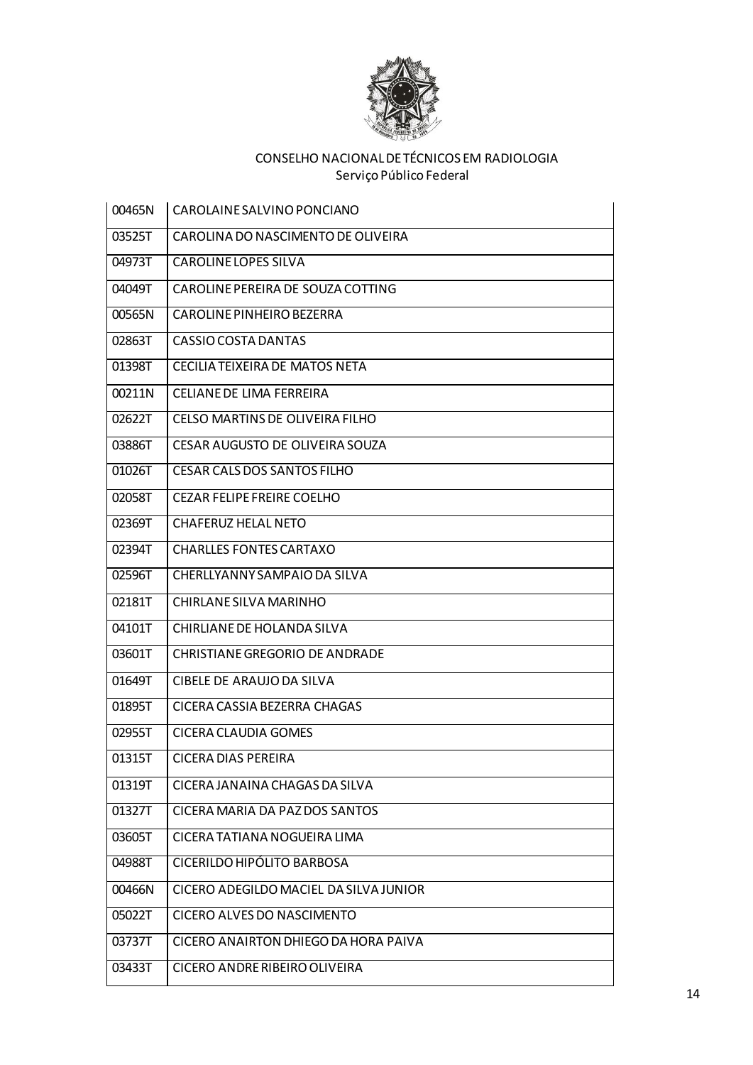CONSELHO NACIONAL DE TÉCNICOS EM RADIOLOGIA
Serviço Público Federal

| | |
|---|---|
| 00465N | CAROLAINE SALVINO PONCIANO |
| 03525T | CAROLINA DO NASCIMENTO DE OLIVEIRA |
| 04973T | CAROLINE LOPES SILVA |
| 04049T | CAROLINE PEREIRA DE SOUZA COTTING |
| 00565N | CAROLINE PINHEIRO BEZERRA |
| 02863T | CASSIO COSTA DANTAS |
| 01398T | CECILIA TEIXEIRA DE MATOS NETA |
| 00211N | CELIANE DE LIMA FERREIRA |
| 02622T | CELSO MARTINS DE OLIVEIRA FILHO |
| 03886T | CESAR AUGUSTO DE OLIVEIRA SOUZA |
| 01026T | CESAR CALS DOS SANTOS FILHO |
| 02058T | CEZAR FELIPE FREIRE COELHO |
| 02369T | CHAFERUZ HELAL NETO |
| 02394T | CHARLLES FONTES CARTAXO |
| 02596T | CHERLLYANNY SAMPAIO DA SILVA |
| 02181T | CHIRLANE SILVA MARINHO |
| 04101T | CHIRLIANE DE HOLANDA SILVA |
| 03601T | CHRISTIANE GREGORIO DE ANDRADE |
| 01649T | CIBELE DE ARAUJO DA SILVA |
| 01895T | CICERA CASSIA BEZERRA CHAGAS |
| 02955T | CICERA CLAUDIA GOMES |
| 01315T | CICERA DIAS PEREIRA |
| 01319T | CICERA JANAINA CHAGAS DA SILVA |
| 01327T | CICERA MARIA DA PAZ DOS SANTOS |
| 03605T | CICERA TATIANA NOGUEIRA LIMA |
| 04988T | CICERILDO HIPÓLITO BARBOSA |
| 00466N | CICERO ADEGILDO MACIEL DA SILVA JUNIOR |
| 05022T | CICERO ALVES DO NASCIMENTO |
| 03737T | CICERO ANAIRTON DHIEGO DA HORA PAIVA |
| 03433T | CICERO ANDRE RIBEIRO OLIVEIRA |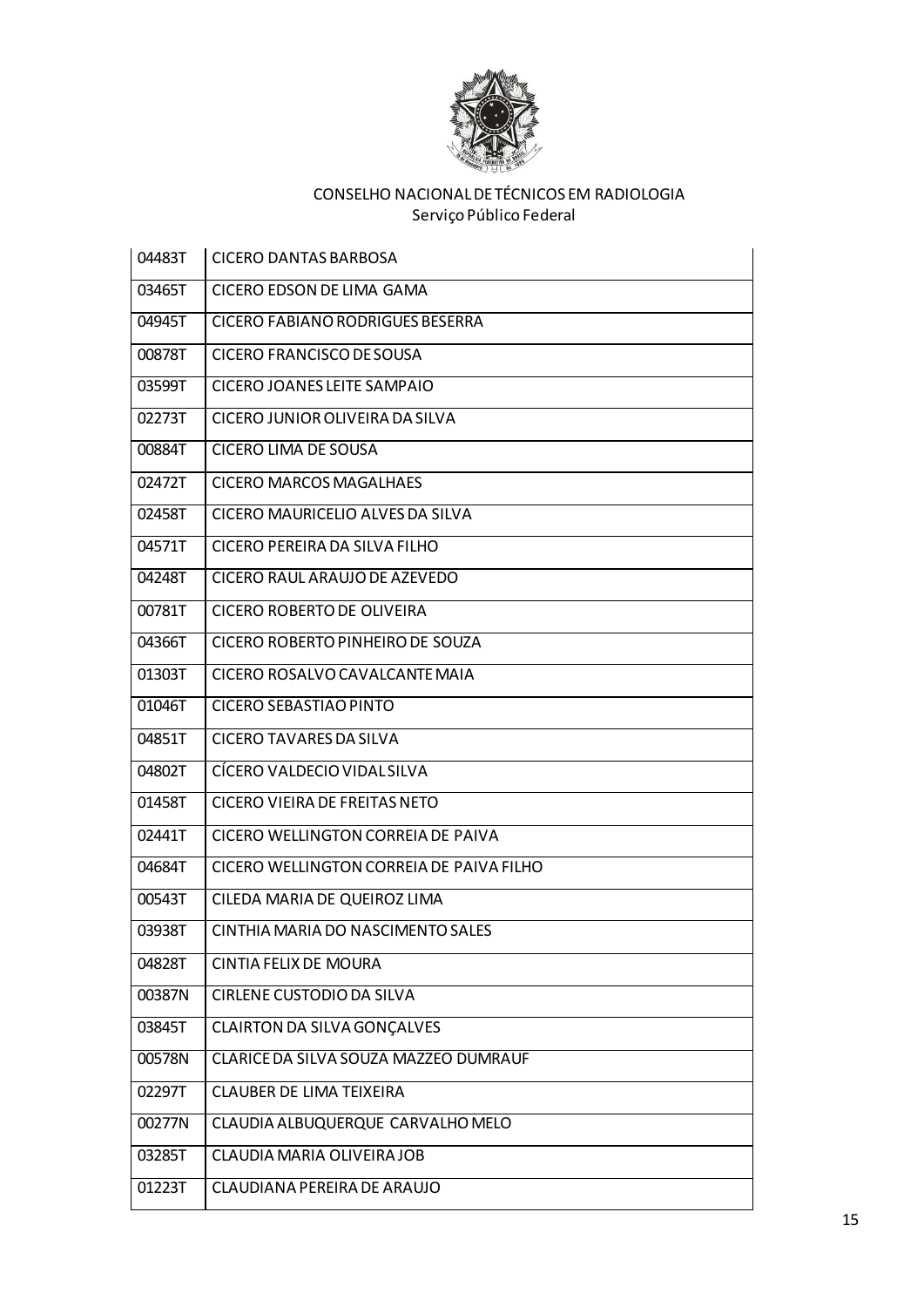CONSELHO NACIONAL DE TÉCNICOS EM RADIOLOGIA
Serviço Público Federal

| | |
|---|---|
| 04483T | CICERO DANTAS BARBOSA |
| 03465T | CICERO EDSON DE LIMA GAMA |
| 04945T | CICERO FABIANO RODRIGUES BESERRA |
| 00878T | CICERO FRANCISCO DE SOUSA |
| 03599T | CICERO JOANES LEITE SAMPAIO |
| 02273T | CICERO JUNIOR OLIVEIRA DA SILVA |
| 00884T | CICERO LIMA DE SOUSA |
| 02472T | CICERO MARCOS MAGALHAES |
| 02458T | CICERO MAURICELIO ALVES DA SILVA |
| 04571T | CICERO PEREIRA DA SILVA FILHO |
| 04248T | CICERO RAUL ARAUJO DE AZEVEDO |
| 00781T | CICERO ROBERTO DE OLIVEIRA |
| 04366T | CICERO ROBERTO PINHEIRO DE SOUZA |
| 01303T | CICERO ROSALVO CAVALCANTE MAIA |
| 01046T | CICERO SEBASTIAO PINTO |
| 04851T | CICERO TAVARES DA SILVA |
| 04802T | CÍCERO VALDECIO VIDAL SILVA |
| 01458T | CICERO VIEIRA DE FREITAS NETO |
| 02441T | CICERO WELLINGTON CORREIA DE PAIVA |
| 04684T | CICERO WELLINGTON CORREIA DE PAIVA FILHO |
| 00543T | CILEDA MARIA DE QUEIROZ LIMA |
| 03938T | CINTHIA MARIA DO NASCIMENTO SALES |
| 04828T | CINTIA FELIX DE MOURA |
| 00387N | CIRLENE CUSTODIO DA SILVA |
| 03845T | CLAIRTON DA SILVA GONÇALVES |
| 00578N | CLARICE DA SILVA SOUZA MAZZEO DUMRAUF |
| 02297T | CLAUBER DE LIMA TEIXEIRA |
| 00277N | CLAUDIA ALBUQUERQUE CARVALHO MELO |
| 03285T | CLAUDIA MARIA OLIVEIRA JOB |
| 01223T | CLAUDIANA PEREIRA DE ARAUJO |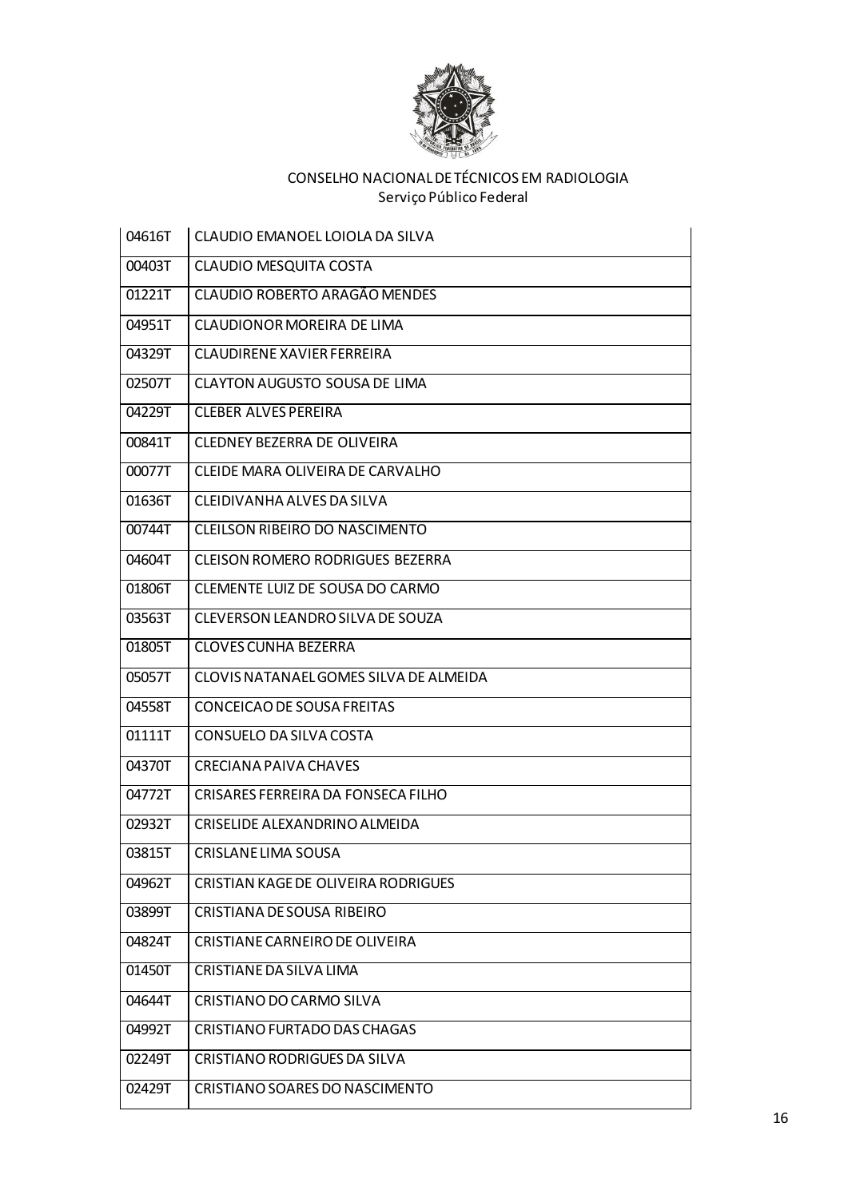CONSELHO NACIONAL DE TÉCNICOS EM RADIOLOGIA
Serviço Público Federal

| | |
|---|---|
| 04616T | CLAUDIO EMANOEL LOIOLA DA SILVA |
| 00403T | CLAUDIO MESQUITA COSTA |
| 01221T | CLAUDIO ROBERTO ARAGÃO MENDES |
| 04951T | CLAUDIONOR MOREIRA DE LIMA |
| 04329T | CLAUDIRENE XAVIER FERREIRA |
| 02507T | CLAYTON AUGUSTO SOUSA DE LIMA |
| 04229T | CLEBER ALVES PEREIRA |
| 00841T | CLEDNEY BEZERRA DE OLIVEIRA |
| 00077T | CLEIDE MARA OLIVEIRA DE CARVALHO |
| 01636T | CLEIDIVANHA ALVES DA SILVA |
| 00744T | CLEILSON RIBEIRO DO NASCIMENTO |
| 04604T | CLEISON ROMERO RODRIGUES BEZERRA |
| 01806T | CLEMENTE LUIZ DE SOUSA DO CARMO |
| 03563T | CLEVERSON LEANDRO SILVA DE SOUZA |
| 01805T | CLOVES CUNHA BEZERRA |
| 05057T | CLOVIS NATANAEL GOMES SILVA DE ALMEIDA |
| 04558T | CONCEICAO DE SOUSA FREITAS |
| 01111T | CONSUELO DA SILVA COSTA |
| 04370T | CRECIANA PAIVA CHAVES |
| 04772T | CRISARES FERREIRA DA FONSECA FILHO |
| 02932T | CRISELIDE ALEXANDRINO ALMEIDA |
| 03815T | CRISLANE LIMA SOUSA |
| 04962T | CRISTIAN KAGE DE OLIVEIRA RODRIGUES |
| 03899T | CRISTIANA DE SOUSA RIBEIRO |
| 04824T | CRISTIANE CARNEIRO DE OLIVEIRA |
| 01450T | CRISTIANE DA SILVA LIMA |
| 04644T | CRISTIANO DO CARMO SILVA |
| 04992T | CRISTIANO FURTADO DAS CHAGAS |
| 02249T | CRISTIANO RODRIGUES DA SILVA |
| 02429T | CRISTIANO SOARES DO NASCIMENTO |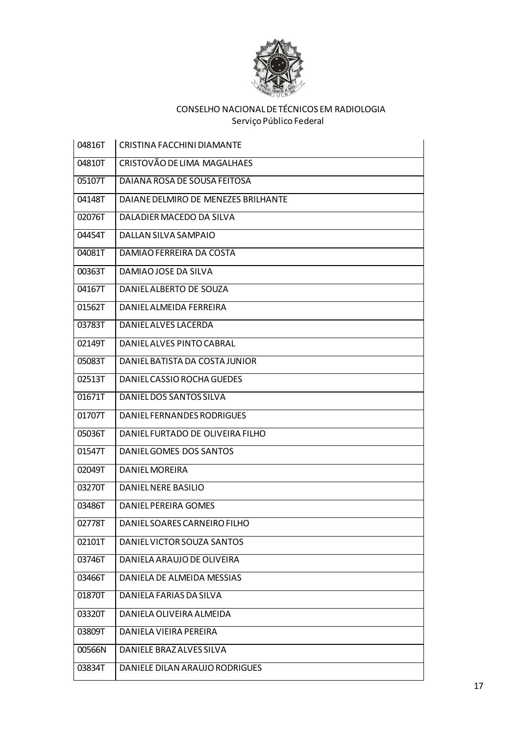CONSELHO NACIONAL DE TÉCNICOS EM RADIOLOGIA
Serviço Público Federal

| | |
|---|---|
| 04816T | CRISTINA FACCHINI DIAMANTE |
| 04810T | CRISTOVÃO DE LIMA MAGALHAES |
| 05107T | DAIANA ROSA DE SOUSA FEITOSA |
| 04148T | DAIANE DELMIRO DE MENEZES BRILHANTE |
| 02076T | DALADIER MACEDO DA SILVA |
| 04454T | DALLAN SILVA SAMPAIO |
| 04081T | DAMIAO FERREIRA DA COSTA |
| 00363T | DAMIAO JOSE DA SILVA |
| 04167T | DANIEL ALBERTO DE SOUZA |
| 01562T | DANIEL ALMEIDA FERREIRA |
| 03783T | DANIEL ALVES LACERDA |
| 02149T | DANIEL ALVES PINTO CABRAL |
| 05083T | DANIEL BATISTA DA COSTA JUNIOR |
| 02513T | DANIEL CASSIO ROCHA GUEDES |
| 01671T | DANIEL DOS SANTOS SILVA |
| 01707T | DANIEL FERNANDES RODRIGUES |
| 05036T | DANIEL FURTADO DE OLIVEIRA FILHO |
| 01547T | DANIEL GOMES DOS SANTOS |
| 02049T | DANIEL MOREIRA |
| 03270T | DANIEL NERE BASILIO |
| 03486T | DANIEL PEREIRA GOMES |
| 02778T | DANIEL SOARES CARNEIRO FILHO |
| 02101T | DANIEL VICTOR SOUZA SANTOS |
| 03746T | DANIELA ARAUJO DE OLIVEIRA |
| 03466T | DANIELA DE ALMEIDA MESSIAS |
| 01870T | DANIELA FARIAS DA SILVA |
| 03320T | DANIELA OLIVEIRA ALMEIDA |
| 03809T | DANIELA VIEIRA PEREIRA |
| 00566N | DANIELE BRAZ ALVES SILVA |
| 03834T | DANIELE DILAN ARAUJO RODRIGUES |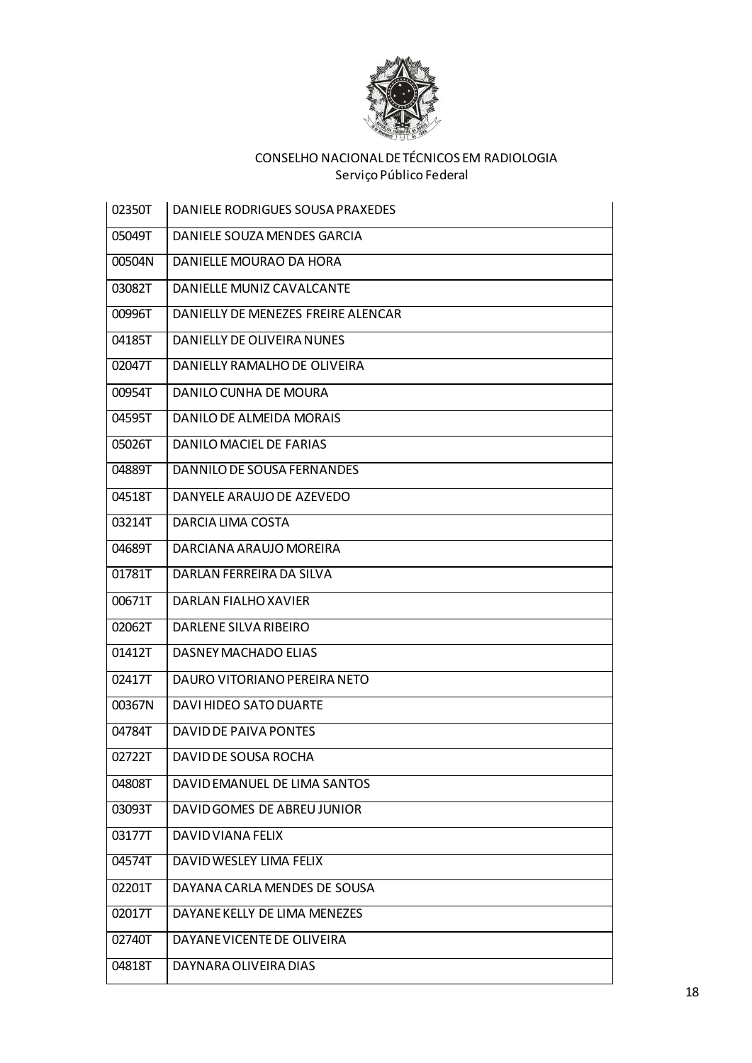CONSELHO NACIONAL DE TÉCNICOS EM RADIOLOGIA
Serviço Público Federal

| | |
|---|---|
| 02350T | DANIELE RODRIGUES SOUSA PRAXEDES |
| 05049T | DANIELE SOUZA MENDES GARCIA |
| 00504N | DANIELLE MOURAO DA HORA |
| 03082T | DANIELLE MUNIZ CAVALCANTE |
| 00996T | DANIELLY DE MENEZES FREIRE ALENCAR |
| 04185T | DANIELLY DE OLIVEIRA NUNES |
| 02047T | DANIELLY RAMALHO DE OLIVEIRA |
| 00954T | DANILO CUNHA DE MOURA |
| 04595T | DANILO DE ALMEIDA MORAIS |
| 05026T | DANILO MACIEL DE FARIAS |
| 04889T | DANNILO DE SOUSA FERNANDES |
| 04518T | DANYELE ARAUJO DE AZEVEDO |
| 03214T | DARCIA LIMA COSTA |
| 04689T | DARCIANA ARAUJO MOREIRA |
| 01781T | DARLAN FERREIRA DA SILVA |
| 00671T | DARLAN FIALHO XAVIER |
| 02062T | DARLENE SILVA RIBEIRO |
| 01412T | DASNEY MACHADO ELIAS |
| 02417T | DAURO VITORIANO PEREIRA NETO |
| 00367N | DAVI HIDEO SATO DUARTE |
| 04784T | DAVID DE PAIVA PONTES |
| 02722T | DAVID DE SOUSA ROCHA |
| 04808T | DAVID EMANUEL DE LIMA SANTOS |
| 03093T | DAVID GOMES DE ABREU JUNIOR |
| 03177T | DAVID VIANA FELIX |
| 04574T | DAVID WESLEY LIMA FELIX |
| 02201T | DAYANA CARLA MENDES DE SOUSA |
| 02017T | DAYANE KELLY DE LIMA MENEZES |
| 02740T | DAYANE VICENTE DE OLIVEIRA |
| 04818T | DAYNARA OLIVEIRA DIAS |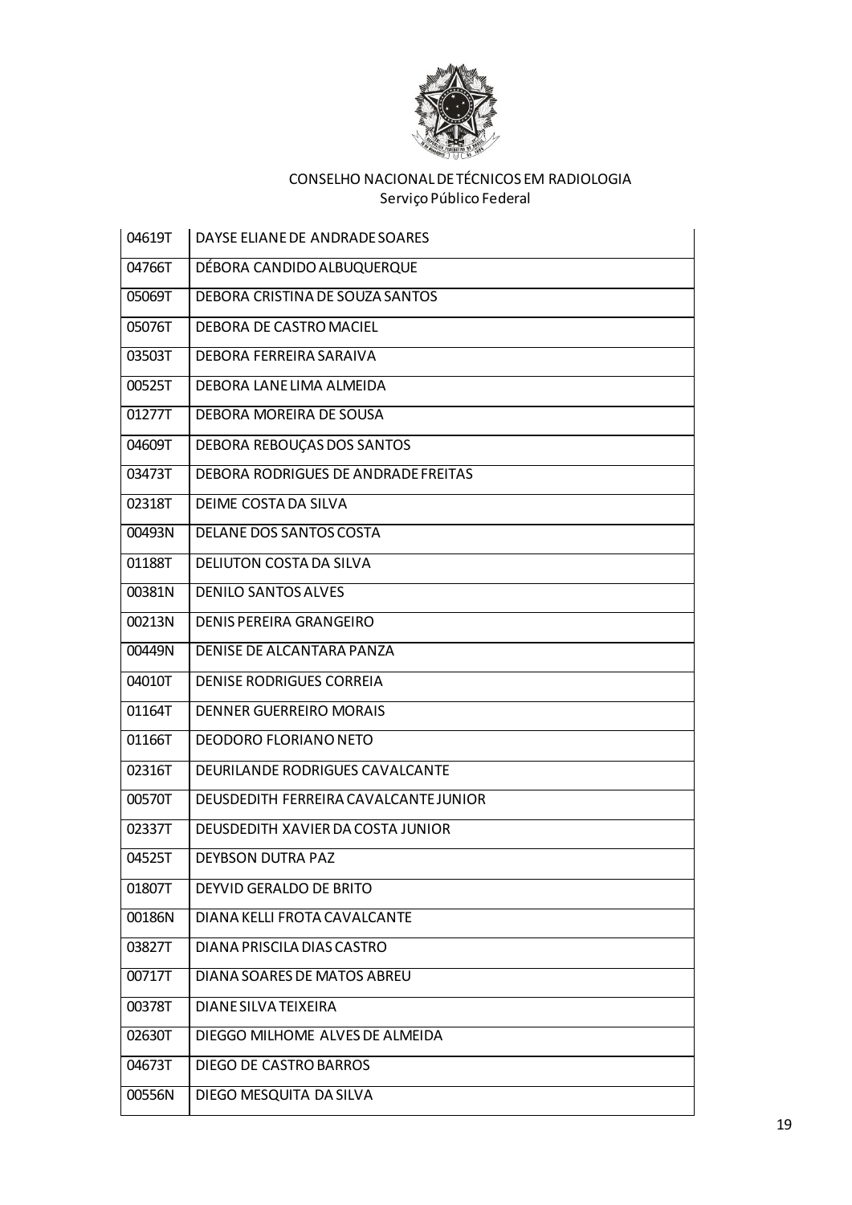CONSELHO NACIONAL DE TÉCNICOS EM RADIOLOGIA
Serviço Público Federal

| | |
|---|---|
| 04619T | DAYSE ELIANE DE ANDRADE SOARES |
| 04766T | DÉBORA CANDIDO ALBUQUERQUE |
| 05069T | DEBORA CRISTINA DE SOUZA SANTOS |
| 05076T | DEBORA DE CASTRO MACIEL |
| 03503T | DEBORA FERREIRA SARAIVA |
| 00525T | DEBORA LANE LIMA ALMEIDA |
| 01277T | DEBORA MOREIRA DE SOUSA |
| 04609T | DEBORA REBOUÇAS DOS SANTOS |
| 03473T | DEBORA RODRIGUES DE ANDRADE FREITAS |
| 02318T | DEIME COSTA DA SILVA |
| 00493N | DELANE DOS SANTOS COSTA |
| 01188T | DELIUTON COSTA DA SILVA |
| 00381N | DENILO SANTOS ALVES |
| 00213N | DENIS PEREIRA GRANGEIRO |
| 00449N | DENISE DE ALCANTARA PANZA |
| 04010T | DENISE RODRIGUES CORREIA |
| 01164T | DENNER GUERREIRO MORAIS |
| 01166T | DEODORO FLORIANO NETO |
| 02316T | DEURILANDE RODRIGUES CAVALCANTE |
| 00570T | DEUSDEDITH FERREIRA CAVALCANTE JUNIOR |
| 02337T | DEUSDEDITH XAVIER DA COSTA JUNIOR |
| 04525T | DEYBSON DUTRA PAZ |
| 01807T | DEYVID GERALDO DE BRITO |
| 00186N | DIANA KELLI FROTA CAVALCANTE |
| 03827T | DIANA PRISCILA DIAS CASTRO |
| 00717T | DIANA SOARES DE MATOS ABREU |
| 00378T | DIANE SILVA TEIXEIRA |
| 02630T | DIEGGO MILHOME ALVES DE ALMEIDA |
| 04673T | DIEGO DE CASTRO BARROS |
| 00556N | DIEGO MESQUITA DA SILVA |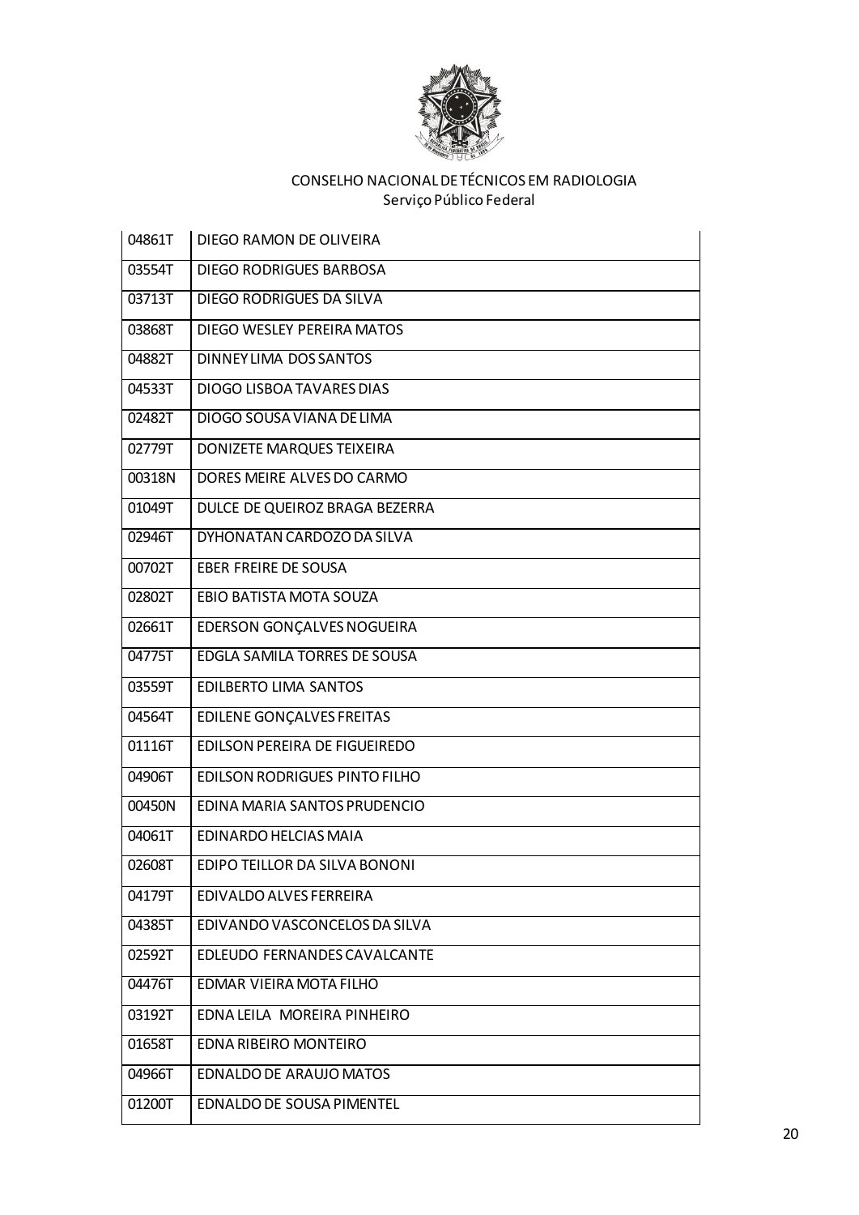CONSELHO NACIONAL DE TÉCNICOS EM RADIOLOGIA
Serviço Público Federal

| | |
|---|---|
| 04861T | DIEGO RAMON DE OLIVEIRA |
| 03554T | DIEGO RODRIGUES BARBOSA |
| 03713T | DIEGO RODRIGUES DA SILVA |
| 03868T | DIEGO WESLEY PEREIRA MATOS |
| 04882T | DINNEY LIMA DOS SANTOS |
| 04533T | DIOGO LISBOA TAVARES DIAS |
| 02482T | DIOGO SOUSA VIANA DE LIMA |
| 02779T | DONIZETE MARQUES TEIXEIRA |
| 00318N | DORES MEIRE ALVES DO CARMO |
| 01049T | DULCE DE QUEIROZ BRAGA BEZERRA |
| 02946T | DYHONATAN CARDOZO DA SILVA |
| 00702T | EBER FREIRE DE SOUSA |
| 02802T | EBIO BATISTA MOTA SOUZA |
| 02661T | EDERSON GONÇALVES NOGUEIRA |
| 04775T | EDGLA SAMILA TORRES DE SOUSA |
| 03559T | EDILBERTO LIMA SANTOS |
| 04564T | EDILENE GONÇALVES FREITAS |
| 01116T | EDILSON PEREIRA DE FIGUEIREDO |
| 04906T | EDILSON RODRIGUES PINTO FILHO |
| 00450N | EDINA MARIA SANTOS PRUDENCIO |
| 04061T | EDINARDO HELCIAS MAIA |
| 02608T | EDIPO TEILLOR DA SILVA BONONI |
| 04179T | EDIVALDO ALVES FERREIRA |
| 04385T | EDIVANDO VASCONCELOS DA SILVA |
| 02592T | EDLEUDO FERNANDES CAVALCANTE |
| 04476T | EDMAR VIEIRA MOTA FILHO |
| 03192T | EDNA LEILA MOREIRA PINHEIRO |
| 01658T | EDNA RIBEIRO MONTEIRO |
| 04966T | EDNALDO DE ARAUJO MATOS |
| 01200T | EDNALDO DE SOUSA PIMENTEL |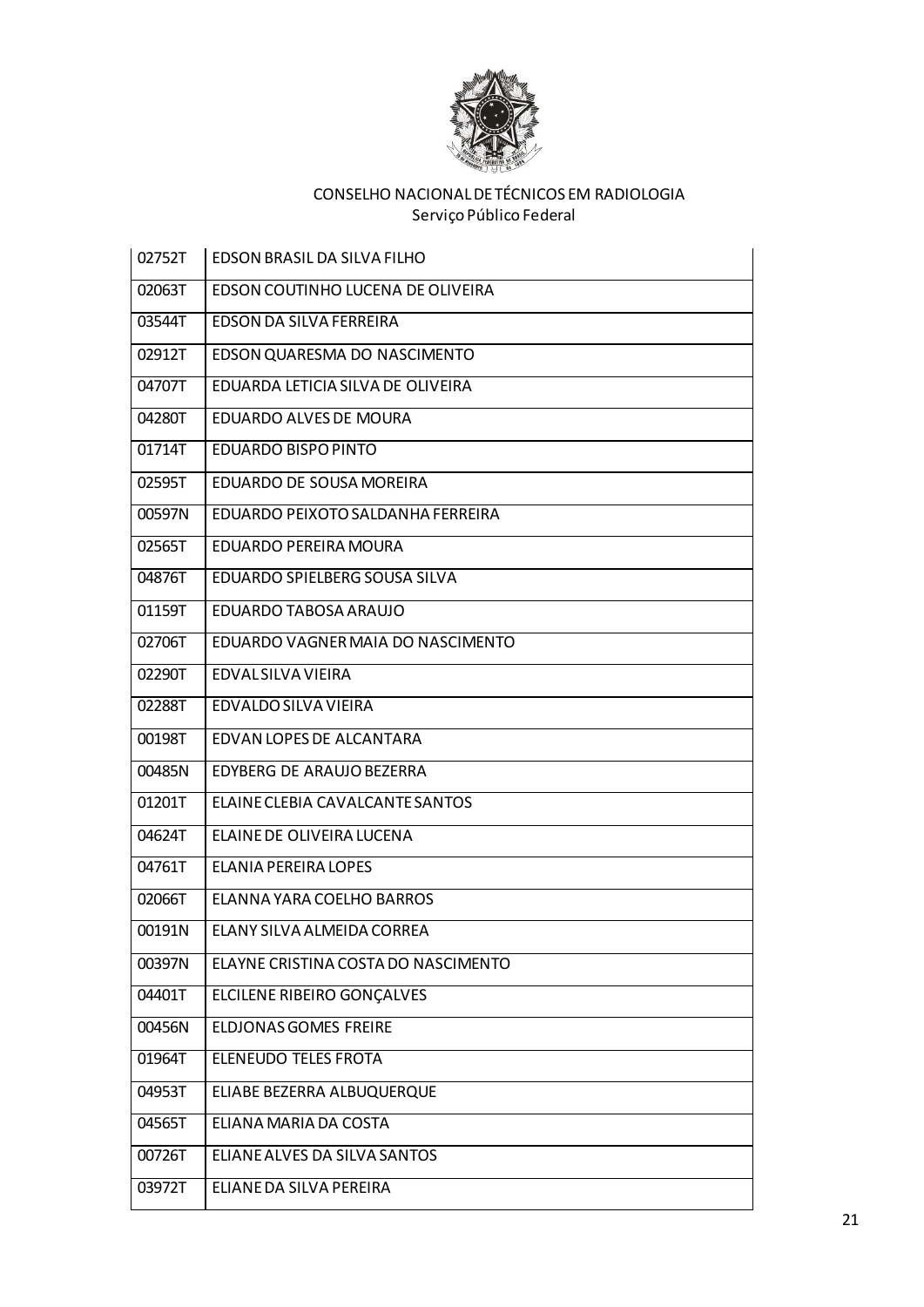CONSELHO NACIONAL DE TÉCNICOS EM RADIOLOGIA
Serviço Público Federal

| | |
|---|---|
| 02752T | EDSON BRASIL DA SILVA FILHO |
| 02063T | EDSON COUTINHO LUCENA DE OLIVEIRA |
| 03544T | EDSON DA SILVA FERREIRA |
| 02912T | EDSON QUARESMA DO NASCIMENTO |
| 04707T | EDUARDA LETICIA SILVA DE OLIVEIRA |
| 04280T | EDUARDO ALVES DE MOURA |
| 01714T | EDUARDO BISPO PINTO |
| 02595T | EDUARDO DE SOUSA MOREIRA |
| 00597N | EDUARDO PEIXOTO SALDANHA FERREIRA |
| 02565T | EDUARDO PEREIRA MOURA |
| 04876T | EDUARDO SPIELBERG SOUSA SILVA |
| 01159T | EDUARDO TABOSA ARAUJO |
| 02706T | EDUARDO VAGNER MAIA DO NASCIMENTO |
| 02290T | EDVAL SILVA VIEIRA |
| 02288T | EDVALDO SILVA VIEIRA |
| 00198T | EDVAN LOPES DE ALCANTARA |
| 00485N | EDYBERG DE ARAUJO BEZERRA |
| 01201T | ELAINE CLEBIA CAVALCANTE SANTOS |
| 04624T | ELAINE DE OLIVEIRA LUCENA |
| 04761T | ELANIA PEREIRA LOPES |
| 02066T | ELANNA YARA COELHO BARROS |
| 00191N | ELANY SILVA ALMEIDA CORREA |
| 00397N | ELAYNE CRISTINA COSTA DO NASCIMENTO |
| 04401T | ELCILENE RIBEIRO GONÇALVES |
| 00456N | ELDJONAS GOMES FREIRE |
| 01964T | ELENEUDO TELES FROTA |
| 04953T | ELIABE BEZERRA ALBUQUERQUE |
| 04565T | ELIANA MARIA DA COSTA |
| 00726T | ELIANE ALVES DA SILVA SANTOS |
| 03972T | ELIANE DA SILVA PEREIRA |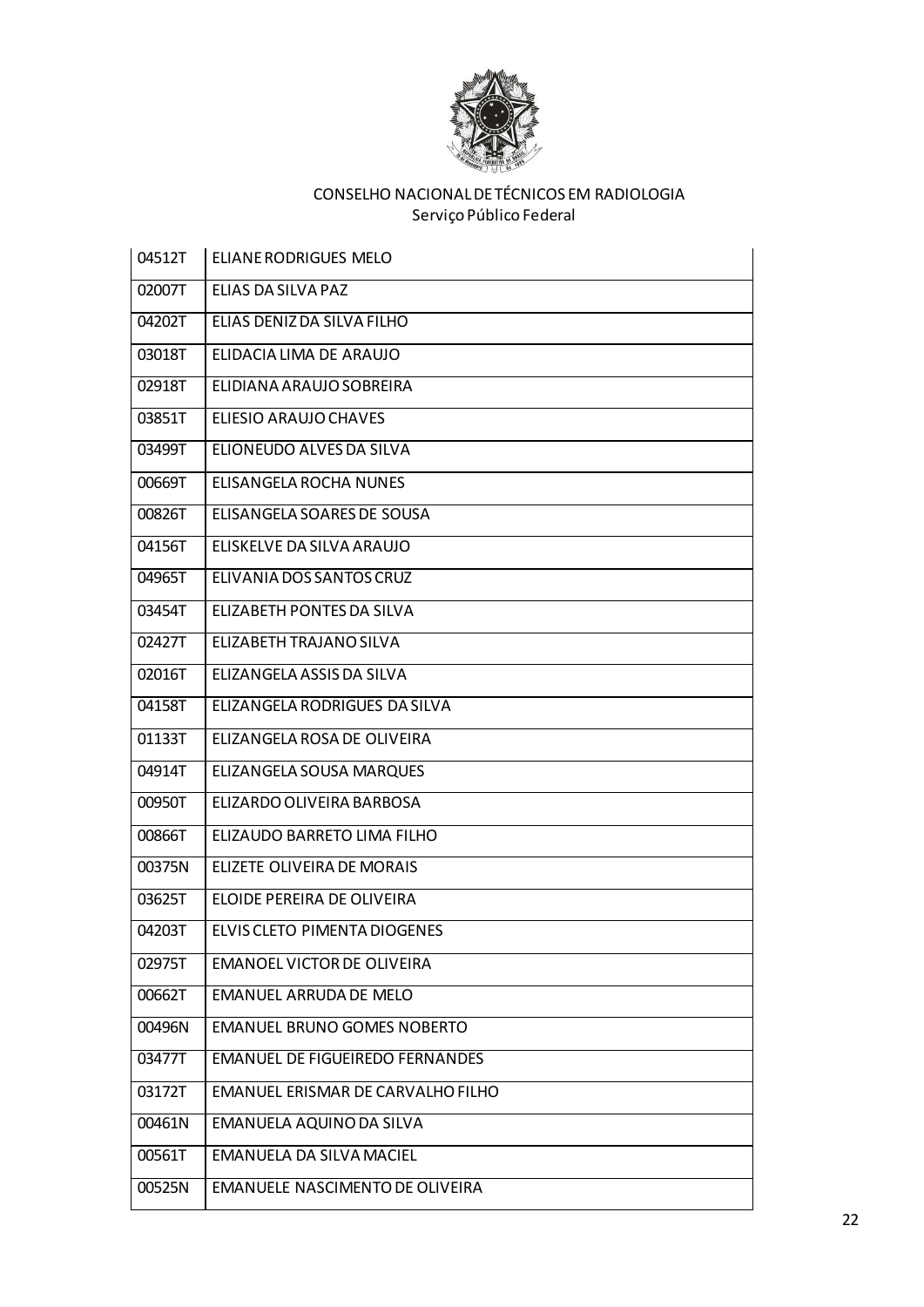CONSELHO NACIONAL DE TÉCNICOS EM RADIOLOGIA
Serviço Público Federal

| | |
|---|---|
| 04512T | ELIANE RODRIGUES MELO |
| 02007T | ELIAS DA SILVA PAZ |
| 04202T | ELIAS DENIZ DA SILVA FILHO |
| 03018T | ELIDACIA LIMA DE ARAUJO |
| 02918T | ELIDIANA ARAUJO SOBREIRA |
| 03851T | ELIESIO ARAUJO CHAVES |
| 03499T | ELIONEUDO ALVES DA SILVA |
| 00669T | ELISANGELA ROCHA NUNES |
| 00826T | ELISANGELA SOARES DE SOUSA |
| 04156T | ELISKELVE DA SILVA ARAUJO |
| 04965T | ELIVANIA DOS SANTOS CRUZ |
| 03454T | ELIZABETH PONTES DA SILVA |
| 02427T | ELIZABETH TRAJANO SILVA |
| 02016T | ELIZANGELA ASSIS DA SILVA |
| 04158T | ELIZANGELA RODRIGUES DA SILVA |
| 01133T | ELIZANGELA ROSA DE OLIVEIRA |
| 04914T | ELIZANGELA SOUSA MARQUES |
| 00950T | ELIZARDO OLIVEIRA BARBOSA |
| 00866T | ELIZAUDO BARRETO LIMA FILHO |
| 00375N | ELIZETE OLIVEIRA DE MORAIS |
| 03625T | ELOIDE PEREIRA DE OLIVEIRA |
| 04203T | ELVIS CLETO PIMENTA DIOGENES |
| 02975T | EMANOEL VICTOR DE OLIVEIRA |
| 00662T | EMANUEL ARRUDA DE MELO |
| 00496N | EMANUEL BRUNO GOMES NOBERTO |
| 03477T | EMANUEL DE FIGUEIREDO FERNANDES |
| 03172T | EMANUEL ERISMAR DE CARVALHO FILHO |
| 00461N | EMANUELA AQUINO DA SILVA |
| 00561T | EMANUELA DA SILVA MACIEL |
| 00525N | EMANUELE NASCIMENTO DE OLIVEIRA |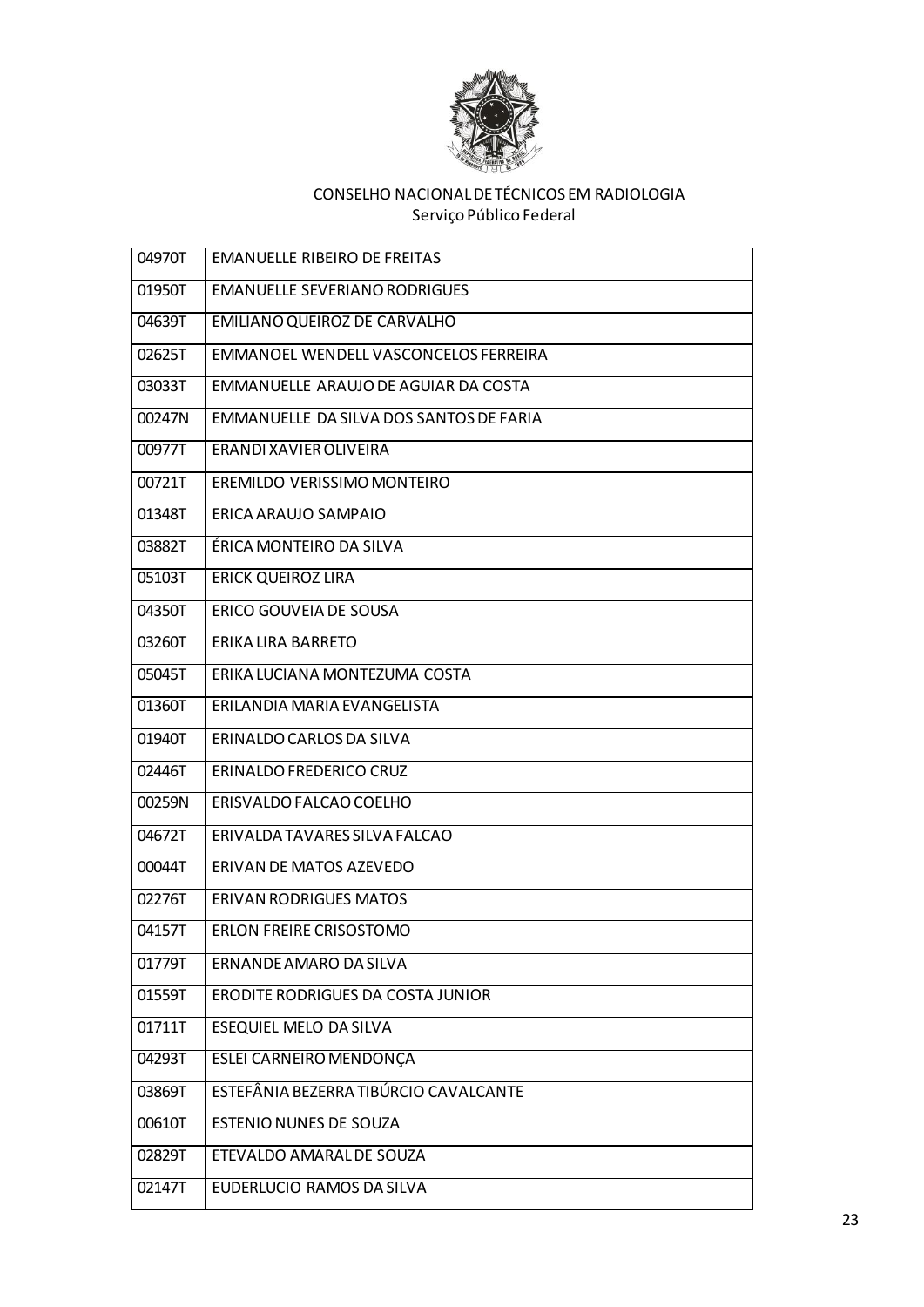CONSELHO NACIONAL DE TÉCNICOS EM RADIOLOGIA
Serviço Público Federal

| | |
|---|---|
| 04970T | EMANUELLE RIBEIRO DE FREITAS |
| 01950T | EMANUELLE SEVERIANO RODRIGUES |
| 04639T | EMILIANO QUEIROZ DE CARVALHO |
| 02625T | EMMANOEL WENDELL VASCONCELOS FERREIRA |
| 03033T | EMMANUELLE ARAUJO DE AGUIAR DA COSTA |
| 00247N | EMMANUELLE DA SILVA DOS SANTOS DE FARIA |
| 00977T | ERANDI XAVIER OLIVEIRA |
| 00721T | EREMILDO VERISSIMO MONTEIRO |
| 01348T | ERICA ARAUJO SAMPAIO |
| 03882T | ÉRICA MONTEIRO DA SILVA |
| 05103T | ERICK QUEIROZ LIRA |
| 04350T | ERICO GOUVEIA DE SOUSA |
| 03260T | ERIKA LIRA BARRETO |
| 05045T | ERIKA LUCIANA MONTEZUMA COSTA |
| 01360T | ERILANDIA MARIA EVANGELISTA |
| 01940T | ERINALDO CARLOS DA SILVA |
| 02446T | ERINALDO FREDERICO CRUZ |
| 00259N | ERISVALDO FALCAO COELHO |
| 04672T | ERIVALDA TAVARES SILVA FALCAO |
| 00044T | ERIVAN DE MATOS AZEVEDO |
| 02276T | ERIVAN RODRIGUES MATOS |
| 04157T | ERLON FREIRE CRISOSTOMO |
| 01779T | ERNANDE AMARO DA SILVA |
| 01559T | ERODITE RODRIGUES DA COSTA JUNIOR |
| 01711T | ESEQUIEL MELO DA SILVA |
| 04293T | ESLEI CARNEIRO MENDONÇA |
| 03869T | ESTEFÂNIA BEZERRA TIBÚRCIO CAVALCANTE |
| 00610T | ESTENIO NUNES DE SOUZA |
| 02829T | ETEVALDO AMARAL DE SOUZA |
| 02147T | EUDERLUCIO RAMOS DA SILVA |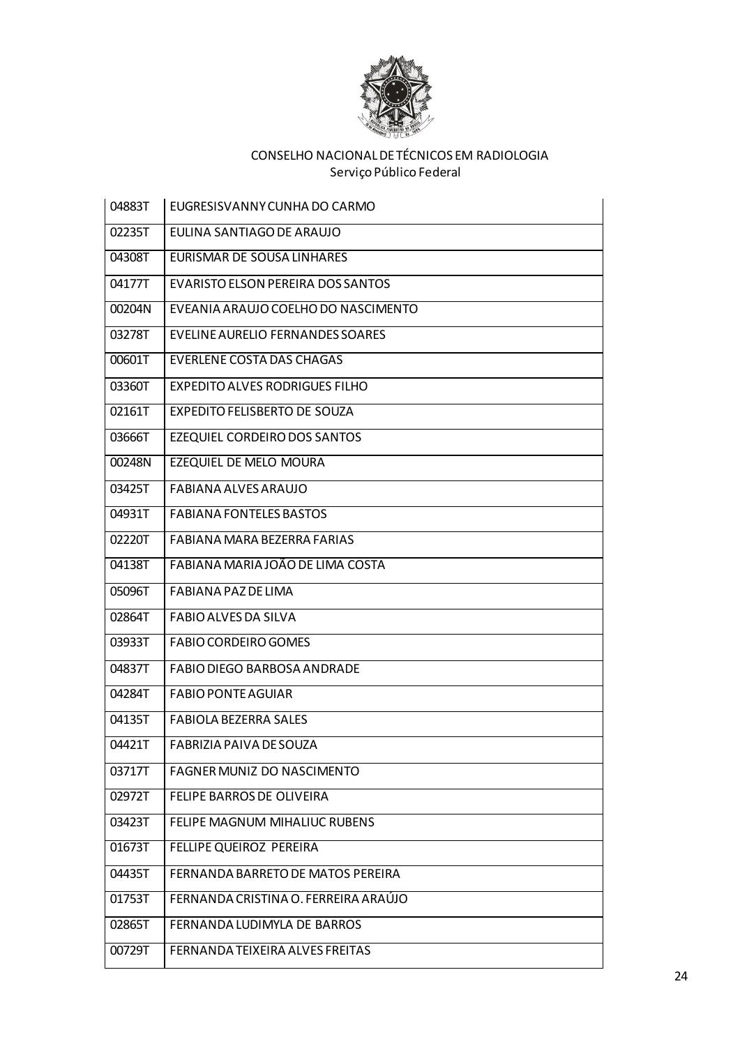CONSELHO NACIONAL DE TÉCNICOS EM RADIOLOGIA
Serviço Público Federal

| | |
|---|---|
| 04883T | EUGRESISVANNY CUNHA DO CARMO |
| 02235T | EULINA SANTIAGO DE ARAUJO |
| 04308T | EURISMAR DE SOUSA LINHARES |
| 04177T | EVARISTO ELSON PEREIRA DOS SANTOS |
| 00204N | EVEANIA ARAUJO COELHO DO NASCIMENTO |
| 03278T | EVELINE AURELIO FERNANDES SOARES |
| 00601T | EVERLENE COSTA DAS CHAGAS |
| 03360T | EXPEDITO ALVES RODRIGUES FILHO |
| 02161T | EXPEDITO FELISBERTO DE SOUZA |
| 03666T | EZEQUIEL CORDEIRO DOS SANTOS |
| 00248N | EZEQUIEL DE MELO MOURA |
| 03425T | FABIANA ALVES ARAUJO |
| 04931T | FABIANA FONTELES BASTOS |
| 02220T | FABIANA MARA BEZERRA FARIAS |
| 04138T | FABIANA MARIA JOÃO DE LIMA COSTA |
| 05096T | FABIANA PAZ DE LIMA |
| 02864T | FABIO ALVES DA SILVA |
| 03933T | FABIO CORDEIRO GOMES |
| 04837T | FABIO DIEGO BARBOSA ANDRADE |
| 04284T | FABIO PONTE AGUIAR |
| 04135T | FABIOLA BEZERRA SALES |
| 04421T | FABRIZIA PAIVA DE SOUZA |
| 03717T | FAGNER MUNIZ DO NASCIMENTO |
| 02972T | FELIPE BARROS DE OLIVEIRA |
| 03423T | FELIPE MAGNUM MIHALIUC RUBENS |
| 01673T | FELLIPE QUEIROZ PEREIRA |
| 04435T | FERNANDA BARRETO DE MATOS PEREIRA |
| 01753T | FERNANDA CRISTINA O. FERREIRA ARAÚJO |
| 02865T | FERNANDA LUDIMYLA DE BARROS |
| 00729T | FERNANDA TEIXEIRA ALVES FREITAS |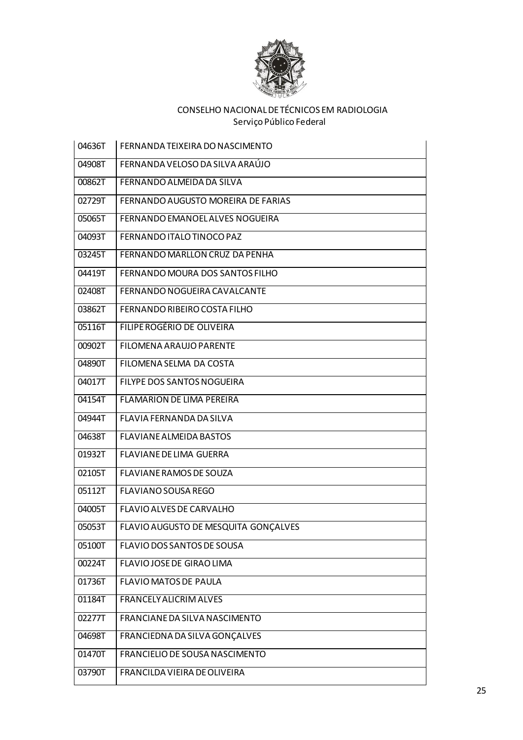CONSELHO NACIONAL DE TÉCNICOS EM RADIOLOGIA
Serviço Público Federal

| | |
|---|---|
| 04636T | FERNANDA TEIXEIRA DO NASCIMENTO |
| 04908T | FERNANDA VELOSO DA SILVA ARAÚJO |
| 00862T | FERNANDO ALMEIDA DA SILVA |
| 02729T | FERNANDO AUGUSTO MOREIRA DE FARIAS |
| 05065T | FERNANDO EMANOEL ALVES NOGUEIRA |
| 04093T | FERNANDO ITALO TINOCO PAZ |
| 03245T | FERNANDO MARLLON CRUZ DA PENHA |
| 04419T | FERNANDO MOURA DOS SANTOS FILHO |
| 02408T | FERNANDO NOGUEIRA CAVALCANTE |
| 03862T | FERNANDO RIBEIRO COSTA FILHO |
| 05116T | FILIPE ROGÉRIO DE OLIVEIRA |
| 00902T | FILOMENA ARAUJO PARENTE |
| 04890T | FILOMENA SELMA DA COSTA |
| 04017T | FILYPE DOS SANTOS NOGUEIRA |
| 04154T | FLAMARION DE LIMA PEREIRA |
| 04944T | FLAVIA FERNANDA DA SILVA |
| 04638T | FLAVIANE ALMEIDA BASTOS |
| 01932T | FLAVIANE DE LIMA GUERRA |
| 02105T | FLAVIANE RAMOS DE SOUZA |
| 05112T | FLAVIANO SOUSA REGO |
| 04005T | FLAVIO ALVES DE CARVALHO |
| 05053T | FLAVIO AUGUSTO DE MESQUITA GONÇALVES |
| 05100T | FLAVIO DOS SANTOS DE SOUSA |
| 00224T | FLAVIO JOSE DE GIRAO LIMA |
| 01736T | FLAVIO MATOS DE PAULA |
| 01184T | FRANCELY ALICRIM ALVES |
| 02277T | FRANCIANE DA SILVA NASCIMENTO |
| 04698T | FRANCIEDNA DA SILVA GONÇALVES |
| 01470T | FRANCIELIO DE SOUSA NASCIMENTO |
| 03790T | FRANCILDA VIEIRA DE OLIVEIRA |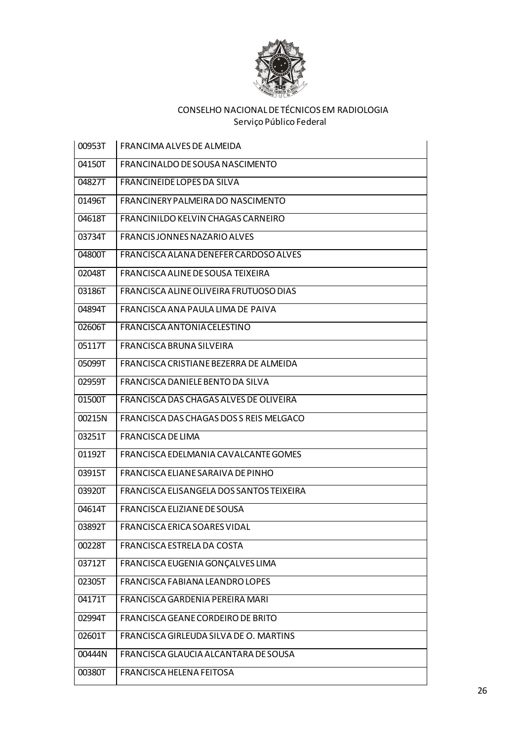CONSELHO NACIONAL DE TÉCNICOS EM RADIOLOGIA
Serviço Público Federal

| | |
|---|---|
| 00953T | FRANCIMA ALVES DE ALMEIDA |
| 04150T | FRANCINALDO DE SOUSA NASCIMENTO |
| 04827T | FRANCINEIDE LOPES DA SILVA |
| 01496T | FRANCINERY PALMEIRA DO NASCIMENTO |
| 04618T | FRANCINILDO KELVIN CHAGAS CARNEIRO |
| 03734T | FRANCIS JONNES NAZARIO ALVES |
| 04800T | FRANCISCA ALANA DENEFER CARDOSO ALVES |
| 02048T | FRANCISCA ALINE DE SOUSA TEIXEIRA |
| 03186T | FRANCISCA ALINE OLIVEIRA FRUTUOSO DIAS |
| 04894T | FRANCISCA ANA PAULA LIMA DE PAIVA |
| 02606T | FRANCISCA ANTONIA CELESTINO |
| 05117T | FRANCISCA BRUNA SILVEIRA |
| 05099T | FRANCISCA CRISTIANE BEZERRA DE ALMEIDA |
| 02959T | FRANCISCA DANIELE BENTO DA SILVA |
| 01500T | FRANCISCA DAS CHAGAS ALVES DE OLIVEIRA |
| 00215N | FRANCISCA DAS CHAGAS DOS S REIS MELGACO |
| 03251T | FRANCISCA DE LIMA |
| 01192T | FRANCISCA EDELMANIA CAVALCANTE GOMES |
| 03915T | FRANCISCA ELIANE SARAIVA DE PINHO |
| 03920T | FRANCISCA ELISANGELA DOS SANTOS TEIXEIRA |
| 04614T | FRANCISCA ELIZIANE DE SOUSA |
| 03892T | FRANCISCA ERICA SOARES VIDAL |
| 00228T | FRANCISCA ESTRELA DA COSTA |
| 03712T | FRANCISCA EUGENIA GONÇALVES LIMA |
| 02305T | FRANCISCA FABIANA LEANDRO LOPES |
| 04171T | FRANCISCA GARDENIA PEREIRA MARI |
| 02994T | FRANCISCA GEANE CORDEIRO DE BRITO |
| 02601T | FRANCISCA GIRLEUDA SILVA DE O. MARTINS |
| 00444N | FRANCISCA GLAUCIA ALCANTARA DE SOUSA |
| 00380T | FRANCISCA HELENA FEITOSA |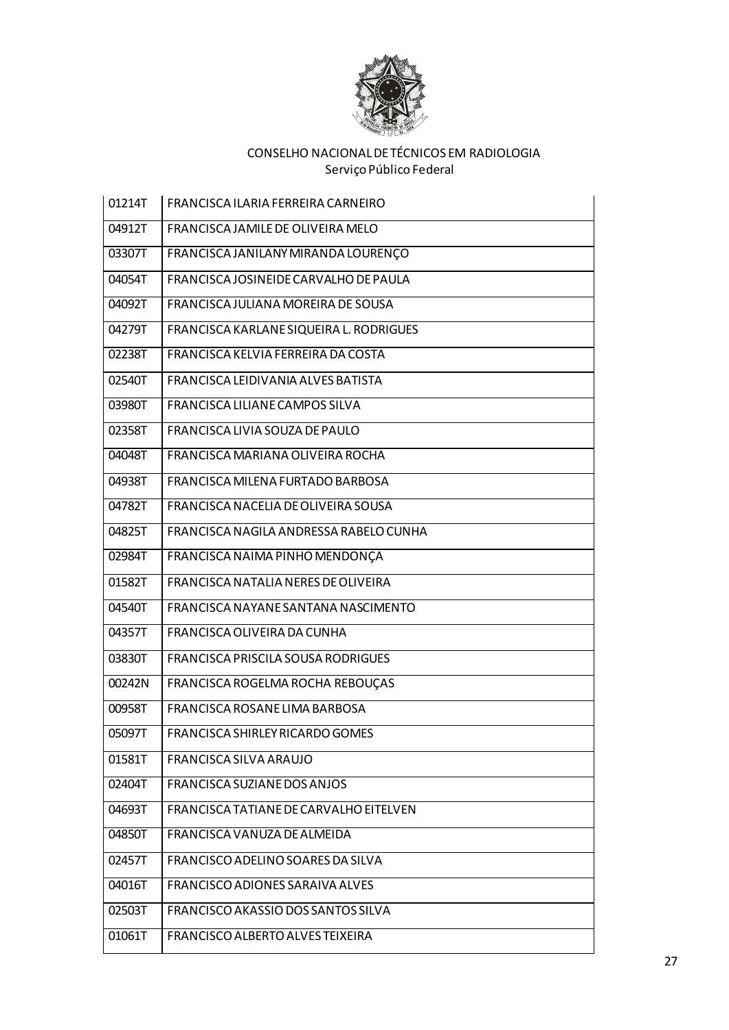CONSELHO NACIONAL DE TÉCNICOS EM RADIOLOGIA
Serviço Público Federal

| | |
|---|---|
| 01214T | FRANCISCA ILARIA FERREIRA CARNEIRO |
| 04912T | FRANCISCA JAMILE DE OLIVEIRA MELO |
| 03307T | FRANCISCA JANILANY MIRANDA LOURENÇO |
| 04054T | FRANCISCA JOSINEIDE CARVALHO DE PAULA |
| 04092T | FRANCISCA JULIANA MOREIRA DE SOUSA |
| 04279T | FRANCISCA KARLANE SIQUEIRA L. RODRIGUES |
| 02238T | FRANCISCA KELVIA FERREIRA DA COSTA |
| 02540T | FRANCISCA LEIDIVANIA ALVES BATISTA |
| 03980T | FRANCISCA LILIANE CAMPOS SILVA |
| 02358T | FRANCISCA LIVIA SOUZA DE PAULO |
| 04048T | FRANCISCA MARIANA OLIVEIRA ROCHA |
| 04938T | FRANCISCA MILENA FURTADO BARBOSA |
| 04782T | FRANCISCA NACELIA DE OLIVEIRA SOUSA |
| 04825T | FRANCISCA NAGILA ANDRESSA RABELO CUNHA |
| 02984T | FRANCISCA NAIMA PINHO MENDONÇA |
| 01582T | FRANCISCA NATALIA NERES DE OLIVEIRA |
| 04540T | FRANCISCA NAYANE SANTANA NASCIMENTO |
| 04357T | FRANCISCA OLIVEIRA DA CUNHA |
| 03830T | FRANCISCA PRISCILA SOUSA RODRIGUES |
| 00242N | FRANCISCA ROGELMA ROCHA REBOUÇAS |
| 00958T | FRANCISCA ROSANE LIMA BARBOSA |
| 05097T | FRANCISCA SHIRLEY RICARDO GOMES |
| 01581T | FRANCISCA SILVA ARAUJO |
| 02404T | FRANCISCA SUZIANE DOS ANJOS |
| 04693T | FRANCISCA TATIANE DE CARVALHO EITELVEN |
| 04850T | FRANCISCA VANUZA DE ALMEIDA |
| 02457T | FRANCISCO ADELINO SOARES DA SILVA |
| 04016T | FRANCISCO ADIONES SARAIVA ALVES |
| 02503T | FRANCISCO AKASSIO DOS SANTOS SILVA |
| 01061T | FRANCISCO ALBERTO ALVES TEIXEIRA |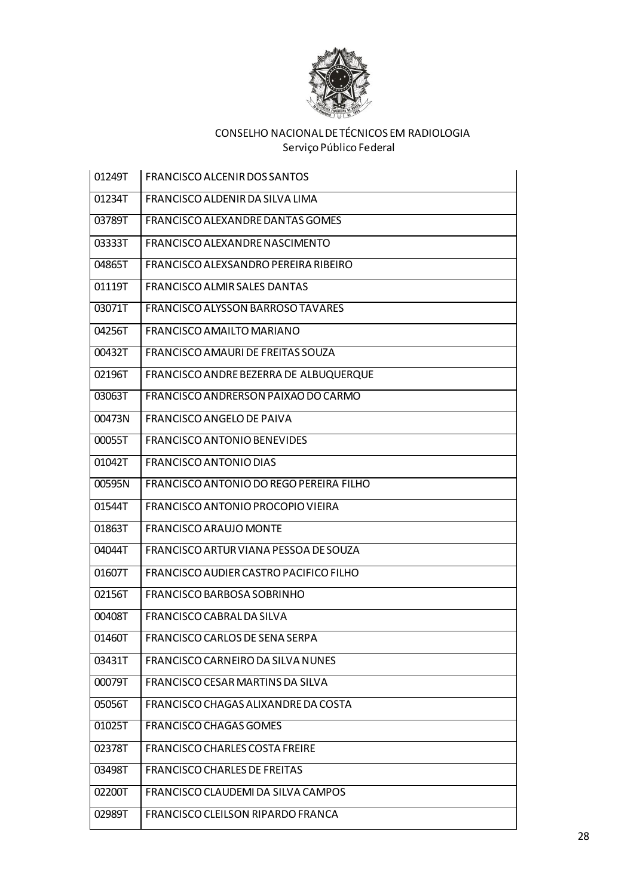CONSELHO NACIONAL DE TÉCNICOS EM RADIOLOGIA
Serviço Público Federal

| | |
|---|---|
| 01249T | FRANCISCO ALCENIR DOS SANTOS |
| 01234T | FRANCISCO ALDENIR DA SILVA LIMA |
| 03789T | FRANCISCO ALEXANDRE DANTAS GOMES |
| 03333T | FRANCISCO ALEXANDRE NASCIMENTO |
| 04865T | FRANCISCO ALEXSANDRO PEREIRA RIBEIRO |
| 01119T | FRANCISCO ALMIR SALES DANTAS |
| 03071T | FRANCISCO ALYSSON BARROSO TAVARES |
| 04256T | FRANCISCO AMAILTO MARIANO |
| 00432T | FRANCISCO AMAURI DE FREITAS SOUZA |
| 02196T | FRANCISCO ANDRE BEZERRA DE ALBUQUERQUE |
| 03063T | FRANCISCO ANDRERSON PAIXAO DO CARMO |
| 00473N | FRANCISCO ANGELO DE PAIVA |
| 00055T | FRANCISCO ANTONIO BENEVIDES |
| 01042T | FRANCISCO ANTONIO DIAS |
| 00595N | FRANCISCO ANTONIO DO REGO PEREIRA FILHO |
| 01544T | FRANCISCO ANTONIO PROCOPIO VIEIRA |
| 01863T | FRANCISCO ARAUJO MONTE |
| 04044T | FRANCISCO ARTUR VIANA PESSOA DE SOUZA |
| 01607T | FRANCISCO AUDIER CASTRO PACIFICO FILHO |
| 02156T | FRANCISCO BARBOSA SOBRINHO |
| 00408T | FRANCISCO CABRAL DA SILVA |
| 01460T | FRANCISCO CARLOS DE SENA SERPA |
| 03431T | FRANCISCO CARNEIRO DA SILVA NUNES |
| 00079T | FRANCISCO CESAR MARTINS DA SILVA |
| 05056T | FRANCISCO CHAGAS ALIXANDRE DA COSTA |
| 01025T | FRANCISCO CHAGAS GOMES |
| 02378T | FRANCISCO CHARLES COSTA FREIRE |
| 03498T | FRANCISCO CHARLES DE FREITAS |
| 02200T | FRANCISCO CLAUDEMI DA SILVA CAMPOS |
| 02989T | FRANCISCO CLEILSON RIPARDO FRANCA |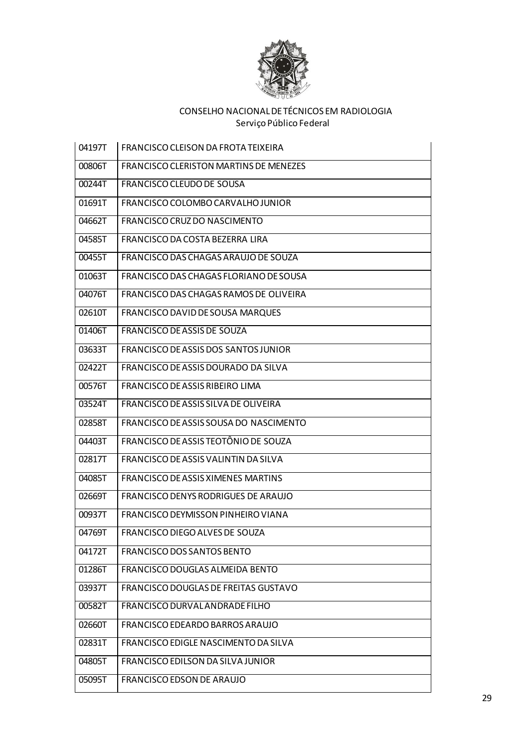CONSELHO NACIONAL DE TÉCNICOS EM RADIOLOGIA
Serviço Público Federal

| | |
|---|---|
| 04197T | FRANCISCO CLEISON DA FROTA TEIXEIRA |
| 00806T | FRANCISCO CLERISTON MARTINS DE MENEZES |
| 00244T | FRANCISCO CLEUDO DE SOUSA |
| 01691T | FRANCISCO COLOMBO CARVALHO JUNIOR |
| 04662T | FRANCISCO CRUZ DO NASCIMENTO |
| 04585T | FRANCISCO DA COSTA BEZERRA LIRA |
| 00455T | FRANCISCO DAS CHAGAS ARAUJO DE SOUZA |
| 01063T | FRANCISCO DAS CHAGAS FLORIANO DE SOUSA |
| 04076T | FRANCISCO DAS CHAGAS RAMOS DE OLIVEIRA |
| 02610T | FRANCISCO DAVID DE SOUSA MARQUES |
| 01406T | FRANCISCO DE ASSIS DE SOUZA |
| 03633T | FRANCISCO DE ASSIS DOS SANTOS JUNIOR |
| 02422T | FRANCISCO DE ASSIS DOURADO DA SILVA |
| 00576T | FRANCISCO DE ASSIS RIBEIRO LIMA |
| 03524T | FRANCISCO DE ASSIS SILVA DE OLIVEIRA |
| 02858T | FRANCISCO DE ASSIS SOUSA DO NASCIMENTO |
| 04403T | FRANCISCO DE ASSIS TEOTÔNIO DE SOUZA |
| 02817T | FRANCISCO DE ASSIS VALINTIN DA SILVA |
| 04085T | FRANCISCO DE ASSIS XIMENES MARTINS |
| 02669T | FRANCISCO DENYS RODRIGUES DE ARAUJO |
| 00937T | FRANCISCO DEYMISSON PINHEIRO VIANA |
| 04769T | FRANCISCO DIEGO ALVES DE SOUZA |
| 04172T | FRANCISCO DOS SANTOS BENTO |
| 01286T | FRANCISCO DOUGLAS ALMEIDA BENTO |
| 03937T | FRANCISCO DOUGLAS DE FREITAS GUSTAVO |
| 00582T | FRANCISCO DURVAL ANDRADE FILHO |
| 02660T | FRANCISCO EDEARDO BARROS ARAUJO |
| 02831T | FRANCISCO EDIGLE NASCIMENTO DA SILVA |
| 04805T | FRANCISCO EDILSON DA SILVA JUNIOR |
| 05095T | FRANCISCO EDSON DE ARAUJO |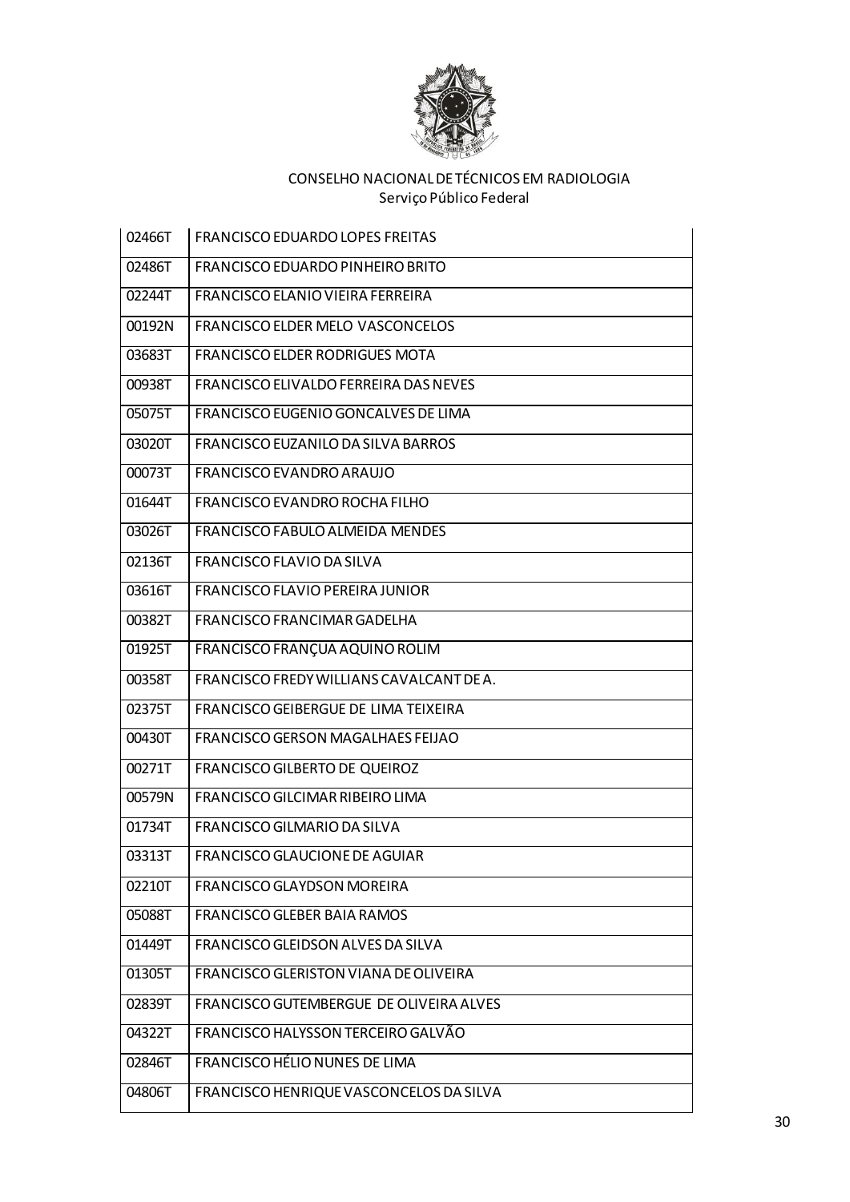CONSELHO NACIONAL DE TÉCNICOS EM RADIOLOGIA
Serviço Público Federal

| | |
|---|---|
| 02466T | FRANCISCO EDUARDO LOPES FREITAS |
| 02486T | FRANCISCO EDUARDO PINHEIRO BRITO |
| 02244T | FRANCISCO ELANIO VIEIRA FERREIRA |
| 00192N | FRANCISCO ELDER MELO VASCONCELOS |
| 03683T | FRANCISCO ELDER RODRIGUES MOTA |
| 00938T | FRANCISCO ELIVALDO FERREIRA DAS NEVES |
| 05075T | FRANCISCO EUGENIO GONCALVES DE LIMA |
| 03020T | FRANCISCO EUZANILO DA SILVA BARROS |
| 00073T | FRANCISCO EVANDRO ARAUJO |
| 01644T | FRANCISCO EVANDRO ROCHA FILHO |
| 03026T | FRANCISCO FABULO ALMEIDA MENDES |
| 02136T | FRANCISCO FLAVIO DA SILVA |
| 03616T | FRANCISCO FLAVIO PEREIRA JUNIOR |
| 00382T | FRANCISCO FRANCIMAR GADELHA |
| 01925T | FRANCISCO FRANÇUA AQUINO ROLIM |
| 00358T | FRANCISCO FREDY WILLIANS CAVALCANT DE A. |
| 02375T | FRANCISCO GEIBERGUE DE LIMA TEIXEIRA |
| 00430T | FRANCISCO GERSON MAGALHAES FEIJAO |
| 00271T | FRANCISCO GILBERTO DE QUEIROZ |
| 00579N | FRANCISCO GILCIMAR RIBEIRO LIMA |
| 01734T | FRANCISCO GILMARIO DA SILVA |
| 03313T | FRANCISCO GLAUCIONE DE AGUIAR |
| 02210T | FRANCISCO GLAYDSON MOREIRA |
| 05088T | FRANCISCO GLEBER BAIA RAMOS |
| 01449T | FRANCISCO GLEIDSON ALVES DA SILVA |
| 01305T | FRANCISCO GLERISTON VIANA DE OLIVEIRA |
| 02839T | FRANCISCO GUTEMBERGUE DE OLIVEIRA ALVES |
| 04322T | FRANCISCO HALYSSON TERCEIRO GALVÃO |
| 02846T | FRANCISCO HÉLIO NUNES DE LIMA |
| 04806T | FRANCISCO HENRIQUE VASCONCELOS DA SILVA |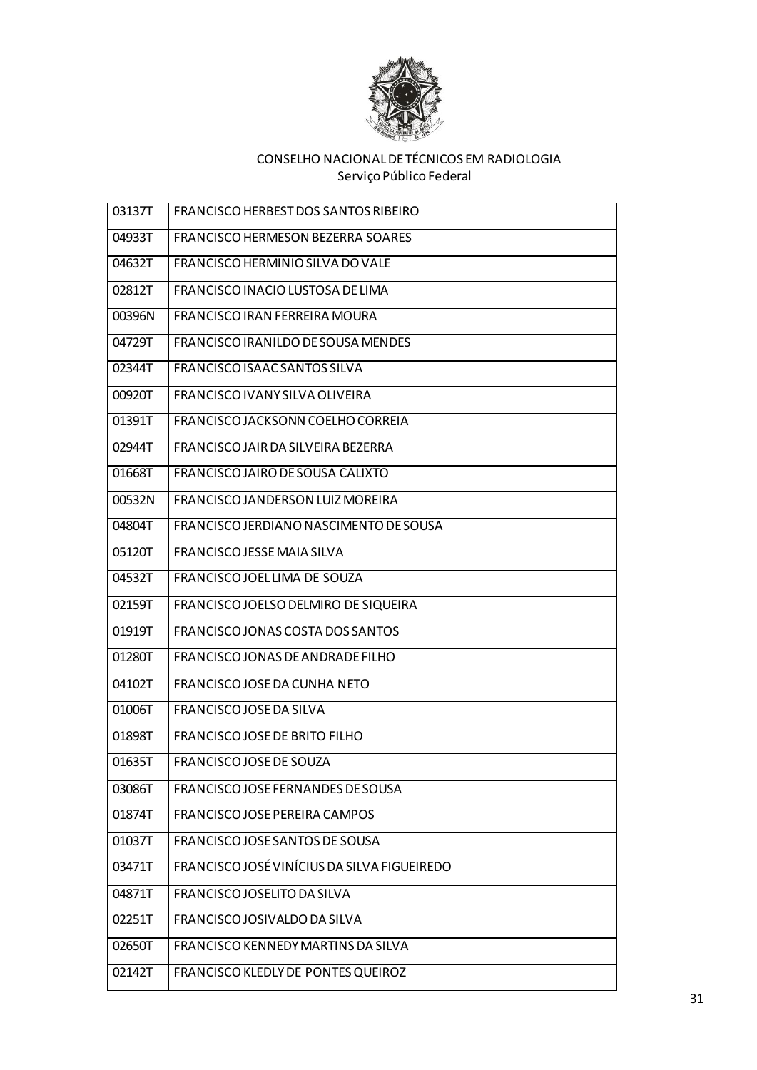CONSELHO NACIONAL DE TÉCNICOS EM RADIOLOGIA
Serviço Público Federal

| | |
|---|---|
| 03137T | FRANCISCO HERBEST DOS SANTOS RIBEIRO |
| 04933T | FRANCISCO HERMESON BEZERRA SOARES |
| 04632T | FRANCISCO HERMINIO SILVA DO VALE |
| 02812T | FRANCISCO INACIO LUSTOSA DE LIMA |
| 00396N | FRANCISCO IRAN FERREIRA MOURA |
| 04729T | FRANCISCO IRANILDO DE SOUSA MENDES |
| 02344T | FRANCISCO ISAAC SANTOS SILVA |
| 00920T | FRANCISCO IVANY SILVA OLIVEIRA |
| 01391T | FRANCISCO JACKSONN COELHO CORREIA |
| 02944T | FRANCISCO JAIR DA SILVEIRA BEZERRA |
| 01668T | FRANCISCO JAIRO DE SOUSA CALIXTO |
| 00532N | FRANCISCO JANDERSON LUIZ MOREIRA |
| 04804T | FRANCISCO JERDIANO NASCIMENTO DE SOUSA |
| 05120T | FRANCISCO JESSE MAIA SILVA |
| 04532T | FRANCISCO JOEL LIMA DE SOUZA |
| 02159T | FRANCISCO JOELSO DELMIRO DE SIQUEIRA |
| 01919T | FRANCISCO JONAS COSTA DOS SANTOS |
| 01280T | FRANCISCO JONAS DE ANDRADE FILHO |
| 04102T | FRANCISCO JOSE DA CUNHA NETO |
| 01006T | FRANCISCO JOSE DA SILVA |
| 01898T | FRANCISCO JOSE DE BRITO FILHO |
| 01635T | FRANCISCO JOSE DE SOUZA |
| 03086T | FRANCISCO JOSE FERNANDES DE SOUSA |
| 01874T | FRANCISCO JOSE PEREIRA CAMPOS |
| 01037T | FRANCISCO JOSE SANTOS DE SOUSA |
| 03471T | FRANCISCO JOSÉ VINÍCIUS DA SILVA FIGUEIREDO |
| 04871T | FRANCISCO JOSELITO DA SILVA |
| 02251T | FRANCISCO JOSIVALDO DA SILVA |
| 02650T | FRANCISCO KENNEDY MARTINS DA SILVA |
| 02142T | FRANCISCO KLEDLY DE PONTES QUEIROZ |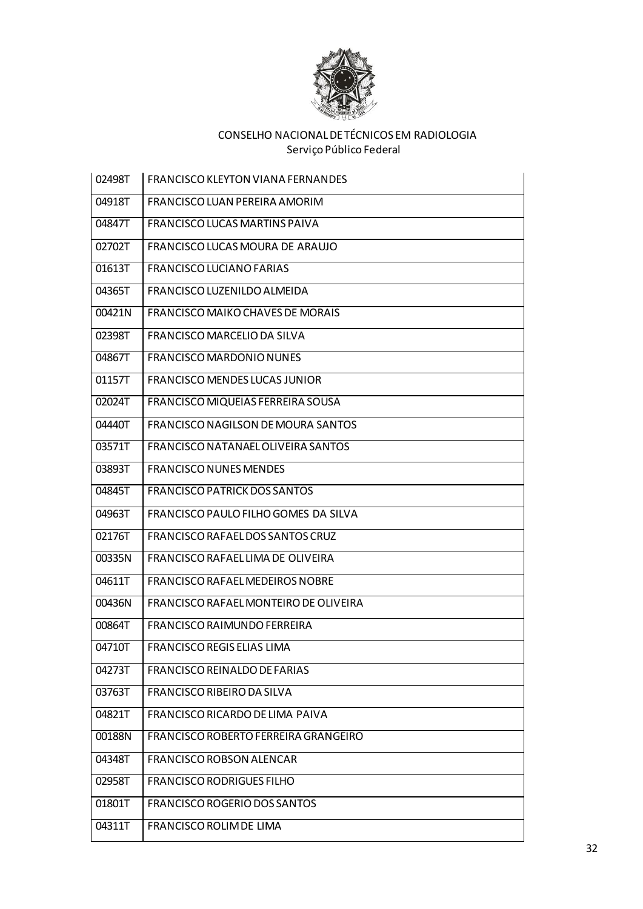CONSELHO NACIONAL DE TÉCNICOS EM RADIOLOGIA
Serviço Público Federal

| | |
|---|---|
| 02498T | FRANCISCO KLEYTON VIANA FERNANDES |
| 04918T | FRANCISCO LUAN PEREIRA AMORIM |
| 04847T | FRANCISCO LUCAS MARTINS PAIVA |
| 02702T | FRANCISCO LUCAS MOURA DE ARAUJO |
| 01613T | FRANCISCO LUCIANO FARIAS |
| 04365T | FRANCISCO LUZENILDO ALMEIDA |
| 00421N | FRANCISCO MAIKO CHAVES DE MORAIS |
| 02398T | FRANCISCO MARCELIO DA SILVA |
| 04867T | FRANCISCO MARDONIO NUNES |
| 01157T | FRANCISCO MENDES LUCAS JUNIOR |
| 02024T | FRANCISCO MIQUEIAS FERREIRA SOUSA |
| 04440T | FRANCISCO NAGILSON DE MOURA SANTOS |
| 03571T | FRANCISCO NATANAEL OLIVEIRA SANTOS |
| 03893T | FRANCISCO NUNES MENDES |
| 04845T | FRANCISCO PATRICK DOS SANTOS |
| 04963T | FRANCISCO PAULO FILHO GOMES DA SILVA |
| 02176T | FRANCISCO RAFAEL DOS SANTOS CRUZ |
| 00335N | FRANCISCO RAFAEL LIMA DE OLIVEIRA |
| 04611T | FRANCISCO RAFAEL MEDEIROS NOBRE |
| 00436N | FRANCISCO RAFAEL MONTEIRO DE OLIVEIRA |
| 00864T | FRANCISCO RAIMUNDO FERREIRA |
| 04710T | FRANCISCO REGIS ELIAS LIMA |
| 04273T | FRANCISCO REINALDO DE FARIAS |
| 03763T | FRANCISCO RIBEIRO DA SILVA |
| 04821T | FRANCISCO RICARDO DE LIMA PAIVA |
| 00188N | FRANCISCO ROBERTO FERREIRA GRANGEIRO |
| 04348T | FRANCISCO ROBSON ALENCAR |
| 02958T | FRANCISCO RODRIGUES FILHO |
| 01801T | FRANCISCO ROGERIO DOS SANTOS |
| 04311T | FRANCISCO ROLIM DE LIMA |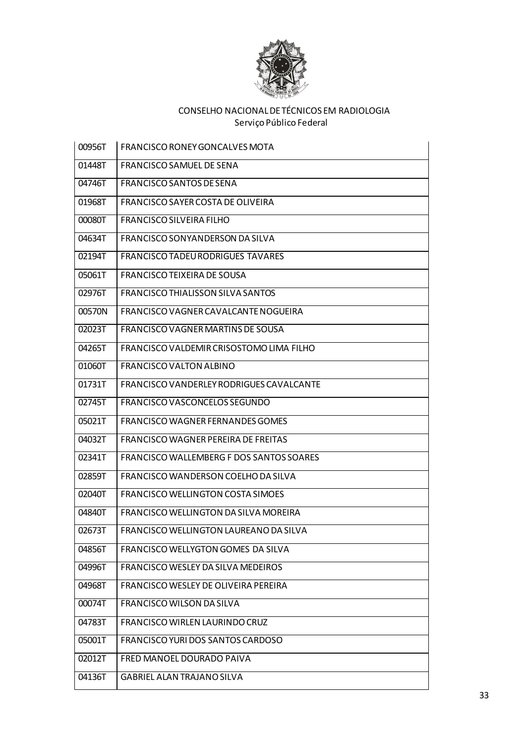CONSELHO NACIONAL DE TÉCNICOS EM RADIOLOGIA
Serviço Público Federal

| | |
|---|---|
| 00956T | FRANCISCO RONEY GONCALVES MOTA |
| 01448T | FRANCISCO SAMUEL DE SENA |
| 04746T | FRANCISCO SANTOS DE SENA |
| 01968T | FRANCISCO SAYER COSTA DE OLIVEIRA |
| 00080T | FRANCISCO SILVEIRA FILHO |
| 04634T | FRANCISCO SONYANDERSON DA SILVA |
| 02194T | FRANCISCO TADEU RODRIGUES TAVARES |
| 05061T | FRANCISCO TEIXEIRA DE SOUSA |
| 02976T | FRANCISCO THIALISSON SILVA SANTOS |
| 00570N | FRANCISCO VAGNER CAVALCANTE NOGUEIRA |
| 02023T | FRANCISCO VAGNER MARTINS DE SOUSA |
| 04265T | FRANCISCO VALDEMIR CRISOSTOMO LIMA FILHO |
| 01060T | FRANCISCO VALTON ALBINO |
| 01731T | FRANCISCO VANDERLEY RODRIGUES CAVALCANTE |
| 02745T | FRANCISCO VASCONCELOS SEGUNDO |
| 05021T | FRANCISCO WAGNER FERNANDES GOMES |
| 04032T | FRANCISCO WAGNER PEREIRA DE FREITAS |
| 02341T | FRANCISCO WALLEMBERG F DOS SANTOS SOARES |
| 02859T | FRANCISCO WANDERSON COELHO DA SILVA |
| 02040T | FRANCISCO WELLINGTON COSTA SIMOES |
| 04840T | FRANCISCO WELLINGTON DA SILVA MOREIRA |
| 02673T | FRANCISCO WELLINGTON LAUREANO DA SILVA |
| 04856T | FRANCISCO WELLYGTON GOMES DA SILVA |
| 04996T | FRANCISCO WESLEY DA SILVA MEDEIROS |
| 04968T | FRANCISCO WESLEY DE OLIVEIRA PEREIRA |
| 00074T | FRANCISCO WILSON DA SILVA |
| 04783T | FRANCISCO WIRLEN LAURINDO CRUZ |
| 05001T | FRANCISCO YURI DOS SANTOS CARDOSO |
| 02012T | FRED MANOEL DOURADO PAIVA |
| 04136T | GABRIEL ALAN TRAJANO SILVA |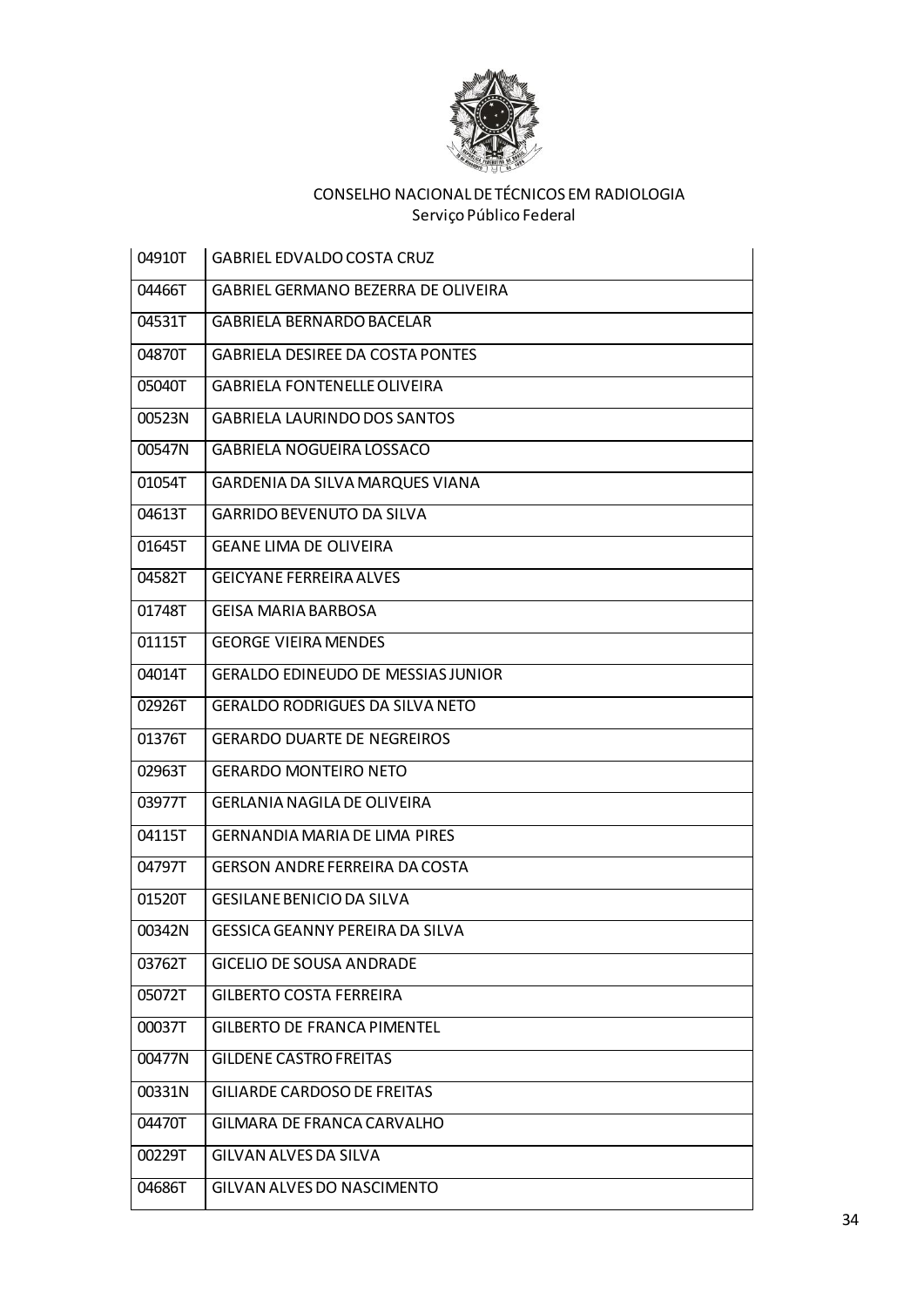CONSELHO NACIONAL DE TÉCNICOS EM RADIOLOGIA
Serviço Público Federal

| | |
|---|---|
| 04910T | GABRIEL EDVALDO COSTA CRUZ |
| 04466T | GABRIEL GERMANO BEZERRA DE OLIVEIRA |
| 04531T | GABRIELA BERNARDO BACELAR |
| 04870T | GABRIELA DESIREE DA COSTA PONTES |
| 05040T | GABRIELA FONTENELLE OLIVEIRA |
| 00523N | GABRIELA LAURINDO DOS SANTOS |
| 00547N | GABRIELA NOGUEIRA LOSSACO |
| 01054T | GARDENIA DA SILVA MARQUES VIANA |
| 04613T | GARRIDO BEVENUTO DA SILVA |
| 01645T | GEANE LIMA DE OLIVEIRA |
| 04582T | GEICYANE FERREIRA ALVES |
| 01748T | GEISA MARIA BARBOSA |
| 01115T | GEORGE VIEIRA MENDES |
| 04014T | GERALDO EDINEUDO DE MESSIAS JUNIOR |
| 02926T | GERALDO RODRIGUES DA SILVA NETO |
| 01376T | GERARDO DUARTE DE NEGREIROS |
| 02963T | GERARDO MONTEIRO NETO |
| 03977T | GERLANIA NAGILA DE OLIVEIRA |
| 04115T | GERNANDIA MARIA DE LIMA PIRES |
| 04797T | GERSON ANDRE FERREIRA DA COSTA |
| 01520T | GESILANE BENICIO DA SILVA |
| 00342N | GESSICA GEANNY PEREIRA DA SILVA |
| 03762T | GICELIO DE SOUSA ANDRADE |
| 05072T | GILBERTO COSTA FERREIRA |
| 00037T | GILBERTO DE FRANCA PIMENTEL |
| 00477N | GILDENE CASTRO FREITAS |
| 00331N | GILIARDE CARDOSO DE FREITAS |
| 04470T | GILMARA DE FRANCA CARVALHO |
| 00229T | GILVAN ALVES DA SILVA |
| 04686T | GILVAN ALVES DO NASCIMENTO |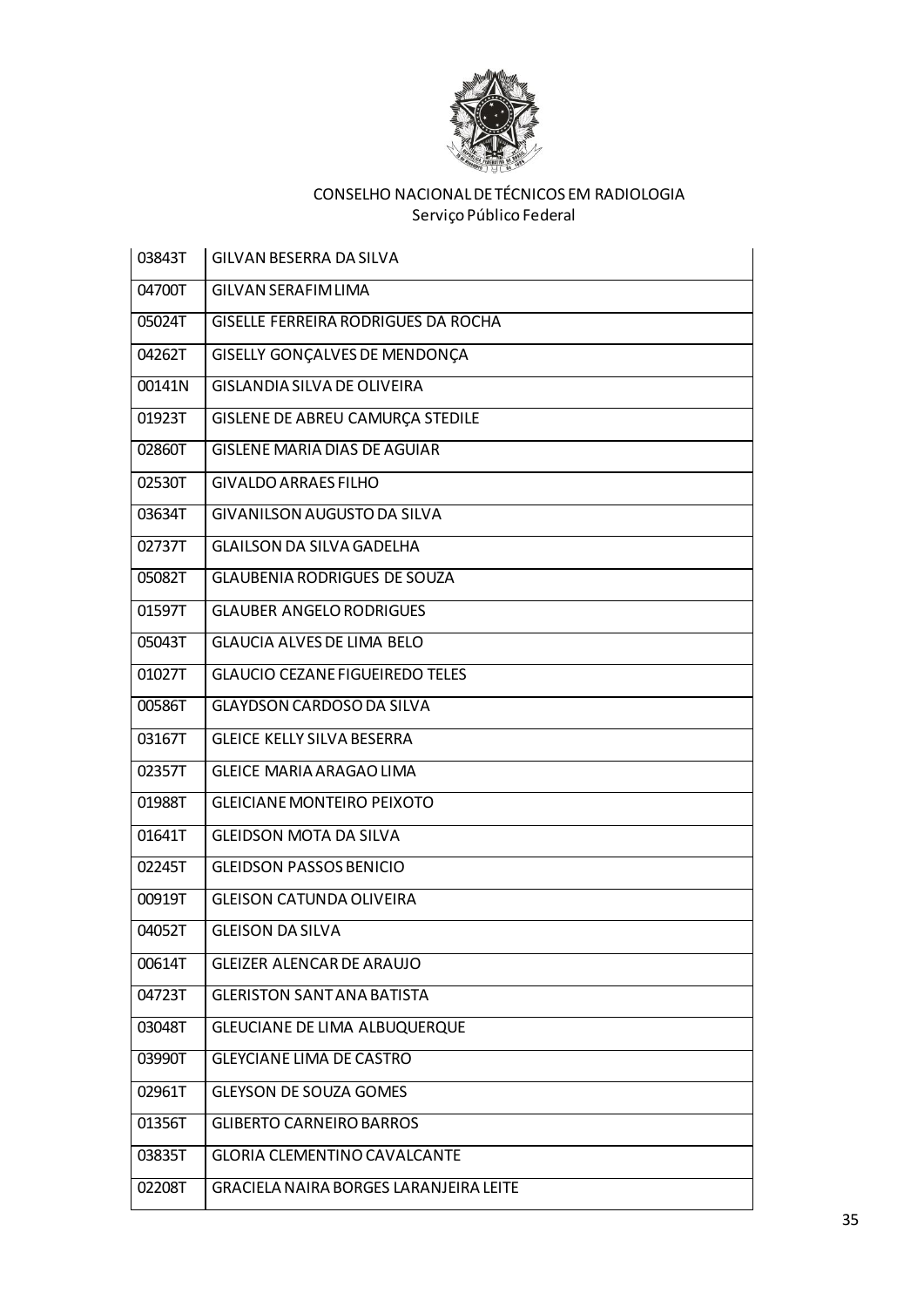CONSELHO NACIONAL DE TÉCNICOS EM RADIOLOGIA
Serviço Público Federal

| | |
|---|---|
| 03843T | GILVAN BESERRA DA SILVA |
| 04700T | GILVAN SERAFIM LIMA |
| 05024T | GISELLE FERREIRA RODRIGUES DA ROCHA |
| 04262T | GISELLY GONÇALVES DE MENDONÇA |
| 00141N | GISLANDIA SILVA DE OLIVEIRA |
| 01923T | GISLENE DE ABREU CAMURÇA STEDILE |
| 02860T | GISLENE MARIA DIAS DE AGUIAR |
| 02530T | GIVALDO ARRAES FILHO |
| 03634T | GIVANILSON AUGUSTO DA SILVA |
| 02737T | GLAILSON DA SILVA GADELHA |
| 05082T | GLAUBENIA RODRIGUES DE SOUZA |
| 01597T | GLAUBER ANGELO RODRIGUES |
| 05043T | GLAUCIA ALVES DE LIMA BELO |
| 01027T | GLAUCIO CEZANE FIGUEIREDO TELES |
| 00586T | GLAYDSON CARDOSO DA SILVA |
| 03167T | GLEICE KELLY SILVA BESERRA |
| 02357T | GLEICE MARIA ARAGAO LIMA |
| 01988T | GLEICIANE MONTEIRO PEIXOTO |
| 01641T | GLEIDSON MOTA DA SILVA |
| 02245T | GLEIDSON PASSOS BENICIO |
| 00919T | GLEISON CATUNDA OLIVEIRA |
| 04052T | GLEISON DA SILVA |
| 00614T | GLEIZER ALENCAR DE ARAUJO |
| 04723T | GLERISTON SANT ANA BATISTA |
| 03048T | GLEUCIANE DE LIMA ALBUQUERQUE |
| 03990T | GLEYCIANE LIMA DE CASTRO |
| 02961T | GLEYSON DE SOUZA GOMES |
| 01356T | GLIBERTO CARNEIRO BARROS |
| 03835T | GLORIA CLEMENTINO CAVALCANTE |
| 02208T | GRACIELA NAIRA BORGES LARANJEIRA LEITE |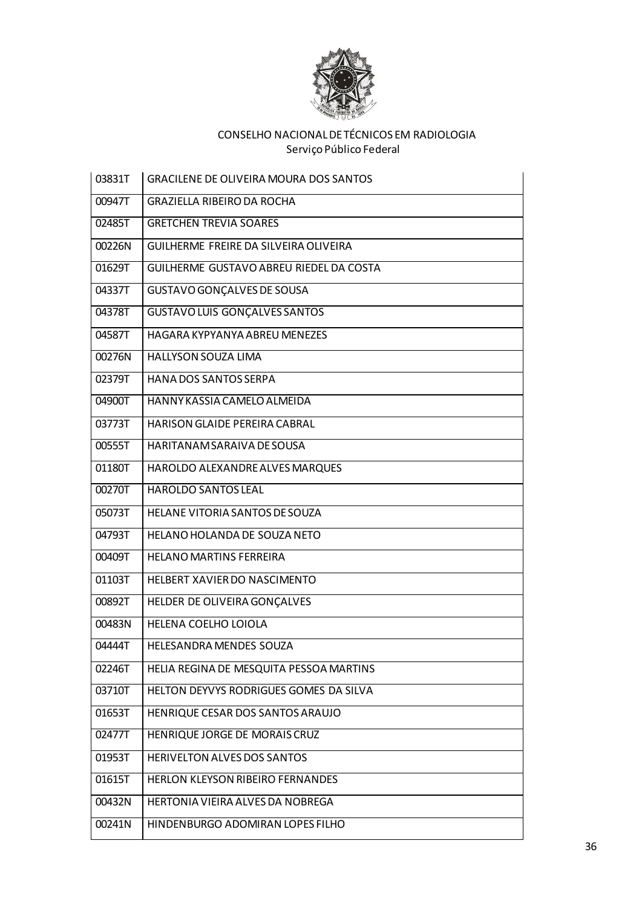CONSELHO NACIONAL DE TÉCNICOS EM RADIOLOGIA
Serviço Público Federal

| | |
|---|---|
| 03831T | GRACILENE DE OLIVEIRA MOURA DOS SANTOS |
| 00947T | GRAZIELLA RIBEIRO DA ROCHA |
| 02485T | GRETCHEN TREVIA SOARES |
| 00226N | GUILHERME FREIRE DA SILVEIRA OLIVEIRA |
| 01629T | GUILHERME GUSTAVO ABREU RIEDEL DA COSTA |
| 04337T | GUSTAVO GONÇALVES DE SOUSA |
| 04378T | GUSTAVO LUIS GONÇALVES SANTOS |
| 04587T | HAGARA KYPYANYA ABREU MENEZES |
| 00276N | HALLYSON SOUZA LIMA |
| 02379T | HANA DOS SANTOS SERPA |
| 04900T | HANNY KASSIA CAMELO ALMEIDA |
| 03773T | HARISON GLAIDE PEREIRA CABRAL |
| 00555T | HARITANAM SARAIVA DE SOUSA |
| 01180T | HAROLDO ALEXANDRE ALVES MARQUES |
| 00270T | HAROLDO SANTOS LEAL |
| 05073T | HELANE VITORIA SANTOS DE SOUZA |
| 04793T | HELANO HOLANDA DE SOUZA NETO |
| 00409T | HELANO MARTINS FERREIRA |
| 01103T | HELBERT XAVIER DO NASCIMENTO |
| 00892T | HELDER DE OLIVEIRA GONÇALVES |
| 00483N | HELENA COELHO LOIOLA |
| 04444T | HELESANDRA MENDES SOUZA |
| 02246T | HELIA REGINA DE MESQUITA PESSOA MARTINS |
| 03710T | HELTON DEYVYS RODRIGUES GOMES DA SILVA |
| 01653T | HENRIQUE CESAR DOS SANTOS ARAUJO |
| 02477T | HENRIQUE JORGE DE MORAIS CRUZ |
| 01953T | HERIVELTON ALVES DOS SANTOS |
| 01615T | HERLON KLEYSON RIBEIRO FERNANDES |
| 00432N | HERTONIA VIEIRA ALVES DA NOBREGA |
| 00241N | HINDENBURGO ADOMIRAN LOPES FILHO |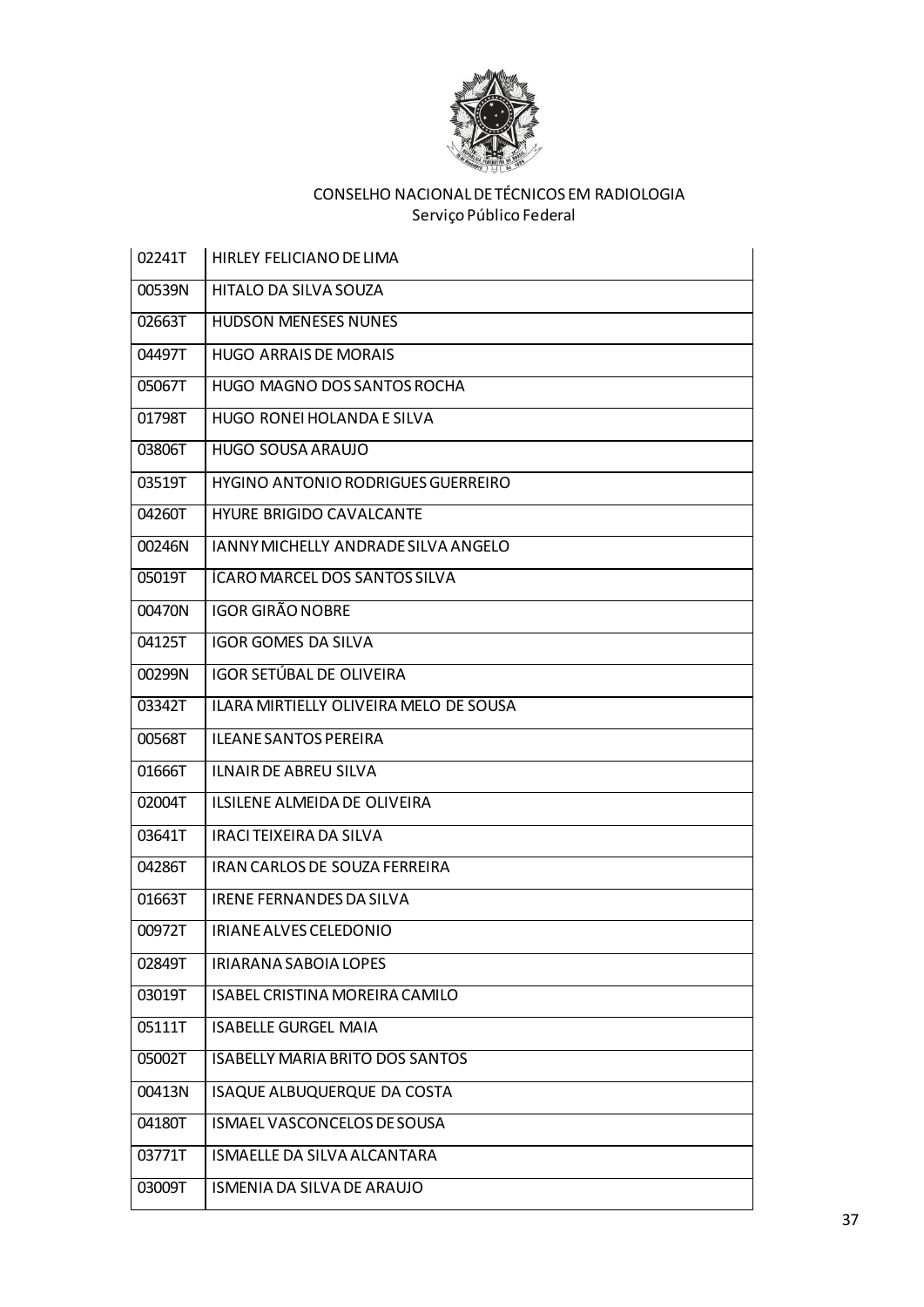CONSELHO NACIONAL DE TÉCNICOS EM RADIOLOGIA
Serviço Público Federal

| | |
|---|---|
| 02241T | HIRLEY FELICIANO DE LIMA |
| 00539N | HITALO DA SILVA SOUZA |
| 02663T | HUDSON MENESES NUNES |
| 04497T | HUGO ARRAIS DE MORAIS |
| 05067T | HUGO MAGNO DOS SANTOS ROCHA |
| 01798T | HUGO RONEI HOLANDA E SILVA |
| 03806T | HUGO SOUSA ARAUJO |
| 03519T | HYGINO ANTONIO RODRIGUES GUERREIRO |
| 04260T | HYURE BRIGIDO CAVALCANTE |
| 00246N | IANNY MICHELLY ANDRADE SILVA ANGELO |
| 05019T | ÍCARO MARCEL DOS SANTOS SILVA |
| 00470N | IGOR GIRÃO NOBRE |
| 04125T | IGOR GOMES DA SILVA |
| 00299N | IGOR SETÚBAL DE OLIVEIRA |
| 03342T | ILARA MIRTIELLY OLIVEIRA MELO DE SOUSA |
| 00568T | ILEANE SANTOS PEREIRA |
| 01666T | ILNAIR DE ABREU SILVA |
| 02004T | ILSILENE ALMEIDA DE OLIVEIRA |
| 03641T | IRACI TEIXEIRA DA SILVA |
| 04286T | IRAN CARLOS DE SOUZA FERREIRA |
| 01663T | IRENE FERNANDES DA SILVA |
| 00972T | IRIANE ALVES CELEDONIO |
| 02849T | IRIARANA SABOIA LOPES |
| 03019T | ISABEL CRISTINA MOREIRA CAMILO |
| 05111T | ISABELLE GURGEL MAIA |
| 05002T | ISABELLY MARIA BRITO DOS SANTOS |
| 00413N | ISAQUE ALBUQUERQUE DA COSTA |
| 04180T | ISMAEL VASCONCELOS DE SOUSA |
| 03771T | ISMAELLE DA SILVA ALCANTARA |
| 03009T | ISMENIA DA SILVA DE ARAUJO |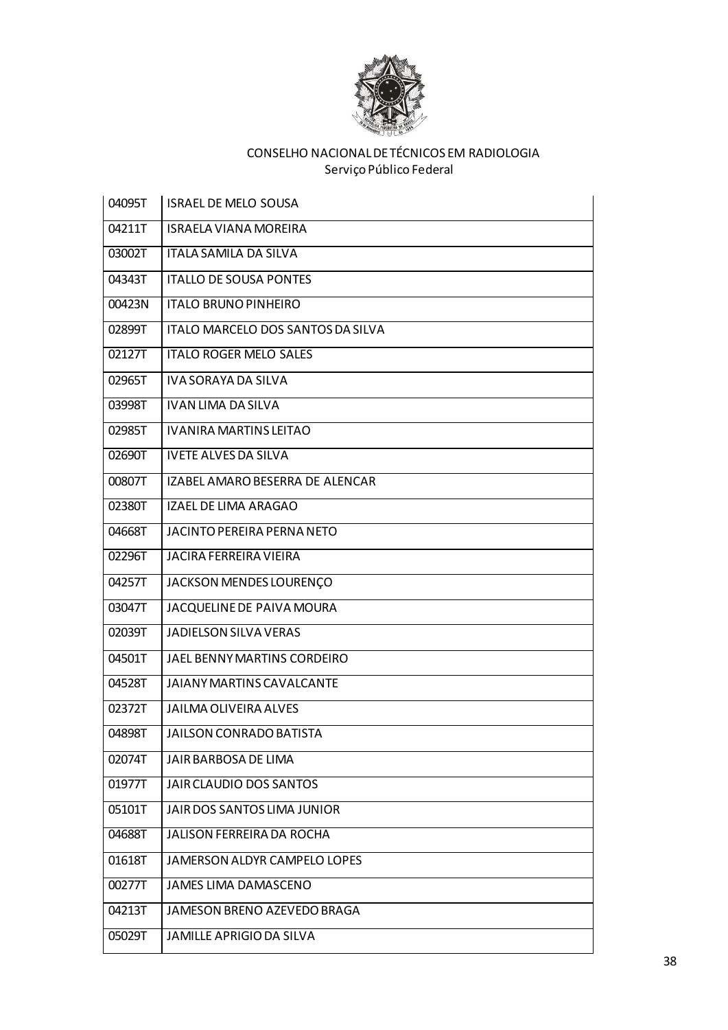CONSELHO NACIONAL DE TÉCNICOS EM RADIOLOGIA
Serviço Público Federal

| | |
|---|---|
| 04095T | ISRAEL DE MELO SOUSA |
| 04211T | ISRAELA VIANA MOREIRA |
| 03002T | ITALA SAMILA DA SILVA |
| 04343T | ITALLO DE SOUSA PONTES |
| 00423N | ITALO BRUNO PINHEIRO |
| 02899T | ITALO MARCELO DOS SANTOS DA SILVA |
| 02127T | ITALO ROGER MELO SALES |
| 02965T | IVA SORAYA DA SILVA |
| 03998T | IVAN LIMA DA SILVA |
| 02985T | IVANIRA MARTINS LEITAO |
| 02690T | IVETE ALVES DA SILVA |
| 00807T | IZABEL AMARO BESERRA DE ALENCAR |
| 02380T | IZAEL DE LIMA ARAGAO |
| 04668T | JACINTO PEREIRA PERNA NETO |
| 02296T | JACIRA FERREIRA VIEIRA |
| 04257T | JACKSON MENDES LOURENÇO |
| 03047T | JACQUELINE DE PAIVA MOURA |
| 02039T | JADIELSON SILVA VERAS |
| 04501T | JAEL BENNY MARTINS CORDEIRO |
| 04528T | JAIANY MARTINS CAVALCANTE |
| 02372T | JAILMA OLIVEIRA ALVES |
| 04898T | JAILSON CONRADO BATISTA |
| 02074T | JAIR BARBOSA DE LIMA |
| 01977T | JAIR CLAUDIO DOS SANTOS |
| 05101T | JAIR DOS SANTOS LIMA JUNIOR |
| 04688T | JALISON FERREIRA DA ROCHA |
| 01618T | JAMERSON ALDYR CAMPELO LOPES |
| 00277T | JAMES LIMA DAMASCENO |
| 04213T | JAMESON BRENO AZEVEDO BRAGA |
| 05029T | JAMILLE APRIGIO DA SILVA |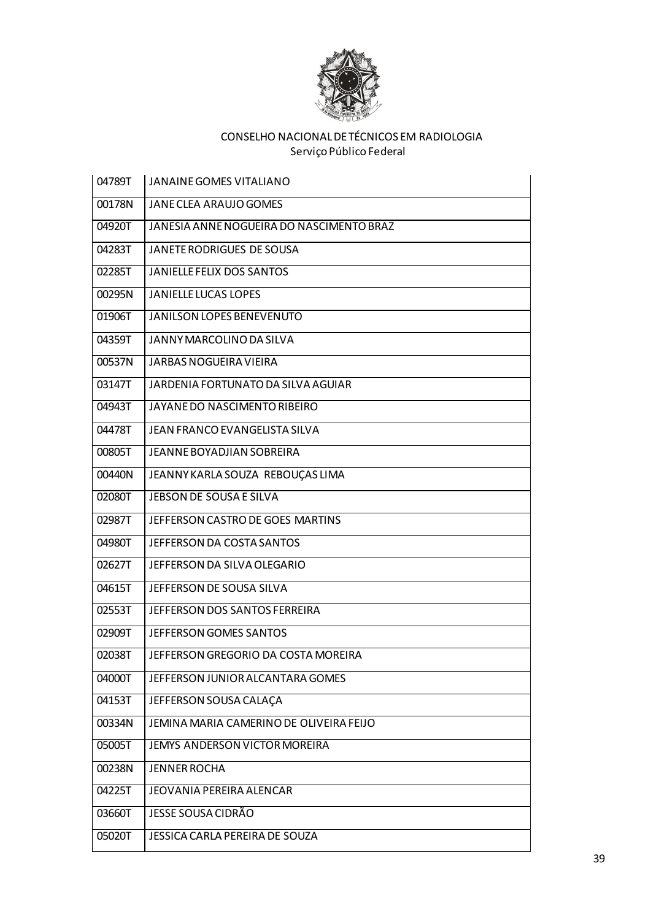CONSELHO NACIONAL DE TÉCNICOS EM RADIOLOGIA
Serviço Público Federal

| | |
|---|---|
| 04789T | JANAINE GOMES VITALIANO |
| 00178N | JANE CLEA ARAUJO GOMES |
| 04920T | JANESIA ANNE NOGUEIRA DO NASCIMENTO BRAZ |
| 04283T | JANETE RODRIGUES DE SOUSA |
| 02285T | JANIELLE FELIX DOS SANTOS |
| 00295N | JANIELLE LUCAS LOPES |
| 01906T | JANILSON LOPES BENEVENUTO |
| 04359T | JANNY MARCOLINO DA SILVA |
| 00537N | JARBAS NOGUEIRA VIEIRA |
| 03147T | JARDENIA FORTUNATO DA SILVA AGUIAR |
| 04943T | JAYANE DO NASCIMENTO RIBEIRO |
| 04478T | JEAN FRANCO EVANGELISTA SILVA |
| 00805T | JEANNE BOYADJIAN SOBREIRA |
| 00440N | JEANNY KARLA SOUZA REBOUÇAS LIMA |
| 02080T | JEBSON DE SOUSA E SILVA |
| 02987T | JEFFERSON CASTRO DE GOES MARTINS |
| 04980T | JEFFERSON DA COSTA SANTOS |
| 02627T | JEFFERSON DA SILVA OLEGARIO |
| 04615T | JEFFERSON DE SOUSA SILVA |
| 02553T | JEFFERSON DOS SANTOS FERREIRA |
| 02909T | JEFFERSON GOMES SANTOS |
| 02038T | JEFFERSON GREGORIO DA COSTA MOREIRA |
| 04000T | JEFFERSON JUNIOR ALCANTARA GOMES |
| 04153T | JEFFERSON SOUSA CALAÇA |
| 00334N | JEMINA MARIA CAMERINO DE OLIVEIRA FEIJO |
| 05005T | JEMYS ANDERSON VICTOR MOREIRA |
| 00238N | JENNER ROCHA |
| 04225T | JEOVANIA PEREIRA ALENCAR |
| 03660T | JESSE SOUSA CIDRÃO |
| 05020T | JESSICA CARLA PEREIRA DE SOUZA |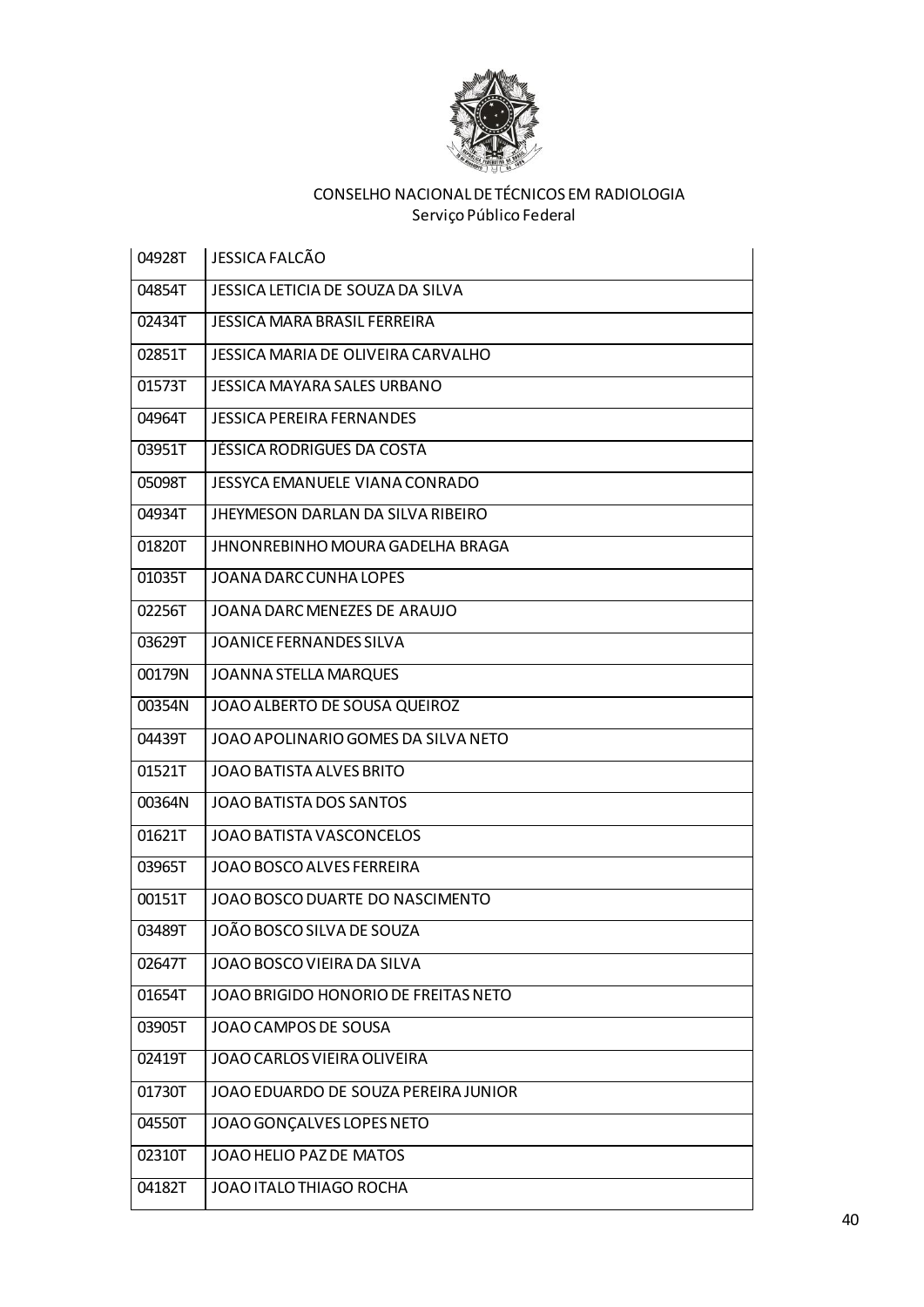CONSELHO NACIONAL DE TÉCNICOS EM RADIOLOGIA
Serviço Público Federal

| | |
|---|---|
| 04928T | JESSICA FALCÃO |
| 04854T | JESSICA LETICIA DE SOUZA DA SILVA |
| 02434T | JESSICA MARA BRASIL FERREIRA |
| 02851T | JESSICA MARIA DE OLIVEIRA CARVALHO |
| 01573T | JESSICA MAYARA SALES URBANO |
| 04964T | JESSICA PEREIRA FERNANDES |
| 03951T | JÉSSICA RODRIGUES DA COSTA |
| 05098T | JESSYCA EMANUELE VIANA CONRADO |
| 04934T | JHEYMESON DARLAN DA SILVA RIBEIRO |
| 01820T | JHNONREBINHO MOURA GADELHA BRAGA |
| 01035T | JOANA DARC CUNHA LOPES |
| 02256T | JOANA DARC MENEZES DE ARAUJO |
| 03629T | JOANICE FERNANDES SILVA |
| 00179N | JOANNA STELLA MARQUES |
| 00354N | JOAO ALBERTO DE SOUSA QUEIROZ |
| 04439T | JOAO APOLINARIO GOMES DA SILVA NETO |
| 01521T | JOAO BATISTA ALVES BRITO |
| 00364N | JOAO BATISTA DOS SANTOS |
| 01621T | JOAO BATISTA VASCONCELOS |
| 03965T | JOAO BOSCO ALVES FERREIRA |
| 00151T | JOAO BOSCO DUARTE DO NASCIMENTO |
| 03489T | JOÃO BOSCO SILVA DE SOUZA |
| 02647T | JOAO BOSCO VIEIRA DA SILVA |
| 01654T | JOAO BRIGIDO HONORIO DE FREITAS NETO |
| 03905T | JOAO CAMPOS DE SOUSA |
| 02419T | JOAO CARLOS VIEIRA OLIVEIRA |
| 01730T | JOAO EDUARDO DE SOUZA PEREIRA JUNIOR |
| 04550T | JOAO GONÇALVES LOPES NETO |
| 02310T | JOAO HELIO PAZ DE MATOS |
| 04182T | JOAO ITALO THIAGO ROCHA |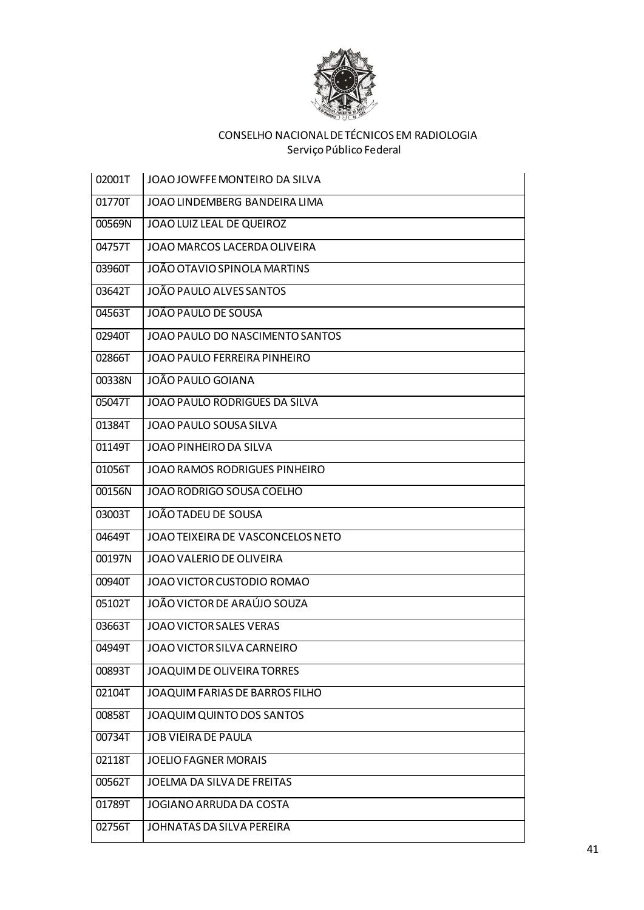CONSELHO NACIONAL DE TÉCNICOS EM RADIOLOGIA
Serviço Público Federal

| | |
|---|---|
| 02001T | JOAO JOWFFE MONTEIRO DA SILVA |
| 01770T | JOAO LINDEMBERG BANDEIRA LIMA |
| 00569N | JOAO LUIZ LEAL DE QUEIROZ |
| 04757T | JOAO MARCOS LACERDA OLIVEIRA |
| 03960T | JOÃO OTAVIO SPINOLA MARTINS |
| 03642T | JOÃO PAULO ALVES SANTOS |
| 04563T | JOÃO PAULO DE SOUSA |
| 02940T | JOAO PAULO DO NASCIMENTO SANTOS |
| 02866T | JOAO PAULO FERREIRA PINHEIRO |
| 00338N | JOÃO PAULO GOIANA |
| 05047T | JOAO PAULO RODRIGUES DA SILVA |
| 01384T | JOAO PAULO SOUSA SILVA |
| 01149T | JOAO PINHEIRO DA SILVA |
| 01056T | JOAO RAMOS RODRIGUES PINHEIRO |
| 00156N | JOAO RODRIGO SOUSA COELHO |
| 03003T | JOÃO TADEU DE SOUSA |
| 04649T | JOAO TEIXEIRA DE VASCONCELOS NETO |
| 00197N | JOAO VALERIO DE OLIVEIRA |
| 00940T | JOAO VICTOR CUSTODIO ROMAO |
| 05102T | JOÃO VICTOR DE ARAÚJO SOUZA |
| 03663T | JOAO VICTOR SALES VERAS |
| 04949T | JOAO VICTOR SILVA CARNEIRO |
| 00893T | JOAQUIM DE OLIVEIRA TORRES |
| 02104T | JOAQUIM FARIAS DE BARROS FILHO |
| 00858T | JOAQUIM QUINTO DOS SANTOS |
| 00734T | JOB VIEIRA DE PAULA |
| 02118T | JOELIO FAGNER MORAIS |
| 00562T | JOELMA DA SILVA DE FREITAS |
| 01789T | JOGIANO ARRUDA DA COSTA |
| 02756T | JOHNATAS DA SILVA PEREIRA |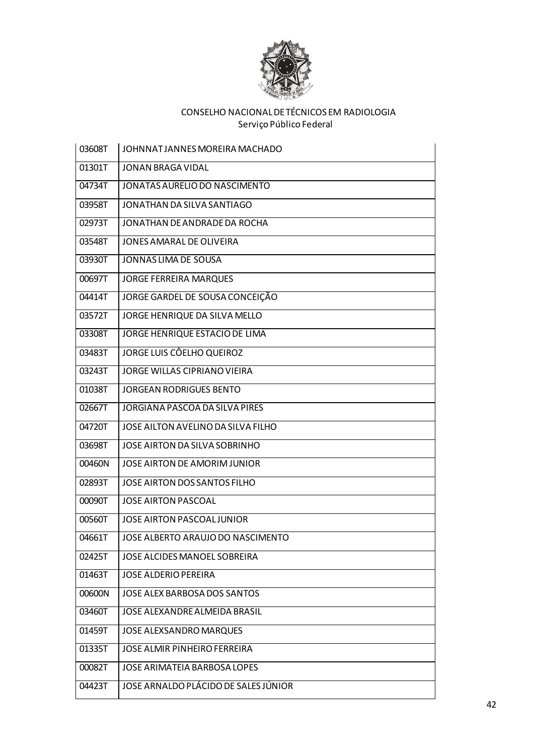CONSELHO NACIONAL DE TÉCNICOS EM RADIOLOGIA
Serviço Público Federal

| | |
|---|---|
| 03608T | JOHNNAT JANNES MOREIRA MACHADO |
| 01301T | JONAN BRAGA VIDAL |
| 04734T | JONATAS AURELIO DO NASCIMENTO |
| 03958T | JONATHAN DA SILVA SANTIAGO |
| 02973T | JONATHAN DE ANDRADE DA ROCHA |
| 03548T | JONES AMARAL DE OLIVEIRA |
| 03930T | JONNAS LIMA DE SOUSA |
| 00697T | JORGE FERREIRA MARQUES |
| 04414T | JORGE GARDEL DE SOUSA CONCEIÇÃO |
| 03572T | JORGE HENRIQUE DA SILVA MELLO |
| 03308T | JORGE HENRIQUE ESTACIO DE LIMA |
| 03483T | JORGE LUIS CÔELHO QUEIROZ |
| 03243T | JORGE WILLAS CIPRIANO VIEIRA |
| 01038T | JORGEAN RODRIGUES BENTO |
| 02667T | JORGIANA PASCOA DA SILVA PIRES |
| 04720T | JOSE AILTON AVELINO DA SILVA FILHO |
| 03698T | JOSE AIRTON DA SILVA SOBRINHO |
| 00460N | JOSE AIRTON DE AMORIM JUNIOR |
| 02893T | JOSE AIRTON DOS SANTOS FILHO |
| 00090T | JOSE AIRTON PASCOAL |
| 00560T | JOSE AIRTON PASCOAL JUNIOR |
| 04661T | JOSE ALBERTO ARAUJO DO NASCIMENTO |
| 02425T | JOSE ALCIDES MANOEL SOBREIRA |
| 01463T | JOSE ALDERIO PEREIRA |
| 00600N | JOSE ALEX BARBOSA DOS SANTOS |
| 03460T | JOSE ALEXANDRE ALMEIDA BRASIL |
| 01459T | JOSE ALEXSANDRO MARQUES |
| 01335T | JOSE ALMIR PINHEIRO FERREIRA |
| 00082T | JOSE ARIMATEIA BARBOSA LOPES |
| 04423T | JOSE ARNALDO PLÁCIDO DE SALES JÚNIOR |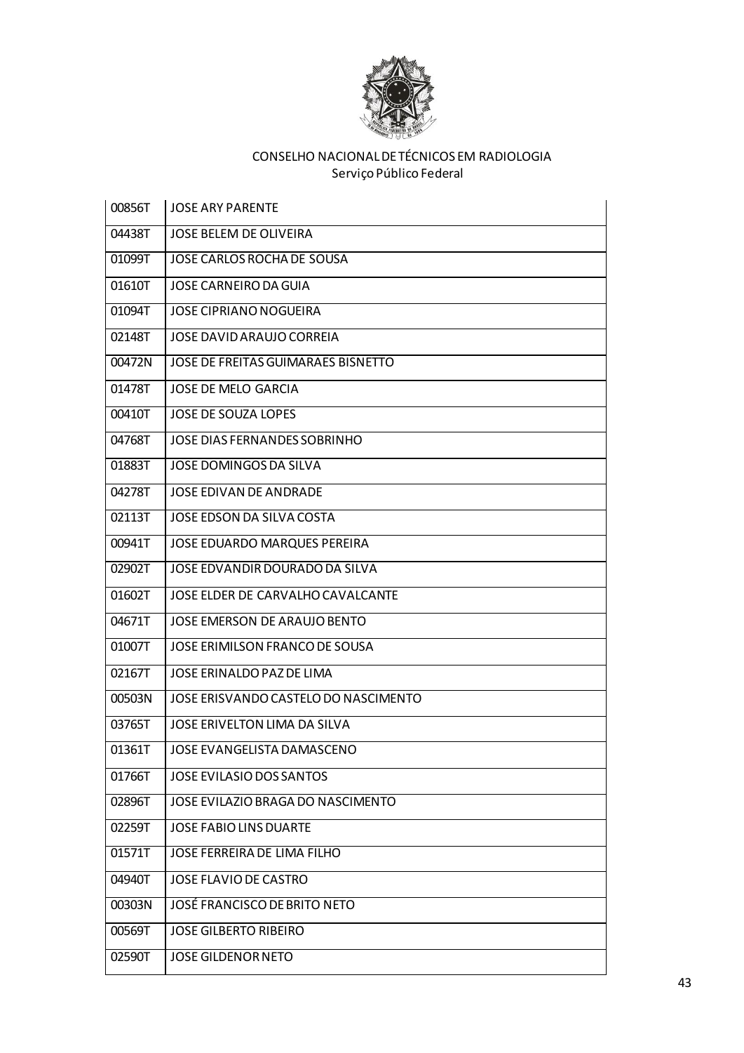CONSELHO NACIONAL DE TÉCNICOS EM RADIOLOGIA
Serviço Público Federal

| | |
|---|---|
| 00856T | JOSE ARY PARENTE |
| 04438T | JOSE BELEM DE OLIVEIRA |
| 01099T | JOSE CARLOS ROCHA DE SOUSA |
| 01610T | JOSE CARNEIRO DA GUIA |
| 01094T | JOSE CIPRIANO NOGUEIRA |
| 02148T | JOSE DAVID ARAUJO CORREIA |
| 00472N | JOSE DE FREITAS GUIMARAES BISNETTO |
| 01478T | JOSE DE MELO GARCIA |
| 00410T | JOSE DE SOUZA LOPES |
| 04768T | JOSE DIAS FERNANDES SOBRINHO |
| 01883T | JOSE DOMINGOS DA SILVA |
| 04278T | JOSE EDIVAN DE ANDRADE |
| 02113T | JOSE EDSON DA SILVA COSTA |
| 00941T | JOSE EDUARDO MARQUES PEREIRA |
| 02902T | JOSE EDVANDIR DOURADO DA SILVA |
| 01602T | JOSE ELDER DE CARVALHO CAVALCANTE |
| 04671T | JOSE EMERSON DE ARAUJO BENTO |
| 01007T | JOSE ERIMILSON FRANCO DE SOUSA |
| 02167T | JOSE ERINALDO PAZ DE LIMA |
| 00503N | JOSE ERISVANDO CASTELO DO NASCIMENTO |
| 03765T | JOSE ERIVELTON LIMA DA SILVA |
| 01361T | JOSE EVANGELISTA DAMASCENO |
| 01766T | JOSE EVILASIO DOS SANTOS |
| 02896T | JOSE EVILAZIO BRAGA DO NASCIMENTO |
| 02259T | JOSE FABIO LINS DUARTE |
| 01571T | JOSE FERREIRA DE LIMA FILHO |
| 04940T | JOSE FLAVIO DE CASTRO |
| 00303N | JOSÉ FRANCISCO DE BRITO NETO |
| 00569T | JOSE GILBERTO RIBEIRO |
| 02590T | JOSE GILDENOR NETO |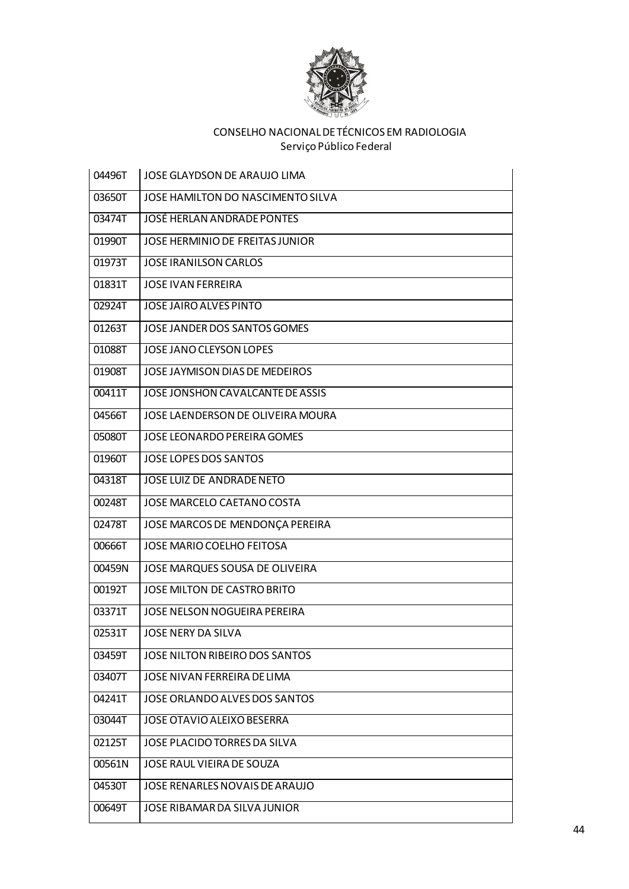CONSELHO NACIONAL DE TÉCNICOS EM RADIOLOGIA
Serviço Público Federal

| | |
|---|---|
| 04496T | JOSE GLAYDSON DE ARAUJO LIMA |
| 03650T | JOSE HAMILTON DO NASCIMENTO SILVA |
| 03474T | JOSÉ HERLAN ANDRADE PONTES |
| 01990T | JOSE HERMINIO DE FREITAS JUNIOR |
| 01973T | JOSE IRANILSON CARLOS |
| 01831T | JOSE IVAN FERREIRA |
| 02924T | JOSE JAIRO ALVES PINTO |
| 01263T | JOSE JANDER DOS SANTOS GOMES |
| 01088T | JOSE JANO CLEYSON LOPES |
| 01908T | JOSE JAYMISON DIAS DE MEDEIROS |
| 00411T | JOSE JONSHON CAVALCANTE DE ASSIS |
| 04566T | JOSE LAENDERSON DE OLIVEIRA MOURA |
| 05080T | JOSE LEONARDO PEREIRA GOMES |
| 01960T | JOSE LOPES DOS SANTOS |
| 04318T | JOSE LUIZ DE ANDRADE NETO |
| 00248T | JOSE MARCELO CAETANO COSTA |
| 02478T | JOSE MARCOS DE MENDONÇA PEREIRA |
| 00666T | JOSE MARIO COELHO FEITOSA |
| 00459N | JOSE MARQUES SOUSA DE OLIVEIRA |
| 00192T | JOSE MILTON DE CASTRO BRITO |
| 03371T | JOSE NELSON NOGUEIRA PEREIRA |
| 02531T | JOSE NERY DA SILVA |
| 03459T | JOSE NILTON RIBEIRO DOS SANTOS |
| 03407T | JOSE NIVAN FERREIRA DE LIMA |
| 04241T | JOSE ORLANDO ALVES DOS SANTOS |
| 03044T | JOSE OTAVIO ALEIXO BESERRA |
| 02125T | JOSE PLACIDO TORRES DA SILVA |
| 00561N | JOSE RAUL VIEIRA DE SOUZA |
| 04530T | JOSE RENARLES NOVAIS DE ARAUJO |
| 00649T | JOSE RIBAMAR DA SILVA JUNIOR |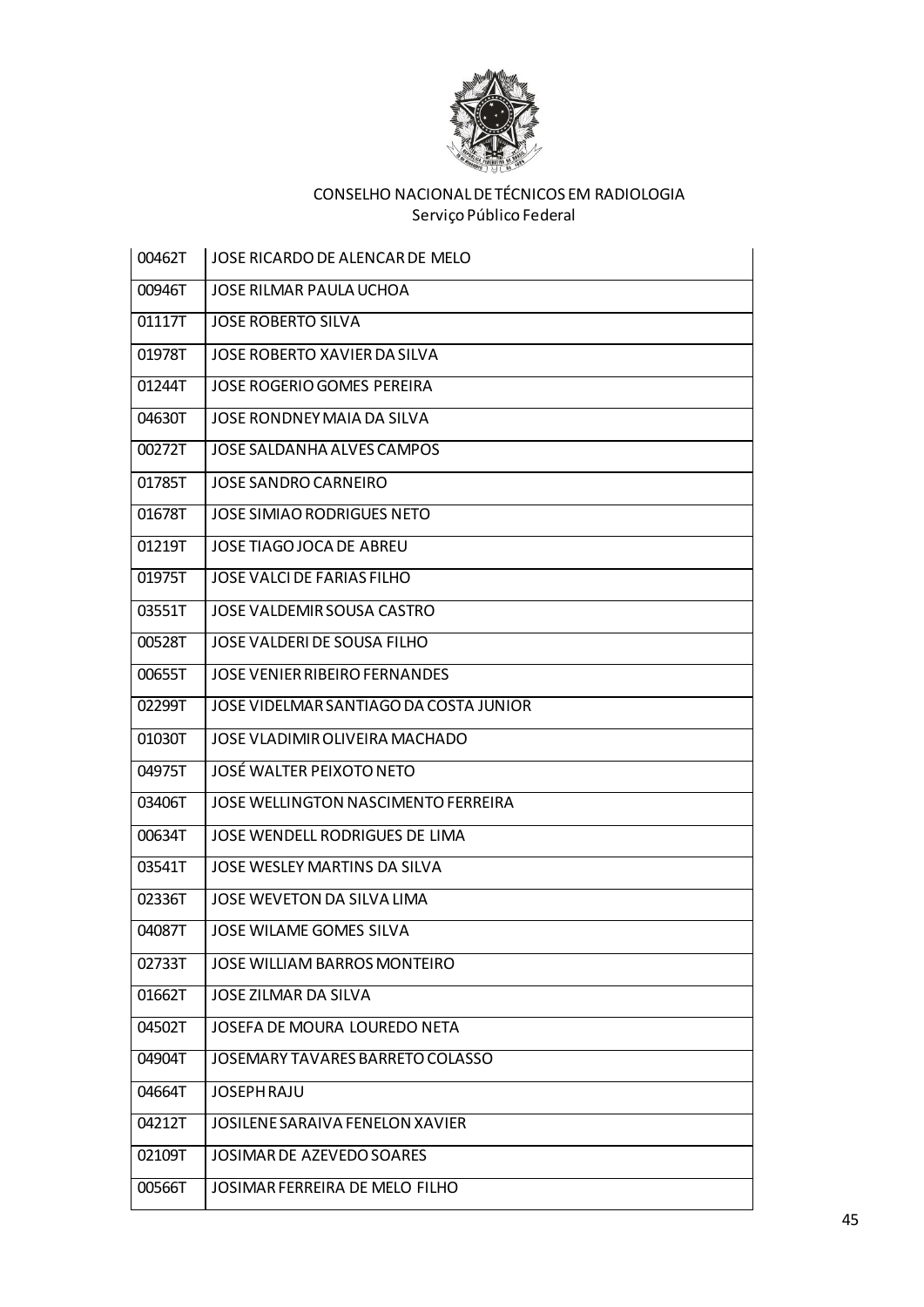CONSELHO NACIONAL DE TÉCNICOS EM RADIOLOGIA
Serviço Público Federal

| | |
|---|---|
| 00462T | JOSE RICARDO DE ALENCAR DE MELO |
| 00946T | JOSE RILMAR PAULA UCHOA |
| 01117T | JOSE ROBERTO SILVA |
| 01978T | JOSE ROBERTO XAVIER DA SILVA |
| 01244T | JOSE ROGERIO GOMES PEREIRA |
| 04630T | JOSE RONDNEY MAIA DA SILVA |
| 00272T | JOSE SALDANHA ALVES CAMPOS |
| 01785T | JOSE SANDRO CARNEIRO |
| 01678T | JOSE SIMIAO RODRIGUES NETO |
| 01219T | JOSE TIAGO JOCA DE ABREU |
| 01975T | JOSE VALCI DE FARIAS FILHO |
| 03551T | JOSE VALDEMIR SOUSA CASTRO |
| 00528T | JOSE VALDERI DE SOUSA FILHO |
| 00655T | JOSE VENIER RIBEIRO FERNANDES |
| 02299T | JOSE VIDELMAR SANTIAGO DA COSTA JUNIOR |
| 01030T | JOSE VLADIMIR OLIVEIRA MACHADO |
| 04975T | JOSÉ WALTER PEIXOTO NETO |
| 03406T | JOSE WELLINGTON NASCIMENTO FERREIRA |
| 00634T | JOSE WENDELL RODRIGUES DE LIMA |
| 03541T | JOSE WESLEY MARTINS DA SILVA |
| 02336T | JOSE WEVETON DA SILVA LIMA |
| 04087T | JOSE WILAME GOMES SILVA |
| 02733T | JOSE WILLIAM BARROS MONTEIRO |
| 01662T | JOSE ZILMAR DA SILVA |
| 04502T | JOSEFA DE MOURA LOUREDO NETA |
| 04904T | JOSEMARY TAVARES BARRETO COLASSO |
| 04664T | JOSEPH RAJU |
| 04212T | JOSILENE SARAIVA FENELON XAVIER |
| 02109T | JOSIMAR DE AZEVEDO SOARES |
| 00566T | JOSIMAR FERREIRA DE MELO FILHO |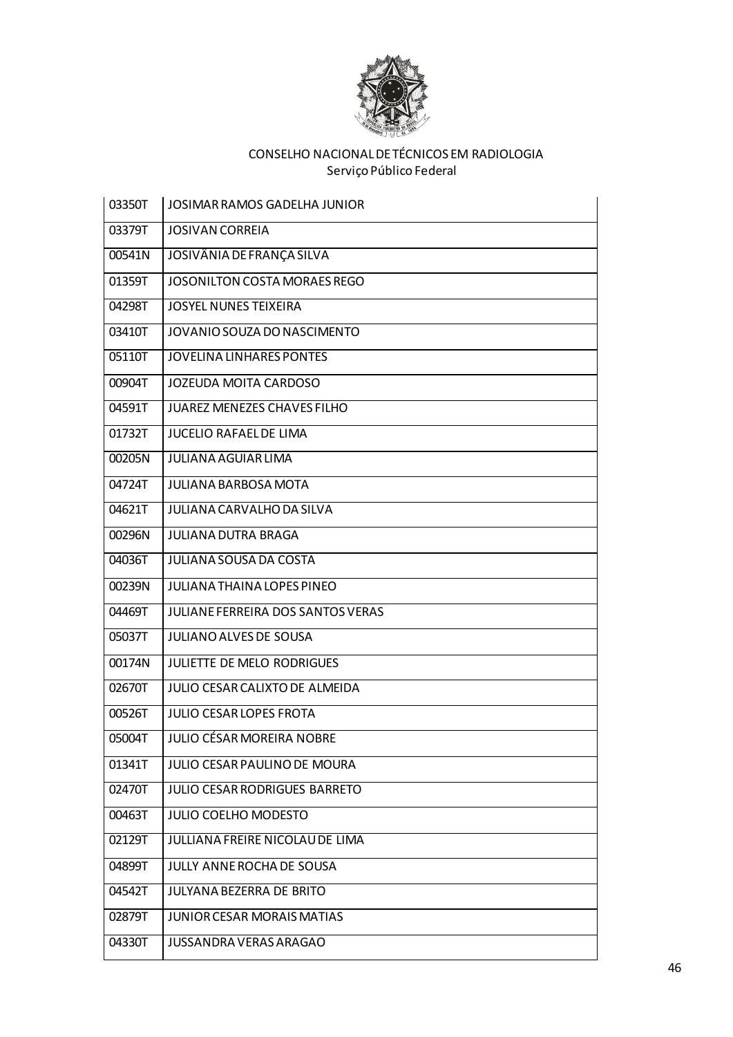CONSELHO NACIONAL DE TÉCNICOS EM RADIOLOGIA
Serviço Público Federal

| | |
|---|---|
| 03350T | JOSIMAR RAMOS GADELHA JUNIOR |
| 03379T | JOSIVAN CORREIA |
| 00541N | JOSIVÂNIA DE FRANÇA SILVA |
| 01359T | JOSONILTON COSTA MORAES REGO |
| 04298T | JOSYEL NUNES TEIXEIRA |
| 03410T | JOVANIO SOUZA DO NASCIMENTO |
| 05110T | JOVELINA LINHARES PONTES |
| 00904T | JOZEUDA MOITA CARDOSO |
| 04591T | JUAREZ MENEZES CHAVES FILHO |
| 01732T | JUCELIO RAFAEL DE LIMA |
| 00205N | JULIANA AGUIAR LIMA |
| 04724T | JULIANA BARBOSA MOTA |
| 04621T | JULIANA CARVALHO DA SILVA |
| 00296N | JULIANA DUTRA BRAGA |
| 04036T | JULIANA SOUSA DA COSTA |
| 00239N | JULIANA THAINA LOPES PINEO |
| 04469T | JULIANE FERREIRA DOS SANTOS VERAS |
| 05037T | JULIANO ALVES DE SOUSA |
| 00174N | JULIETTE DE MELO RODRIGUES |
| 02670T | JULIO CESAR CALIXTO DE ALMEIDA |
| 00526T | JULIO CESAR LOPES FROTA |
| 05004T | JULIO CÉSAR MOREIRA NOBRE |
| 01341T | JULIO CESAR PAULINO DE MOURA |
| 02470T | JULIO CESAR RODRIGUES BARRETO |
| 00463T | JULIO COELHO MODESTO |
| 02129T | JULLIANA FREIRE NICOLAU DE LIMA |
| 04899T | JULLY ANNE ROCHA DE SOUSA |
| 04542T | JULYANA BEZERRA DE BRITO |
| 02879T | JUNIOR CESAR MORAIS MATIAS |
| 04330T | JUSSANDRA VERAS ARAGAO |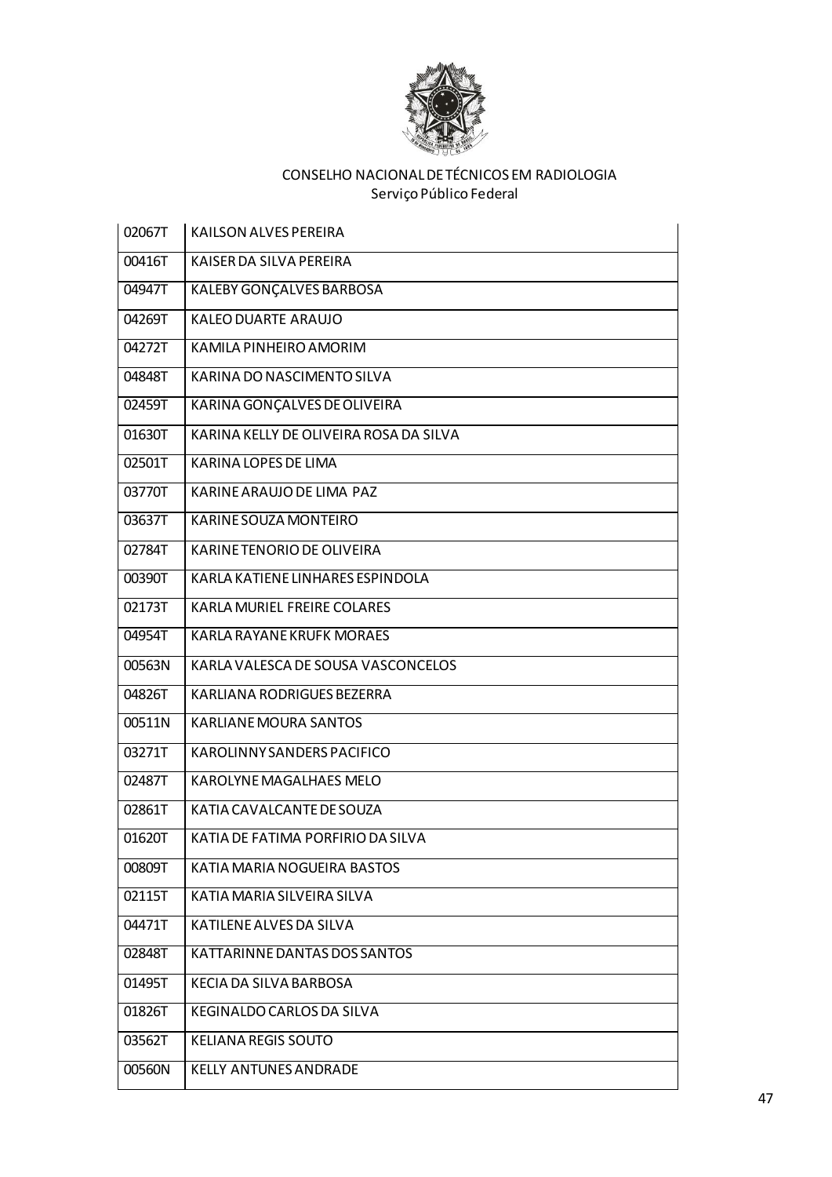CONSELHO NACIONAL DE TÉCNICOS EM RADIOLOGIA
Serviço Público Federal

| | |
|---|---|
| 02067T | KAILSON ALVES PEREIRA |
| 00416T | KAISER DA SILVA PEREIRA |
| 04947T | KALEBY GONÇALVES BARBOSA |
| 04269T | KALEO DUARTE ARAUJO |
| 04272T | KAMILA PINHEIRO AMORIM |
| 04848T | KARINA DO NASCIMENTO SILVA |
| 02459T | KARINA GONÇALVES DE OLIVEIRA |
| 01630T | KARINA KELLY DE OLIVEIRA ROSA DA SILVA |
| 02501T | KARINA LOPES DE LIMA |
| 03770T | KARINE ARAUJO DE LIMA PAZ |
| 03637T | KARINE SOUZA MONTEIRO |
| 02784T | KARINE TENORIO DE OLIVEIRA |
| 00390T | KARLA KATIENE LINHARES ESPINDOLA |
| 02173T | KARLA MURIEL FREIRE COLARES |
| 04954T | KARLA RAYANE KRUFK MORAES |
| 00563N | KARLA VALESCA DE SOUSA VASCONCELOS |
| 04826T | KARLIANA RODRIGUES BEZERRA |
| 00511N | KARLIANE MOURA SANTOS |
| 03271T | KAROLINNY SANDERS PACIFICO |
| 02487T | KAROLYNE MAGALHAES MELO |
| 02861T | KATIA CAVALCANTE DE SOUZA |
| 01620T | KATIA DE FATIMA PORFIRIO DA SILVA |
| 00809T | KATIA MARIA NOGUEIRA BASTOS |
| 02115T | KATIA MARIA SILVEIRA SILVA |
| 04471T | KATILENE ALVES DA SILVA |
| 02848T | KATTARINNE DANTAS DOS SANTOS |
| 01495T | KECIA DA SILVA BARBOSA |
| 01826T | KEGINALDO CARLOS DA SILVA |
| 03562T | KELIANA REGIS SOUTO |
| 00560N | KELLY ANTUNES ANDRADE |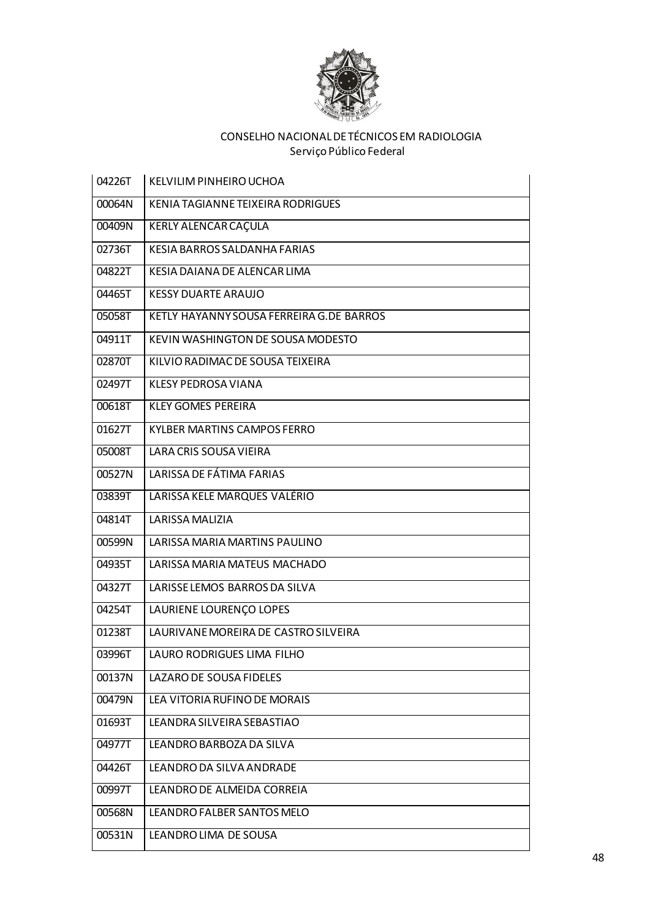CONSELHO NACIONAL DE TÉCNICOS EM RADIOLOGIA
Serviço Público Federal

| | |
|---|---|
| 04226T | KELVILIM PINHEIRO UCHOA |
| 00064N | KENIA TAGIANNE TEIXEIRA RODRIGUES |
| 00409N | KERLY ALENCAR CAÇULA |
| 02736T | KESIA BARROS SALDANHA FARIAS |
| 04822T | KESIA DAIANA DE ALENCAR LIMA |
| 04465T | KESSY DUARTE ARAUJO |
| 05058T | KETLY HAYANNY SOUSA FERREIRA G.DE BARROS |
| 04911T | KEVIN WASHINGTON DE SOUSA MODESTO |
| 02870T | KILVIO RADIMAC DE SOUSA TEIXEIRA |
| 02497T | KLESY PEDROSA VIANA |
| 00618T | KLEY GOMES PEREIRA |
| 01627T | KYLBER MARTINS CAMPOS FERRO |
| 05008T | LARA CRIS SOUSA VIEIRA |
| 00527N | LARISSA DE FÁTIMA FARIAS |
| 03839T | LARISSA KELE MARQUES VALÉRIO |
| 04814T | LARISSA MALIZIA |
| 00599N | LARISSA MARIA MARTINS PAULINO |
| 04935T | LARISSA MARIA MATEUS MACHADO |
| 04327T | LARISSE LEMOS BARROS DA SILVA |
| 04254T | LAURIENE LOURENÇO LOPES |
| 01238T | LAURIVANE MOREIRA DE CASTRO SILVEIRA |
| 03996T | LAURO RODRIGUES LIMA FILHO |
| 00137N | LAZARO DE SOUSA FIDELES |
| 00479N | LEA VITORIA RUFINO DE MORAIS |
| 01693T | LEANDRA SILVEIRA SEBASTIAO |
| 04977T | LEANDRO BARBOZA DA SILVA |
| 04426T | LEANDRO DA SILVA ANDRADE |
| 00997T | LEANDRO DE ALMEIDA CORREIA |
| 00568N | LEANDRO FALBER SANTOS MELO |
| 00531N | LEANDRO LIMA DE SOUSA |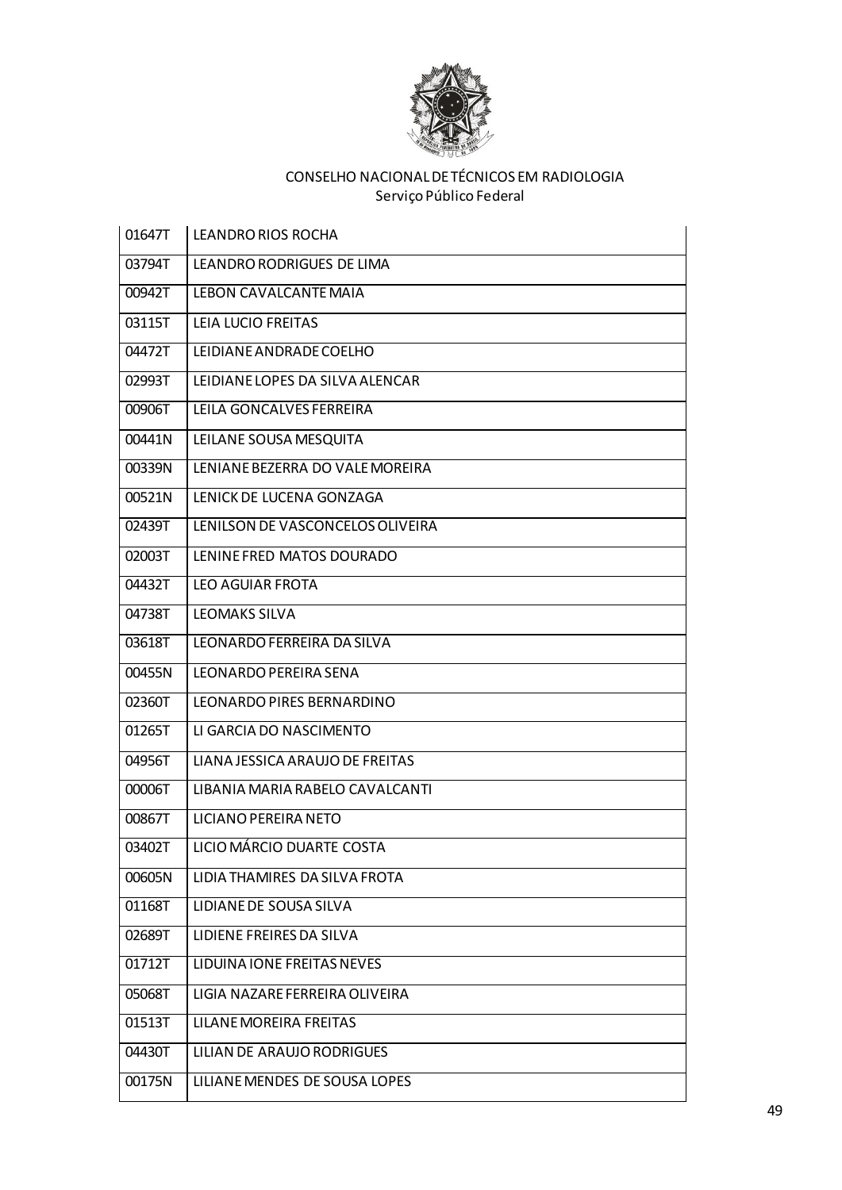CONSELHO NACIONAL DE TÉCNICOS EM RADIOLOGIA
Serviço Público Federal

| | |
|---|---|
| 01647T | LEANDRO RIOS ROCHA |
| 03794T | LEANDRO RODRIGUES DE LIMA |
| 00942T | LEBON CAVALCANTE MAIA |
| 03115T | LEIA LUCIO FREITAS |
| 04472T | LEIDIANE ANDRADE COELHO |
| 02993T | LEIDIANE LOPES DA SILVA ALENCAR |
| 00906T | LEILA GONCALVES FERREIRA |
| 00441N | LEILANE SOUSA MESQUITA |
| 00339N | LENIANE BEZERRA DO VALE MOREIRA |
| 00521N | LENICK DE LUCENA GONZAGA |
| 02439T | LENILSON DE VASCONCELOS OLIVEIRA |
| 02003T | LENINE FRED MATOS DOURADO |
| 04432T | LEO AGUIAR FROTA |
| 04738T | LEOMAKS SILVA |
| 03618T | LEONARDO FERREIRA DA SILVA |
| 00455N | LEONARDO PEREIRA SENA |
| 02360T | LEONARDO PIRES BERNARDINO |
| 01265T | LI GARCIA DO NASCIMENTO |
| 04956T | LIANA JESSICA ARAUJO DE FREITAS |
| 00006T | LIBANIA MARIA RABELO CAVALCANTI |
| 00867T | LICIANO PEREIRA NETO |
| 03402T | LICIO MÁRCIO DUARTE COSTA |
| 00605N | LIDIA THAMIRES DA SILVA FROTA |
| 01168T | LIDIANE DE SOUSA SILVA |
| 02689T | LIDIENE FREIRES DA SILVA |
| 01712T | LIDUINA IONE FREITAS NEVES |
| 05068T | LIGIA NAZARE FERREIRA OLIVEIRA |
| 01513T | LILANE MOREIRA FREITAS |
| 04430T | LILIAN DE ARAUJO RODRIGUES |
| 00175N | LILIANE MENDES DE SOUSA LOPES |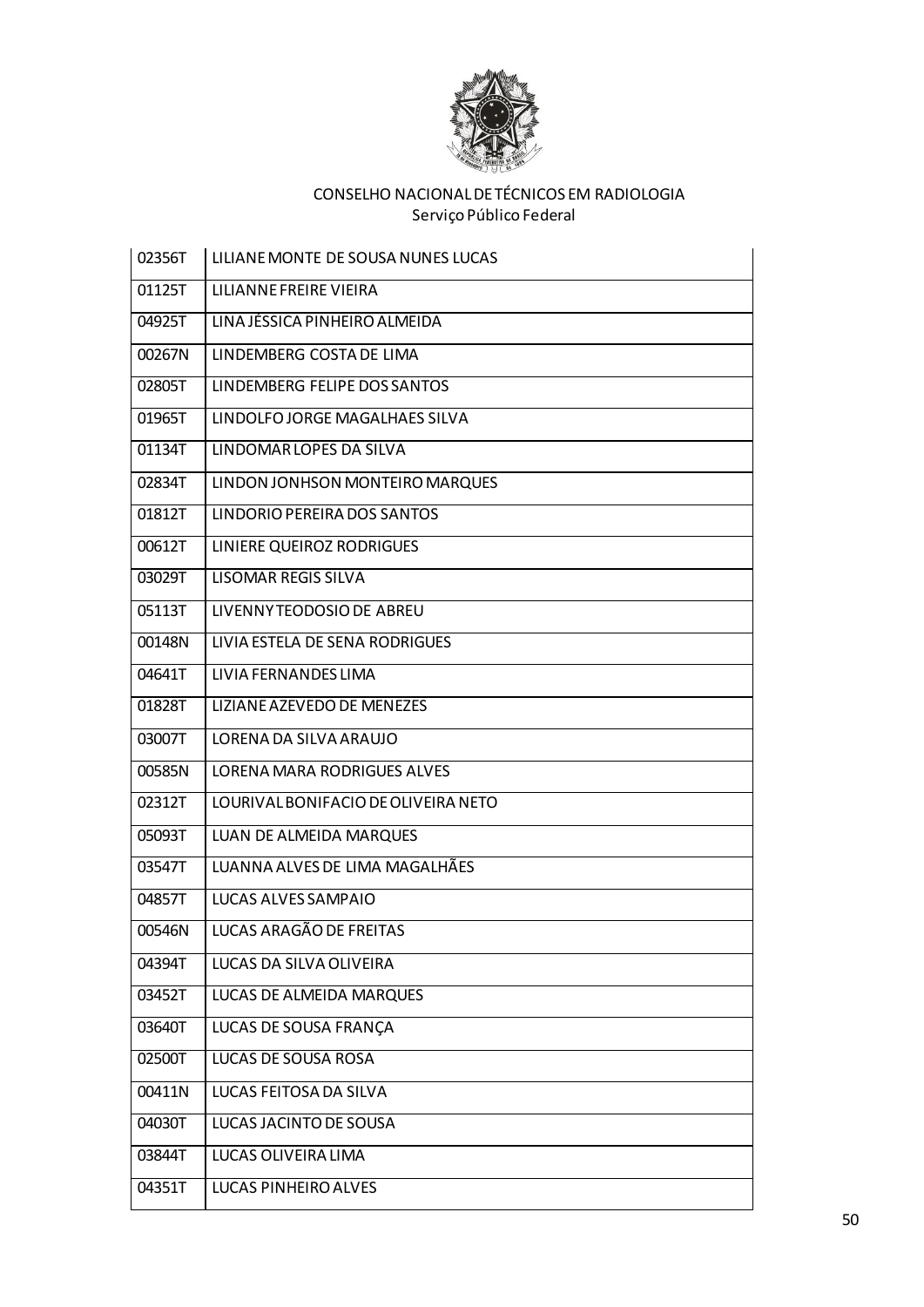CONSELHO NACIONAL DE TÉCNICOS EM RADIOLOGIA
Serviço Público Federal

| | |
|---|---|
| 02356T | LILIANE MONTE DE SOUSA NUNES LUCAS |
| 01125T | LILIANNE FREIRE VIEIRA |
| 04925T | LINA JÉSSICA PINHEIRO ALMEIDA |
| 00267N | LINDEMBERG COSTA DE LIMA |
| 02805T | LINDEMBERG FELIPE DOS SANTOS |
| 01965T | LINDOLFO JORGE MAGALHAES SILVA |
| 01134T | LINDOMAR LOPES DA SILVA |
| 02834T | LINDON JONHSON MONTEIRO MARQUES |
| 01812T | LINDORIO PEREIRA DOS SANTOS |
| 00612T | LINIERE QUEIROZ RODRIGUES |
| 03029T | LISOMAR REGIS SILVA |
| 05113T | LIVENNY TEODOSIO DE ABREU |
| 00148N | LIVIA ESTELA DE SENA RODRIGUES |
| 04641T | LIVIA FERNANDES LIMA |
| 01828T | LIZIANE AZEVEDO DE MENEZES |
| 03007T | LORENA DA SILVA ARAUJO |
| 00585N | LORENA MARA RODRIGUES ALVES |
| 02312T | LOURIVAL BONIFACIO DE OLIVEIRA NETO |
| 05093T | LUAN DE ALMEIDA MARQUES |
| 03547T | LUANNA ALVES DE LIMA MAGALHÃES |
| 04857T | LUCAS ALVES SAMPAIO |
| 00546N | LUCAS ARAGÃO DE FREITAS |
| 04394T | LUCAS DA SILVA OLIVEIRA |
| 03452T | LUCAS DE ALMEIDA MARQUES |
| 03640T | LUCAS DE SOUSA FRANÇA |
| 02500T | LUCAS DE SOUSA ROSA |
| 00411N | LUCAS FEITOSA DA SILVA |
| 04030T | LUCAS JACINTO DE SOUSA |
| 03844T | LUCAS OLIVEIRA LIMA |
| 04351T | LUCAS PINHEIRO ALVES |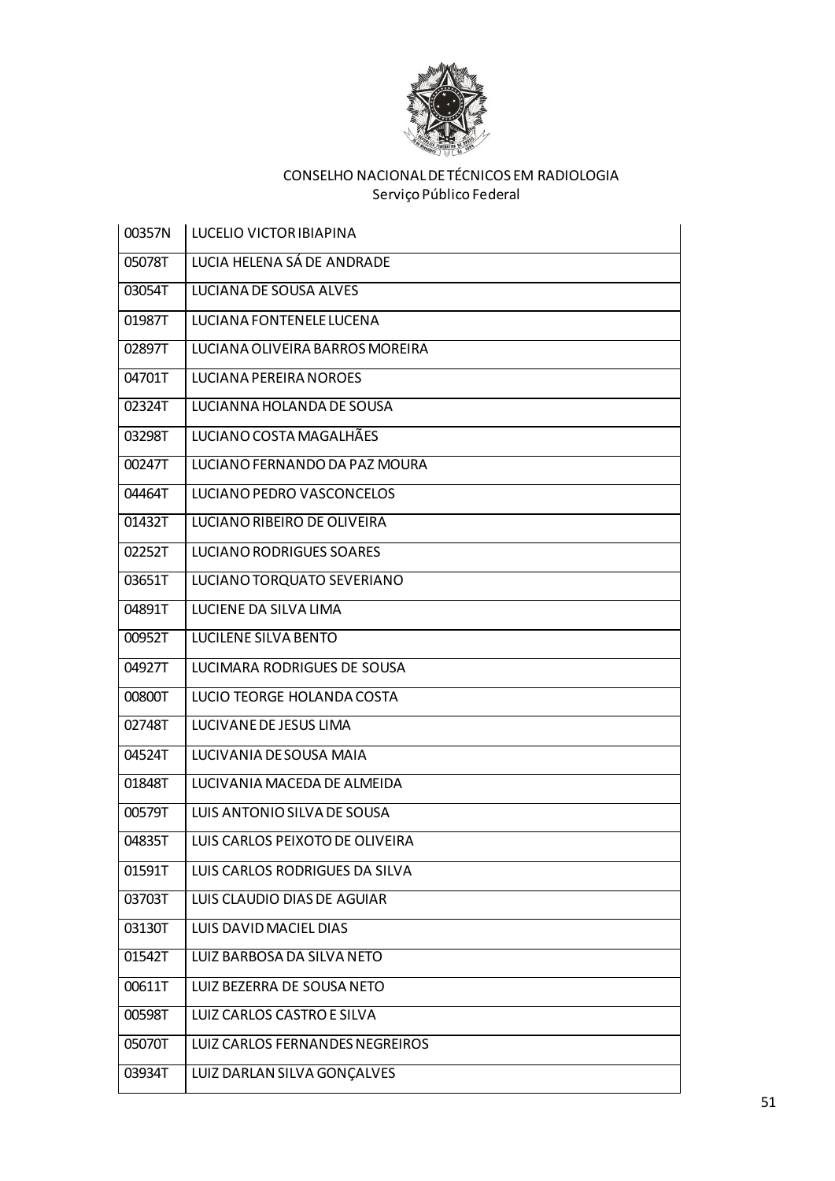CONSELHO NACIONAL DE TÉCNICOS EM RADIOLOGIA
Serviço Público Federal

| | |
|---|---|
| 00357N | LUCELIO VICTOR IBIAPINA |
| 05078T | LUCIA HELENA SÁ DE ANDRADE |
| 03054T | LUCIANA DE SOUSA ALVES |
| 01987T | LUCIANA FONTENELE LUCENA |
| 02897T | LUCIANA OLIVEIRA BARROS MOREIRA |
| 04701T | LUCIANA PEREIRA NOROES |
| 02324T | LUCIANNA HOLANDA DE SOUSA |
| 03298T | LUCIANO COSTA MAGALHÃES |
| 00247T | LUCIANO FERNANDO DA PAZ MOURA |
| 04464T | LUCIANO PEDRO VASCONCELOS |
| 01432T | LUCIANO RIBEIRO DE OLIVEIRA |
| 02252T | LUCIANO RODRIGUES SOARES |
| 03651T | LUCIANO TORQUATO SEVERIANO |
| 04891T | LUCIENE DA SILVA LIMA |
| 00952T | LUCILENE SILVA BENTO |
| 04927T | LUCIMARA RODRIGUES DE SOUSA |
| 00800T | LUCIO TEORGE HOLANDA COSTA |
| 02748T | LUCIVANE DE JESUS LIMA |
| 04524T | LUCIVANIA DE SOUSA MAIA |
| 01848T | LUCIVANIA MACEDA DE ALMEIDA |
| 00579T | LUIS ANTONIO SILVA DE SOUSA |
| 04835T | LUIS CARLOS PEIXOTO DE OLIVEIRA |
| 01591T | LUIS CARLOS RODRIGUES DA SILVA |
| 03703T | LUIS CLAUDIO DIAS DE AGUIAR |
| 03130T | LUIS DAVID MACIEL DIAS |
| 01542T | LUIZ BARBOSA DA SILVA NETO |
| 00611T | LUIZ BEZERRA DE SOUSA NETO |
| 00598T | LUIZ CARLOS CASTRO E SILVA |
| 05070T | LUIZ CARLOS FERNANDES NEGREIROS |
| 03934T | LUIZ DARLAN SILVA GONÇALVES |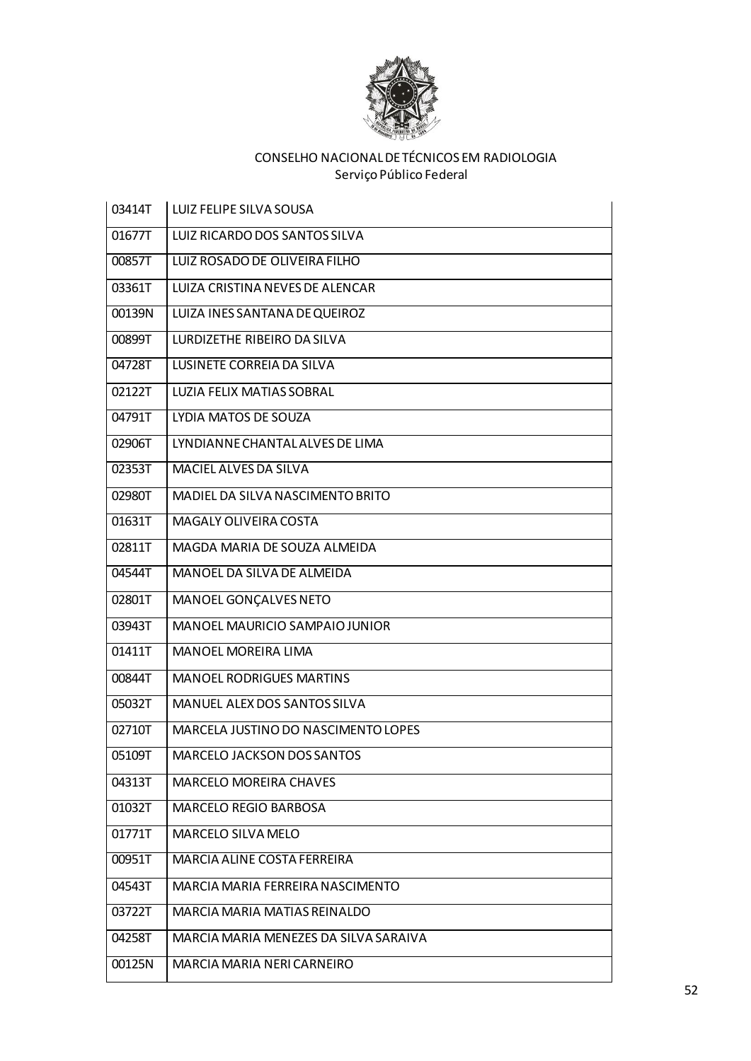CONSELHO NACIONAL DE TÉCNICOS EM RADIOLOGIA
Serviço Público Federal

| | |
|---|---|
| 03414T | LUIZ FELIPE SILVA SOUSA |
| 01677T | LUIZ RICARDO DOS SANTOS SILVA |
| 00857T | LUIZ ROSADO DE OLIVEIRA FILHO |
| 03361T | LUIZA CRISTINA NEVES DE ALENCAR |
| 00139N | LUIZA INES SANTANA DE QUEIROZ |
| 00899T | LURDIZETHE RIBEIRO DA SILVA |
| 04728T | LUSINETE CORREIA DA SILVA |
| 02122T | LUZIA FELIX MATIAS SOBRAL |
| 04791T | LYDIA MATOS DE SOUZA |
| 02906T | LYNDIANNE CHANTAL ALVES DE LIMA |
| 02353T | MACIEL ALVES DA SILVA |
| 02980T | MADIEL DA SILVA NASCIMENTO BRITO |
| 01631T | MAGALY OLIVEIRA COSTA |
| 02811T | MAGDA MARIA DE SOUZA ALMEIDA |
| 04544T | MANOEL DA SILVA DE ALMEIDA |
| 02801T | MANOEL GONÇALVES NETO |
| 03943T | MANOEL MAURICIO SAMPAIO JUNIOR |
| 01411T | MANOEL MOREIRA LIMA |
| 00844T | MANOEL RODRIGUES MARTINS |
| 05032T | MANUEL ALEX DOS SANTOS SILVA |
| 02710T | MARCELA JUSTINO DO NASCIMENTO LOPES |
| 05109T | MARCELO JACKSON DOS SANTOS |
| 04313T | MARCELO MOREIRA CHAVES |
| 01032T | MARCELO REGIO BARBOSA |
| 01771T | MARCELO SILVA MELO |
| 00951T | MARCIA ALINE COSTA FERREIRA |
| 04543T | MARCIA MARIA FERREIRA NASCIMENTO |
| 03722T | MARCIA MARIA MATIAS REINALDO |
| 04258T | MARCIA MARIA MENEZES DA SILVA SARAIVA |
| 00125N | MARCIA MARIA NERI CARNEIRO |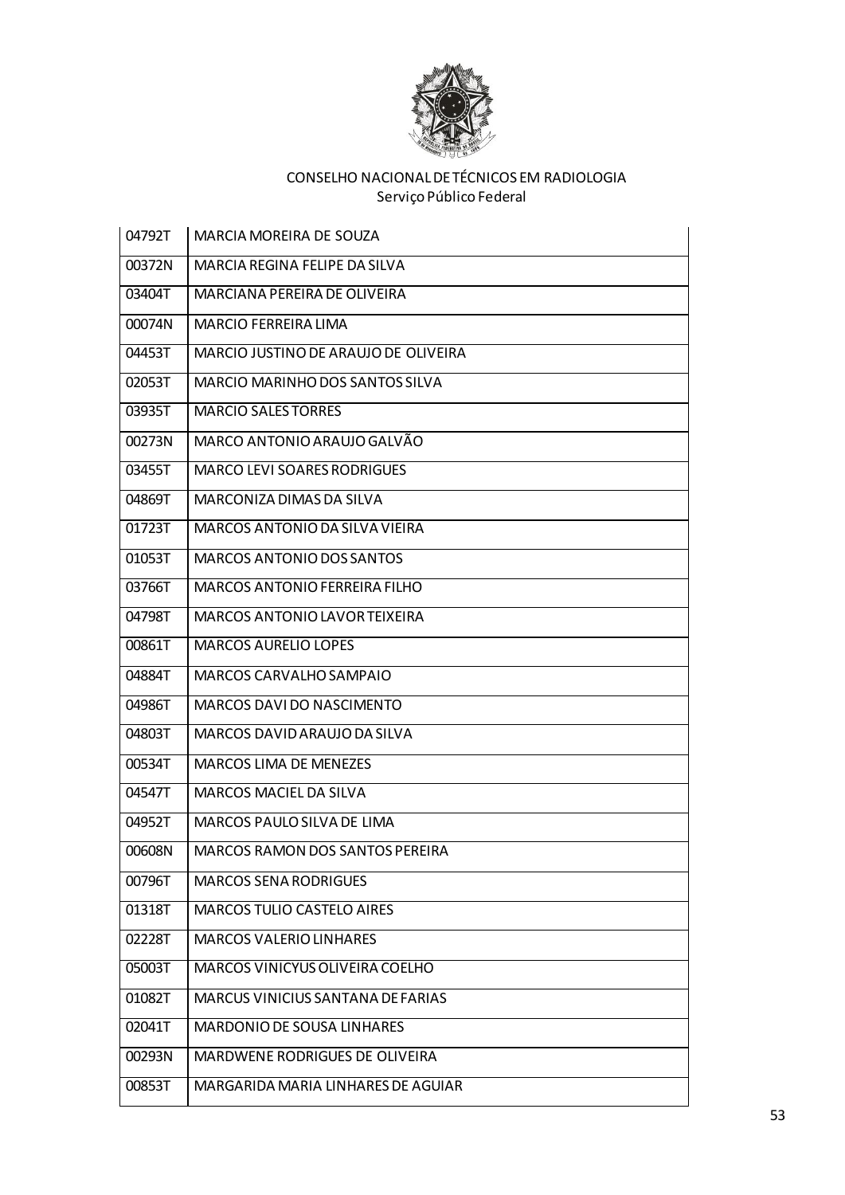CONSELHO NACIONAL DE TÉCNICOS EM RADIOLOGIA
Serviço Público Federal

| | |
|---|---|
| 04792T | MARCIA MOREIRA DE SOUZA |
| 00372N | MARCIA REGINA FELIPE DA SILVA |
| 03404T | MARCIANA PEREIRA DE OLIVEIRA |
| 00074N | MARCIO FERREIRA LIMA |
| 04453T | MARCIO JUSTINO DE ARAUJO DE OLIVEIRA |
| 02053T | MARCIO MARINHO DOS SANTOS SILVA |
| 03935T | MARCIO SALES TORRES |
| 00273N | MARCO ANTONIO ARAUJO GALVÃO |
| 03455T | MARCO LEVI SOARES RODRIGUES |
| 04869T | MARCONIZA DIMAS DA SILVA |
| 01723T | MARCOS ANTONIO DA SILVA VIEIRA |
| 01053T | MARCOS ANTONIO DOS SANTOS |
| 03766T | MARCOS ANTONIO FERREIRA FILHO |
| 04798T | MARCOS ANTONIO LAVOR TEIXEIRA |
| 00861T | MARCOS AURELIO LOPES |
| 04884T | MARCOS CARVALHO SAMPAIO |
| 04986T | MARCOS DAVI DO NASCIMENTO |
| 04803T | MARCOS DAVID ARAUJO DA SILVA |
| 00534T | MARCOS LIMA DE MENEZES |
| 04547T | MARCOS MACIEL DA SILVA |
| 04952T | MARCOS PAULO SILVA DE LIMA |
| 00608N | MARCOS RAMON DOS SANTOS PEREIRA |
| 00796T | MARCOS SENA RODRIGUES |
| 01318T | MARCOS TULIO CASTELO AIRES |
| 02228T | MARCOS VALERIO LINHARES |
| 05003T | MARCOS VINICYUS OLIVEIRA COELHO |
| 01082T | MARCUS VINICIUS SANTANA DE FARIAS |
| 02041T | MARDONIO DE SOUSA LINHARES |
| 00293N | MARDWENE RODRIGUES DE OLIVEIRA |
| 00853T | MARGARIDA MARIA LINHARES DE AGUIAR |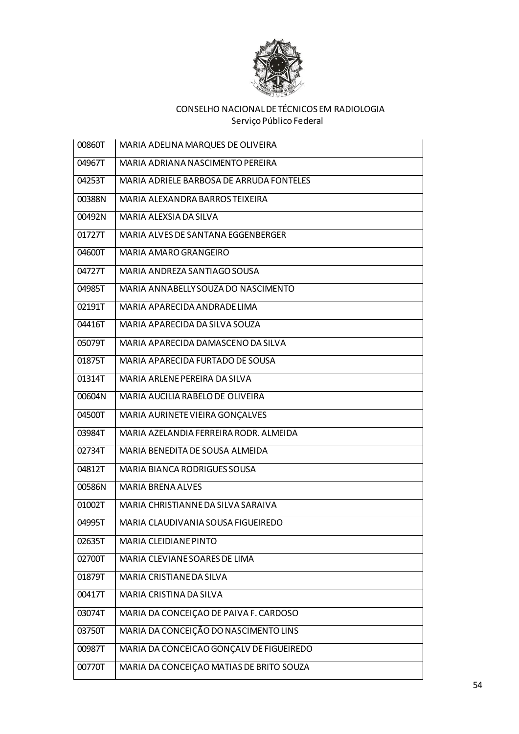CONSELHO NACIONAL DE TÉCNICOS EM RADIOLOGIA
Serviço Público Federal

| | |
|---|---|
| 00860T | MARIA ADELINA MARQUES DE OLIVEIRA |
| 04967T | MARIA ADRIANA NASCIMENTO PEREIRA |
| 04253T | MARIA ADRIELE BARBOSA DE ARRUDA FONTELES |
| 00388N | MARIA ALEXANDRA BARROS TEIXEIRA |
| 00492N | MARIA ALEXSIA DA SILVA |
| 01727T | MARIA ALVES DE SANTANA EGGENBERGER |
| 04600T | MARIA AMARO GRANGEIRO |
| 04727T | MARIA ANDREZA SANTIAGO SOUSA |
| 04985T | MARIA ANNABELLY SOUZA DO NASCIMENTO |
| 02191T | MARIA APARECIDA ANDRADE LIMA |
| 04416T | MARIA APARECIDA DA SILVA SOUZA |
| 05079T | MARIA APARECIDA DAMASCENO DA SILVA |
| 01875T | MARIA APARECIDA FURTADO DE SOUSA |
| 01314T | MARIA ARLENE PEREIRA DA SILVA |
| 00604N | MARIA AUCILIA RABELO DE OLIVEIRA |
| 04500T | MARIA AURINETE VIEIRA GONÇALVES |
| 03984T | MARIA AZELANDIA FERREIRA RODR. ALMEIDA |
| 02734T | MARIA BENEDITA DE SOUSA ALMEIDA |
| 04812T | MARIA BIANCA RODRIGUES SOUSA |
| 00586N | MARIA BRENA ALVES |
| 01002T | MARIA CHRISTIANNE DA SILVA SARAIVA |
| 04995T | MARIA CLAUDIVANIA SOUSA FIGUEIREDO |
| 02635T | MARIA CLEIDIANE PINTO |
| 02700T | MARIA CLEVIANE SOARES DE LIMA |
| 01879T | MARIA CRISTIANE DA SILVA |
| 00417T | MARIA CRISTINA DA SILVA |
| 03074T | MARIA DA CONCEIÇAO DE PAIVA F. CARDOSO |
| 03750T | MARIA DA CONCEIÇÃO DO NASCIMENTO LINS |
| 00987T | MARIA DA CONCEICAO GONÇALV DE FIGUEIREDO |
| 00770T | MARIA DA CONCEIÇAO MATIAS DE BRITO SOUZA |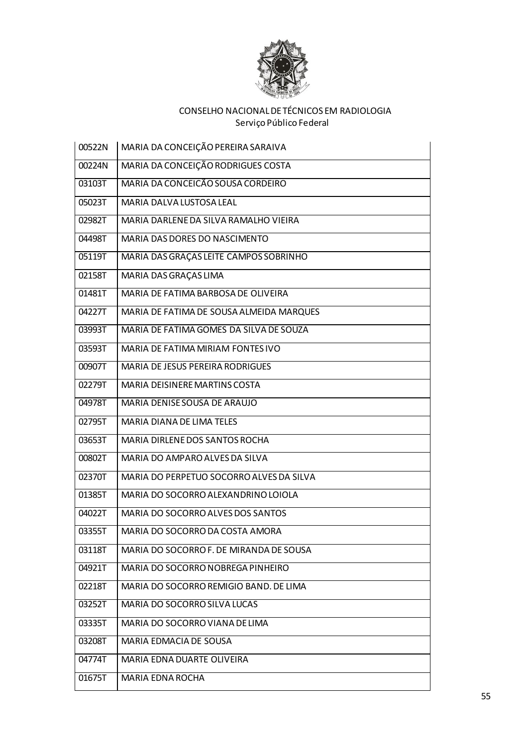CONSELHO NACIONAL DE TÉCNICOS EM RADIOLOGIA
Serviço Público Federal

| | |
|---|---|
| 00522N | MARIA DA CONCEIÇÃO PEREIRA SARAIVA |
| 00224N | MARIA DA CONCEIÇÃO RODRIGUES COSTA |
| 03103T | MARIA DA CONCEICÃO SOUSA CORDEIRO |
| 05023T | MARIA DALVA LUSTOSA LEAL |
| 02982T | MARIA DARLENE DA SILVA RAMALHO VIEIRA |
| 04498T | MARIA DAS DORES DO NASCIMENTO |
| 05119T | MARIA DAS GRAÇAS LEITE CAMPOS SOBRINHO |
| 02158T | MARIA DAS GRAÇAS LIMA |
| 01481T | MARIA DE FATIMA BARBOSA DE OLIVEIRA |
| 04227T | MARIA DE FATIMA DE SOUSA ALMEIDA MARQUES |
| 03993T | MARIA DE FATIMA GOMES DA SILVA DE SOUZA |
| 03593T | MARIA DE FATIMA MIRIAM FONTES IVO |
| 00907T | MARIA DE JESUS PEREIRA RODRIGUES |
| 02279T | MARIA DEISINERE MARTINS COSTA |
| 04978T | MARIA DENISE SOUSA DE ARAUJO |
| 02795T | MARIA DIANA DE LIMA TELES |
| 03653T | MARIA DIRLENE DOS SANTOS ROCHA |
| 00802T | MARIA DO AMPARO ALVES DA SILVA |
| 02370T | MARIA DO PERPETUO SOCORRO ALVES DA SILVA |
| 01385T | MARIA DO SOCORRO ALEXANDRINO LOIOLA |
| 04022T | MARIA DO SOCORRO ALVES DOS SANTOS |
| 03355T | MARIA DO SOCORRO DA COSTA AMORA |
| 03118T | MARIA DO SOCORRO F. DE MIRANDA DE SOUSA |
| 04921T | MARIA DO SOCORRO NOBREGA PINHEIRO |
| 02218T | MARIA DO SOCORRO REMIGIO BAND. DE LIMA |
| 03252T | MARIA DO SOCORRO SILVA LUCAS |
| 03335T | MARIA DO SOCORRO VIANA DE LIMA |
| 03208T | MARIA EDMACIA DE SOUSA |
| 04774T | MARIA EDNA DUARTE OLIVEIRA |
| 01675T | MARIA EDNA ROCHA |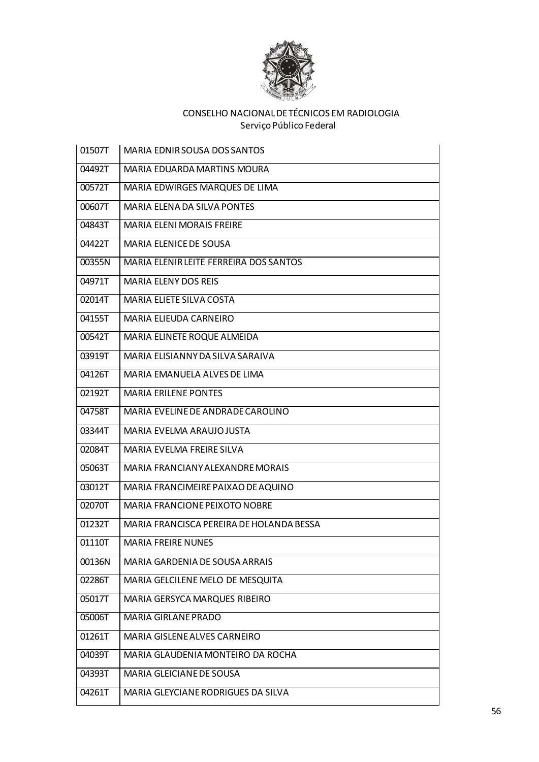CONSELHO NACIONAL DE TÉCNICOS EM RADIOLOGIA
Serviço Público Federal

| | |
|---|---|
| 01507T | MARIA EDNIR SOUSA DOS SANTOS |
| 04492T | MARIA EDUARDA MARTINS MOURA |
| 00572T | MARIA EDWIRGES MARQUES DE LIMA |
| 00607T | MARIA ELENA DA SILVA PONTES |
| 04843T | MARIA ELENI MORAIS FREIRE |
| 04422T | MARIA ELENICE DE SOUSA |
| 00355N | MARIA ELENIR LEITE FERREIRA DOS SANTOS |
| 04971T | MARIA ELENY DOS REIS |
| 02014T | MARIA ELIETE SILVA COSTA |
| 04155T | MARIA ELIEUDA CARNEIRO |
| 00542T | MARIA ELINETE ROQUE ALMEIDA |
| 03919T | MARIA ELISIANNY DA SILVA SARAIVA |
| 04126T | MARIA EMANUELA ALVES DE LIMA |
| 02192T | MARIA ERILENE PONTES |
| 04758T | MARIA EVELINE DE ANDRADE CAROLINO |
| 03344T | MARIA EVELMA ARAUJO JUSTA |
| 02084T | MARIA EVELMA FREIRE SILVA |
| 05063T | MARIA FRANCIANY ALEXANDRE MORAIS |
| 03012T | MARIA FRANCIMEIRE PAIXAO DE AQUINO |
| 02070T | MARIA FRANCIONE PEIXOTO NOBRE |
| 01232T | MARIA FRANCISCA PEREIRA DE HOLANDA BESSA |
| 01110T | MARIA FREIRE NUNES |
| 00136N | MARIA GARDENIA DE SOUSA ARRAIS |
| 02286T | MARIA GELCILENE MELO DE MESQUITA |
| 05017T | MARIA GERSYCA MARQUES RIBEIRO |
| 05006T | MARIA GIRLANE PRADO |
| 01261T | MARIA GISLENE ALVES CARNEIRO |
| 04039T | MARIA GLAUDENIA MONTEIRO DA ROCHA |
| 04393T | MARIA GLEICIANE DE SOUSA |
| 04261T | MARIA GLEYCIANE RODRIGUES DA SILVA |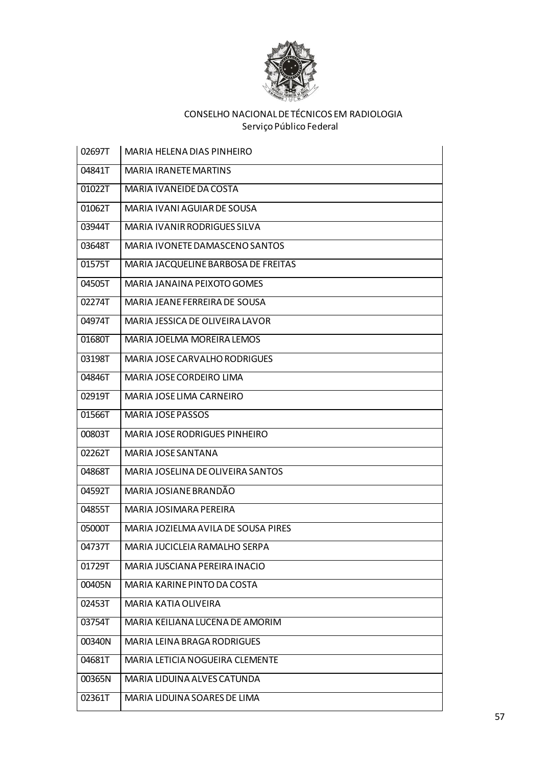CONSELHO NACIONAL DE TÉCNICOS EM RADIOLOGIA
Serviço Público Federal

| | |
|---|---|
| 02697T | MARIA HELENA DIAS PINHEIRO |
| 04841T | MARIA IRANETE MARTINS |
| 01022T | MARIA IVANEIDE DA COSTA |
| 01062T | MARIA IVANI AGUIAR DE SOUSA |
| 03944T | MARIA IVANIR RODRIGUES SILVA |
| 03648T | MARIA IVONETE DAMASCENO SANTOS |
| 01575T | MARIA JACQUELINE BARBOSA DE FREITAS |
| 04505T | MARIA JANAINA PEIXOTO GOMES |
| 02274T | MARIA JEANE FERREIRA DE SOUSA |
| 04974T | MARIA JESSICA DE OLIVEIRA LAVOR |
| 01680T | MARIA JOELMA MOREIRA LEMOS |
| 03198T | MARIA JOSE CARVALHO RODRIGUES |
| 04846T | MARIA JOSE CORDEIRO LIMA |
| 02919T | MARIA JOSE LIMA CARNEIRO |
| 01566T | MARIA JOSE PASSOS |
| 00803T | MARIA JOSE RODRIGUES PINHEIRO |
| 02262T | MARIA JOSE SANTANA |
| 04868T | MARIA JOSELINA DE OLIVEIRA SANTOS |
| 04592T | MARIA JOSIANE BRANDÃO |
| 04855T | MARIA JOSIMARA PEREIRA |
| 05000T | MARIA JOZIELMA AVILA DE SOUSA PIRES |
| 04737T | MARIA JUCICLEIA RAMALHO SERPA |
| 01729T | MARIA JUSCIANA PEREIRA INACIO |
| 00405N | MARIA KARINE PINTO DA COSTA |
| 02453T | MARIA KATIA OLIVEIRA |
| 03754T | MARIA KEILIANA LUCENA DE AMORIM |
| 00340N | MARIA LEINA BRAGA RODRIGUES |
| 04681T | MARIA LETICIA NOGUEIRA CLEMENTE |
| 00365N | MARIA LIDUINA ALVES CATUNDA |
| 02361T | MARIA LIDUINA SOARES DE LIMA |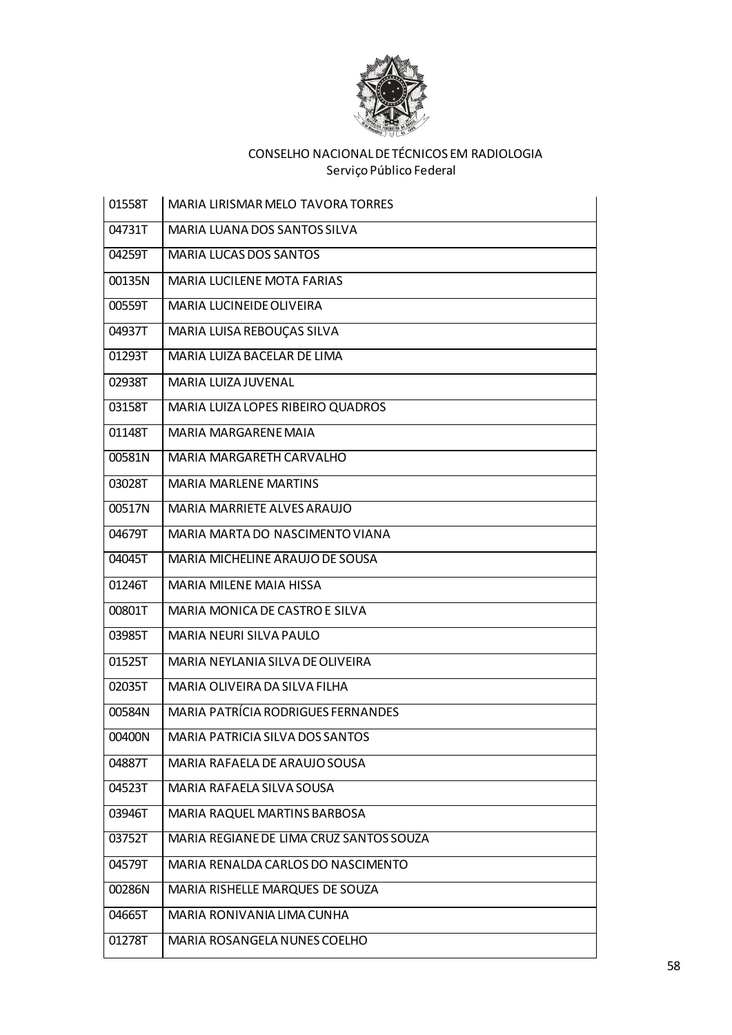CONSELHO NACIONAL DE TÉCNICOS EM RADIOLOGIA
Serviço Público Federal

| | |
|---|---|
| 01558T | MARIA LIRISMAR MELO TAVORA TORRES |
| 04731T | MARIA LUANA DOS SANTOS SILVA |
| 04259T | MARIA LUCAS DOS SANTOS |
| 00135N | MARIA LUCILENE MOTA FARIAS |
| 00559T | MARIA LUCINEIDE OLIVEIRA |
| 04937T | MARIA LUISA REBOUÇAS SILVA |
| 01293T | MARIA LUIZA BACELAR DE LIMA |
| 02938T | MARIA LUIZA JUVENAL |
| 03158T | MARIA LUIZA LOPES RIBEIRO QUADROS |
| 01148T | MARIA MARGARENE MAIA |
| 00581N | MARIA MARGARETH CARVALHO |
| 03028T | MARIA MARLENE MARTINS |
| 00517N | MARIA MARRIETE ALVES ARAUJO |
| 04679T | MARIA MARTA DO NASCIMENTO VIANA |
| 04045T | MARIA MICHELINE ARAUJO DE SOUSA |
| 01246T | MARIA MILENE MAIA HISSA |
| 00801T | MARIA MONICA DE CASTRO E SILVA |
| 03985T | MARIA NEURI SILVA PAULO |
| 01525T | MARIA NEYLANIA SILVA DE OLIVEIRA |
| 02035T | MARIA OLIVEIRA DA SILVA FILHA |
| 00584N | MARIA PATRÍCIA RODRIGUES FERNANDES |
| 00400N | MARIA PATRICIA SILVA DOS SANTOS |
| 04887T | MARIA RAFAELA DE ARAUJO SOUSA |
| 04523T | MARIA RAFAELA SILVA SOUSA |
| 03946T | MARIA RAQUEL MARTINS BARBOSA |
| 03752T | MARIA REGIANE DE LIMA CRUZ SANTOS SOUZA |
| 04579T | MARIA RENALDA CARLOS DO NASCIMENTO |
| 00286N | MARIA RISHELLE MARQUES DE SOUZA |
| 04665T | MARIA RONIVANIA LIMA CUNHA |
| 01278T | MARIA ROSANGELA NUNES COELHO |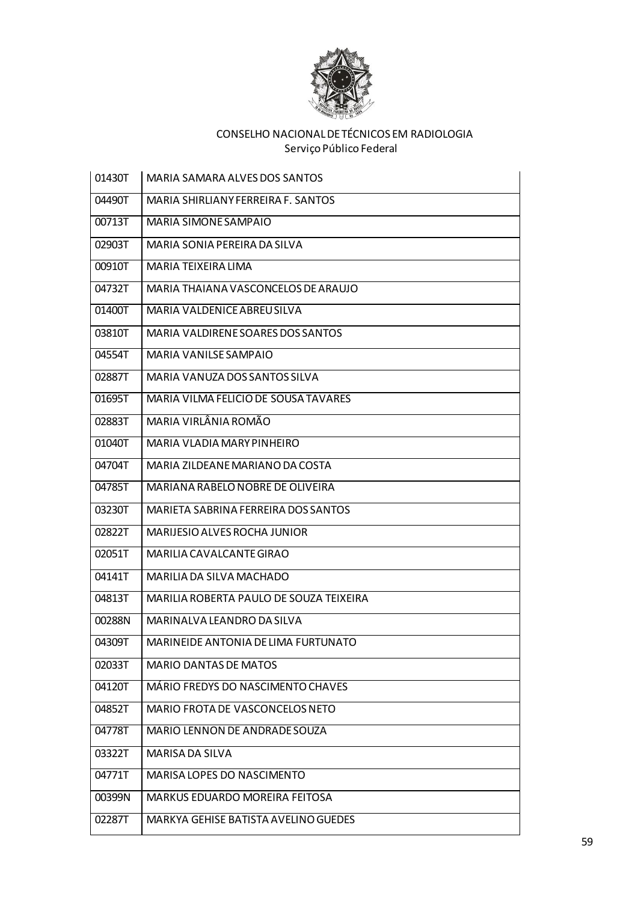CONSELHO NACIONAL DE TÉCNICOS EM RADIOLOGIA
Serviço Público Federal

| | |
|---|---|
| 01430T | MARIA SAMARA ALVES DOS SANTOS |
| 04490T | MARIA SHIRLIANY FERREIRA F. SANTOS |
| 00713T | MARIA SIMONE SAMPAIO |
| 02903T | MARIA SONIA PEREIRA DA SILVA |
| 00910T | MARIA TEIXEIRA LIMA |
| 04732T | MARIA THAIANA VASCONCELOS DE ARAUJO |
| 01400T | MARIA VALDENICE ABREU SILVA |
| 03810T | MARIA VALDIRENE SOARES DOS SANTOS |
| 04554T | MARIA VANILSE SAMPAIO |
| 02887T | MARIA VANUZA DOS SANTOS SILVA |
| 01695T | MARIA VILMA FELICIO DE SOUSA TAVARES |
| 02883T | MARIA VIRLÂNIA ROMÃO |
| 01040T | MARIA VLADIA MARY PINHEIRO |
| 04704T | MARIA ZILDEANE MARIANO DA COSTA |
| 04785T | MARIANA RABELO NOBRE DE OLIVEIRA |
| 03230T | MARIETA SABRINA FERREIRA DOS SANTOS |
| 02822T | MARIJESIO ALVES ROCHA JUNIOR |
| 02051T | MARILIA CAVALCANTE GIRAO |
| 04141T | MARILIA DA SILVA MACHADO |
| 04813T | MARILIA ROBERTA PAULO DE SOUZA TEIXEIRA |
| 00288N | MARINALVA LEANDRO DA SILVA |
| 04309T | MARINEIDE ANTONIA DE LIMA FURTUNATO |
| 02033T | MARIO DANTAS DE MATOS |
| 04120T | MÁRIO FREDYS DO NASCIMENTO CHAVES |
| 04852T | MARIO FROTA DE VASCONCELOS NETO |
| 04778T | MARIO LENNON DE ANDRADE SOUZA |
| 03322T | MARISA DA SILVA |
| 04771T | MARISA LOPES DO NASCIMENTO |
| 00399N | MARKUS EDUARDO MOREIRA FEITOSA |
| 02287T | MARKYA GEHISE BATISTA AVELINO GUEDES |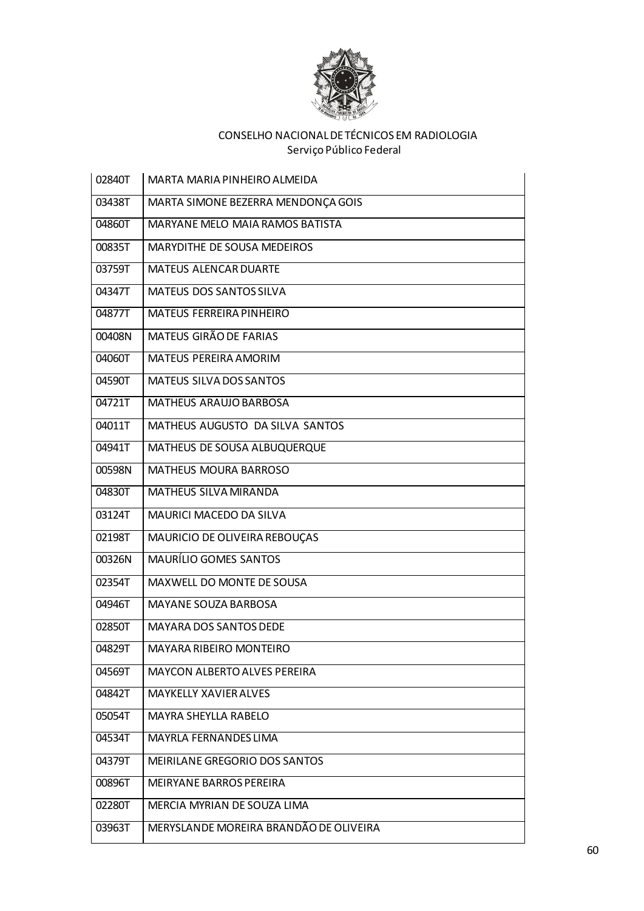CONSELHO NACIONAL DE TÉCNICOS EM RADIOLOGIA
Serviço Público Federal

| | |
|---|---|
| 02840T | MARTA MARIA PINHEIRO ALMEIDA |
| 03438T | MARTA SIMONE BEZERRA MENDONÇA GOIS |
| 04860T | MARYANE MELO MAIA RAMOS BATISTA |
| 00835T | MARYDITHE DE SOUSA MEDEIROS |
| 03759T | MATEUS ALENCAR DUARTE |
| 04347T | MATEUS DOS SANTOS SILVA |
| 04877T | MATEUS FERREIRA PINHEIRO |
| 00408N | MATEUS GIRÃO DE FARIAS |
| 04060T | MATEUS PEREIRA AMORIM |
| 04590T | MATEUS SILVA DOS SANTOS |
| 04721T | MATHEUS ARAUJO BARBOSA |
| 04011T | MATHEUS AUGUSTO DA SILVA SANTOS |
| 04941T | MATHEUS DE SOUSA ALBUQUERQUE |
| 00598N | MATHEUS MOURA BARROSO |
| 04830T | MATHEUS SILVA MIRANDA |
| 03124T | MAURICI MACEDO DA SILVA |
| 02198T | MAURICIO DE OLIVEIRA REBOUÇAS |
| 00326N | MAURÍLIO GOMES SANTOS |
| 02354T | MAXWELL DO MONTE DE SOUSA |
| 04946T | MAYANE SOUZA BARBOSA |
| 02850T | MAYARA DOS SANTOS DEDE |
| 04829T | MAYARA RIBEIRO MONTEIRO |
| 04569T | MAYCON ALBERTO ALVES PEREIRA |
| 04842T | MAYKELLY XAVIER ALVES |
| 05054T | MAYRA SHEYLLA RABELO |
| 04534T | MAYRLA FERNANDES LIMA |
| 04379T | MEIRILANE GREGORIO DOS SANTOS |
| 00896T | MEIRYANE BARROS PEREIRA |
| 02280T | MERCIA MYRIAN DE SOUZA LIMA |
| 03963T | MERYSLANDE MOREIRA BRANDÃO DE OLIVEIRA |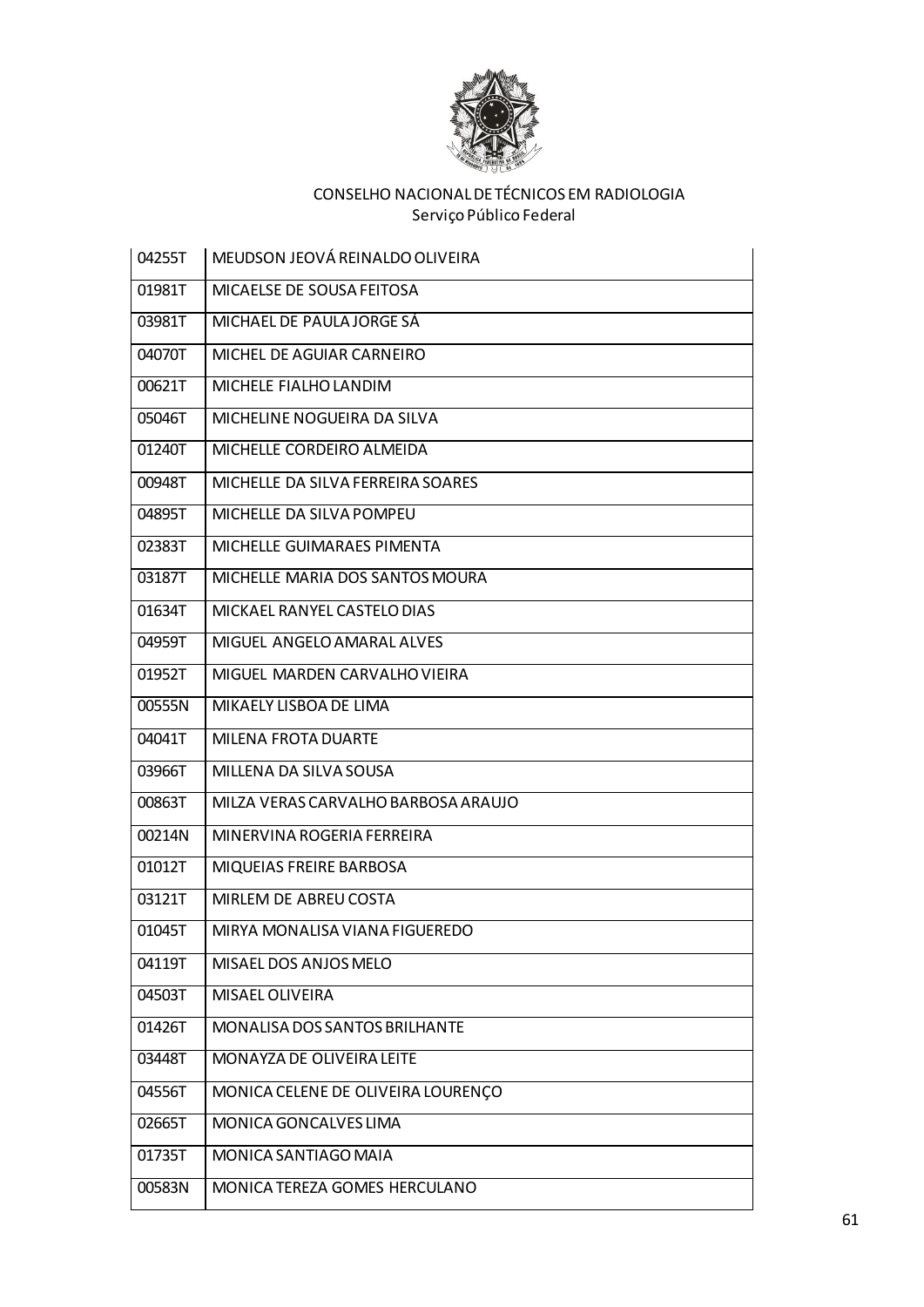CONSELHO NACIONAL DE TÉCNICOS EM RADIOLOGIA
Serviço Público Federal

| | |
|---|---|
| 04255T | MEUDSON JEOVÁ REINALDO OLIVEIRA |
| 01981T | MICAELSE DE SOUSA FEITOSA |
| 03981T | MICHAEL DE PAULA JORGE SÁ |
| 04070T | MICHEL DE AGUIAR CARNEIRO |
| 00621T | MICHELE FIALHO LANDIM |
| 05046T | MICHELINE NOGUEIRA DA SILVA |
| 01240T | MICHELLE CORDEIRO ALMEIDA |
| 00948T | MICHELLE DA SILVA FERREIRA SOARES |
| 04895T | MICHELLE DA SILVA POMPEU |
| 02383T | MICHELLE GUIMARAES PIMENTA |
| 03187T | MICHELLE MARIA DOS SANTOS MOURA |
| 01634T | MICKAEL RANYEL CASTELO DIAS |
| 04959T | MIGUEL ANGELO AMARAL ALVES |
| 01952T | MIGUEL MARDEN CARVALHO VIEIRA |
| 00555N | MIKAELY LISBOA DE LIMA |
| 04041T | MILENA FROTA DUARTE |
| 03966T | MILLENA DA SILVA SOUSA |
| 00863T | MILZA VERAS CARVALHO BARBOSA ARAUJO |
| 00214N | MINERVINA ROGERIA FERREIRA |
| 01012T | MIQUEIAS FREIRE BARBOSA |
| 03121T | MIRLEM DE ABREU COSTA |
| 01045T | MIRYA MONALISA VIANA FIGUEREDO |
| 04119T | MISAEL DOS ANJOS MELO |
| 04503T | MISAEL OLIVEIRA |
| 01426T | MONALISA DOS SANTOS BRILHANTE |
| 03448T | MONAYZA DE OLIVEIRA LEITE |
| 04556T | MONICA CELENE DE OLIVEIRA LOURENÇO |
| 02665T | MONICA GONCALVES LIMA |
| 01735T | MONICA SANTIAGO MAIA |
| 00583N | MONICA TEREZA GOMES HERCULANO |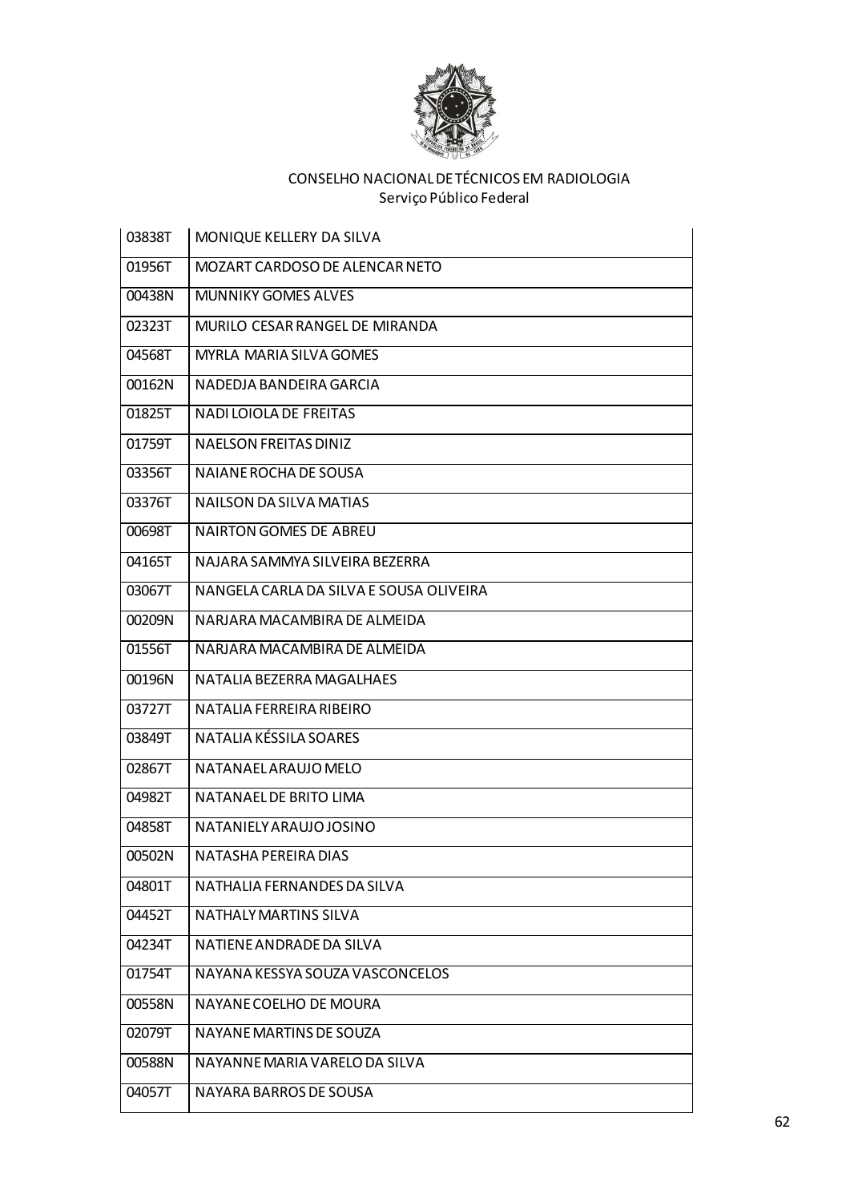CONSELHO NACIONAL DE TÉCNICOS EM RADIOLOGIA
Serviço Público Federal

| | |
|---|---|
| 03838T | MONIQUE KELLERY DA SILVA |
| 01956T | MOZART CARDOSO DE ALENCAR NETO |
| 00438N | MUNNIKY GOMES ALVES |
| 02323T | MURILO CESAR RANGEL DE MIRANDA |
| 04568T | MYRLA MARIA SILVA GOMES |
| 00162N | NADEDJA BANDEIRA GARCIA |
| 01825T | NADI LOIOLA DE FREITAS |
| 01759T | NAELSON FREITAS DINIZ |
| 03356T | NAIANE ROCHA DE SOUSA |
| 03376T | NAILSON DA SILVA MATIAS |
| 00698T | NAIRTON GOMES DE ABREU |
| 04165T | NAJARA SAMMYA SILVEIRA BEZERRA |
| 03067T | NANGELA CARLA DA SILVA E SOUSA OLIVEIRA |
| 00209N | NARJARA MACAMBIRA DE ALMEIDA |
| 01556T | NARJARA MACAMBIRA DE ALMEIDA |
| 00196N | NATALIA BEZERRA MAGALHAES |
| 03727T | NATALIA FERREIRA RIBEIRO |
| 03849T | NATALIA KÉSSILA SOARES |
| 02867T | NATANAEL ARAUJO MELO |
| 04982T | NATANAEL DE BRITO LIMA |
| 04858T | NATANIELY ARAUJO JOSINO |
| 00502N | NATASHA PEREIRA DIAS |
| 04801T | NATHALIA FERNANDES DA SILVA |
| 04452T | NATHALY MARTINS SILVA |
| 04234T | NATIENE ANDRADE DA SILVA |
| 01754T | NAYANA KESSYA SOUZA VASCONCELOS |
| 00558N | NAYANE COELHO DE MOURA |
| 02079T | NAYANE MARTINS DE SOUZA |
| 00588N | NAYANNE MARIA VARELO DA SILVA |
| 04057T | NAYARA BARROS DE SOUSA |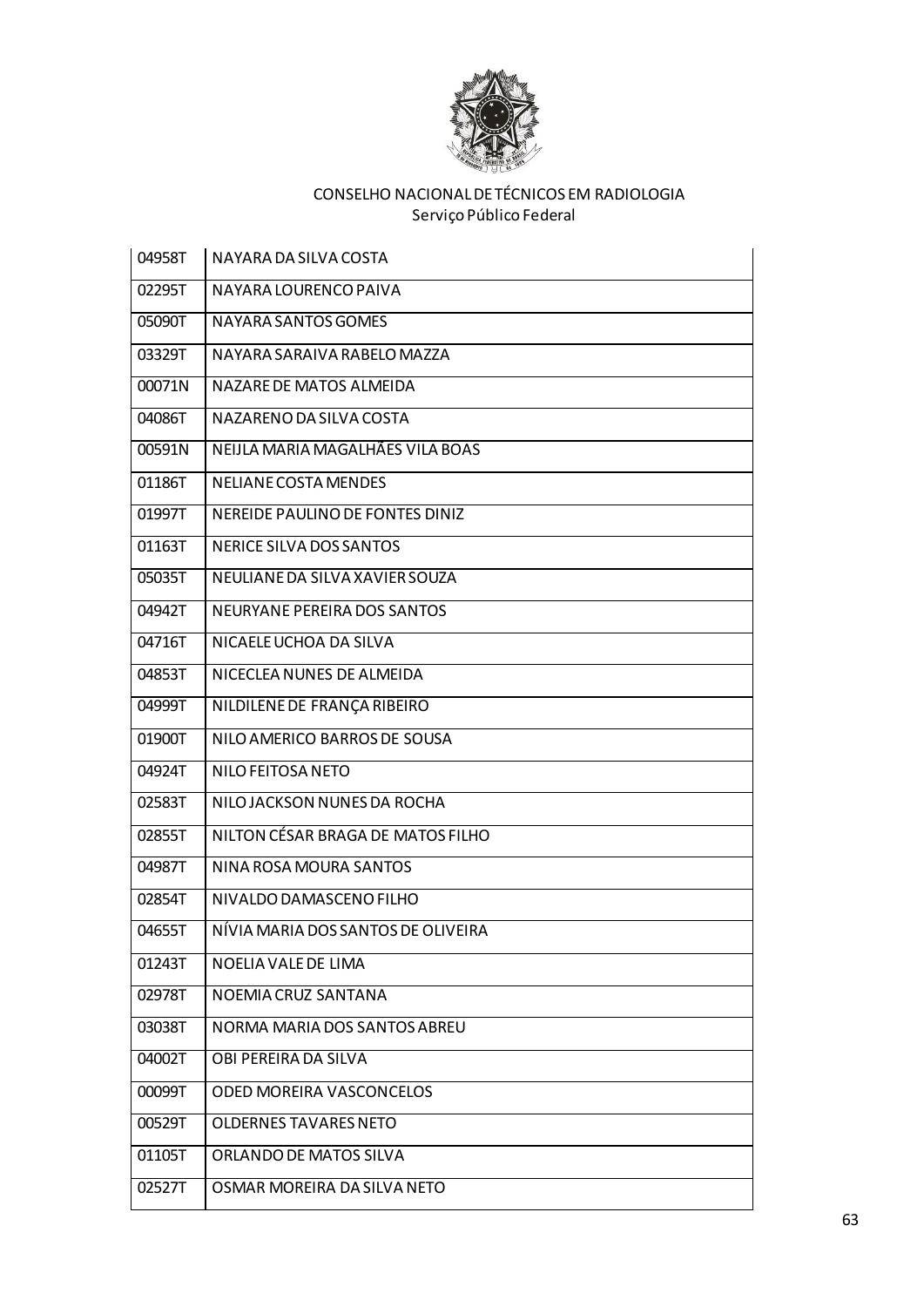CONSELHO NACIONAL DE TÉCNICOS EM RADIOLOGIA
Serviço Público Federal

| | |
|---|---|
| 04958T | NAYARA DA SILVA COSTA |
| 02295T | NAYARA LOURENCO PAIVA |
| 05090T | NAYARA SANTOS GOMES |
| 03329T | NAYARA SARAIVA RABELO MAZZA |
| 00071N | NAZARE DE MATOS ALMEIDA |
| 04086T | NAZARENO DA SILVA COSTA |
| 00591N | NEIJLA MARIA MAGALHÃES VILA BOAS |
| 01186T | NELIANE COSTA MENDES |
| 01997T | NEREIDE PAULINO DE FONTES DINIZ |
| 01163T | NERICE SILVA DOS SANTOS |
| 05035T | NEULIANE DA SILVA XAVIER SOUZA |
| 04942T | NEURYANE PEREIRA DOS SANTOS |
| 04716T | NICAELE UCHOA DA SILVA |
| 04853T | NICECLEA NUNES DE ALMEIDA |
| 04999T | NILDILENE DE FRANÇA RIBEIRO |
| 01900T | NILO AMERICO BARROS DE SOUSA |
| 04924T | NILO FEITOSA NETO |
| 02583T | NILO JACKSON NUNES DA ROCHA |
| 02855T | NILTON CÉSAR BRAGA DE MATOS FILHO |
| 04987T | NINA ROSA MOURA SANTOS |
| 02854T | NIVALDO DAMASCENO FILHO |
| 04655T | NÍVIA MARIA DOS SANTOS DE OLIVEIRA |
| 01243T | NOELIA VALE DE LIMA |
| 02978T | NOEMIA CRUZ SANTANA |
| 03038T | NORMA MARIA DOS SANTOS ABREU |
| 04002T | OBI PEREIRA DA SILVA |
| 00099T | ODED MOREIRA VASCONCELOS |
| 00529T | OLDERNES TAVARES NETO |
| 01105T | ORLANDO DE MATOS SILVA |
| 02527T | OSMAR MOREIRA DA SILVA NETO |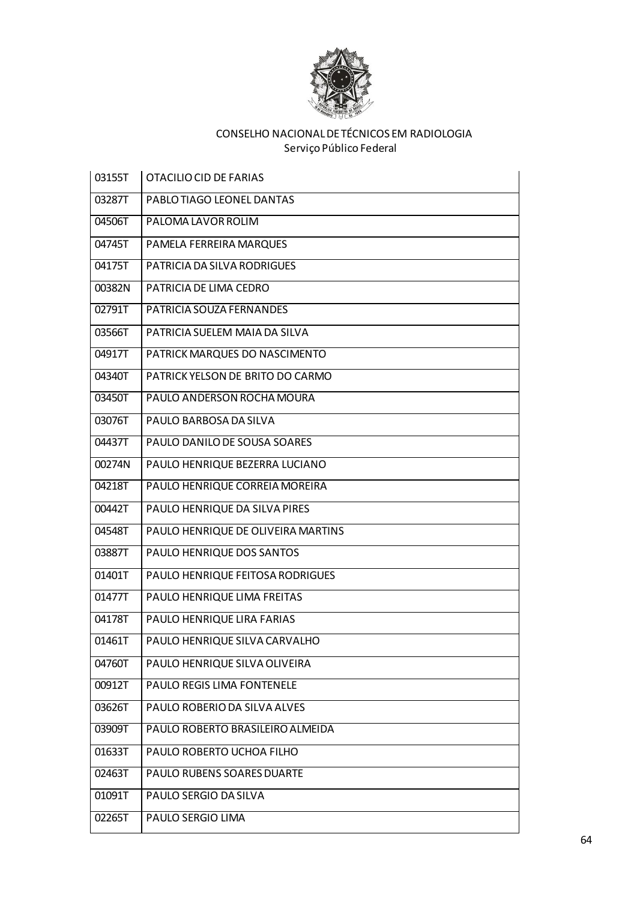CONSELHO NACIONAL DE TÉCNICOS EM RADIOLOGIA
Serviço Público Federal

| | |
|---|---|
| 03155T | OTACILIO CID DE FARIAS |
| 03287T | PABLO TIAGO LEONEL DANTAS |
| 04506T | PALOMA LAVOR ROLIM |
| 04745T | PAMELA FERREIRA MARQUES |
| 04175T | PATRICIA DA SILVA RODRIGUES |
| 00382N | PATRICIA DE LIMA CEDRO |
| 02791T | PATRICIA SOUZA FERNANDES |
| 03566T | PATRICIA SUELEM MAIA DA SILVA |
| 04917T | PATRICK MARQUES DO NASCIMENTO |
| 04340T | PATRICK YELSON DE BRITO DO CARMO |
| 03450T | PAULO ANDERSON ROCHA MOURA |
| 03076T | PAULO BARBOSA DA SILVA |
| 04437T | PAULO DANILO DE SOUSA SOARES |
| 00274N | PAULO HENRIQUE BEZERRA LUCIANO |
| 04218T | PAULO HENRIQUE CORREIA MOREIRA |
| 00442T | PAULO HENRIQUE DA SILVA PIRES |
| 04548T | PAULO HENRIQUE DE OLIVEIRA MARTINS |
| 03887T | PAULO HENRIQUE DOS SANTOS |
| 01401T | PAULO HENRIQUE FEITOSA RODRIGUES |
| 01477T | PAULO HENRIQUE LIMA FREITAS |
| 04178T | PAULO HENRIQUE LIRA FARIAS |
| 01461T | PAULO HENRIQUE SILVA CARVALHO |
| 04760T | PAULO HENRIQUE SILVA OLIVEIRA |
| 00912T | PAULO REGIS LIMA FONTENELE |
| 03626T | PAULO ROBERIO DA SILVA ALVES |
| 03909T | PAULO ROBERTO BRASILEIRO ALMEIDA |
| 01633T | PAULO ROBERTO UCHOA FILHO |
| 02463T | PAULO RUBENS SOARES DUARTE |
| 01091T | PAULO SERGIO DA SILVA |
| 02265T | PAULO SERGIO LIMA |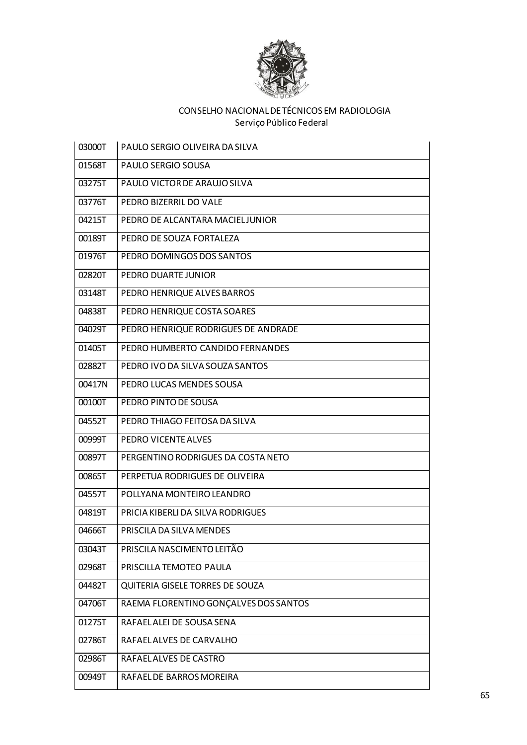CONSELHO NACIONAL DE TÉCNICOS EM RADIOLOGIA
Serviço Público Federal

| | |
|---|---|
| 03000T | PAULO SERGIO OLIVEIRA DA SILVA |
| 01568T | PAULO SERGIO SOUSA |
| 03275T | PAULO VICTOR DE ARAUJO SILVA |
| 03776T | PEDRO BIZERRIL DO VALE |
| 04215T | PEDRO DE ALCANTARA MACIEL JUNIOR |
| 00189T | PEDRO DE SOUZA FORTALEZA |
| 01976T | PEDRO DOMINGOS DOS SANTOS |
| 02820T | PEDRO DUARTE JUNIOR |
| 03148T | PEDRO HENRIQUE ALVES BARROS |
| 04838T | PEDRO HENRIQUE COSTA SOARES |
| 04029T | PEDRO HENRIQUE RODRIGUES DE ANDRADE |
| 01405T | PEDRO HUMBERTO CANDIDO FERNANDES |
| 02882T | PEDRO IVO DA SILVA SOUZA SANTOS |
| 00417N | PEDRO LUCAS MENDES SOUSA |
| 00100T | PEDRO PINTO DE SOUSA |
| 04552T | PEDRO THIAGO FEITOSA DA SILVA |
| 00999T | PEDRO VICENTE ALVES |
| 00897T | PERGENTINO RODRIGUES DA COSTA NETO |
| 00865T | PERPETUA RODRIGUES DE OLIVEIRA |
| 04557T | POLLYANA MONTEIRO LEANDRO |
| 04819T | PRICIA KIBERLI DA SILVA RODRIGUES |
| 04666T | PRISCILA DA SILVA MENDES |
| 03043T | PRISCILA NASCIMENTO LEITÃO |
| 02968T | PRISCILLA TEMOTEO PAULA |
| 04482T | QUITERIA GISELE TORRES DE SOUZA |
| 04706T | RAEMA FLORENTINO GONÇALVES DOS SANTOS |
| 01275T | RAFAEL ALEI DE SOUSA SENA |
| 02786T | RAFAEL ALVES DE CARVALHO |
| 02986T | RAFAEL ALVES DE CASTRO |
| 00949T | RAFAEL DE BARROS MOREIRA |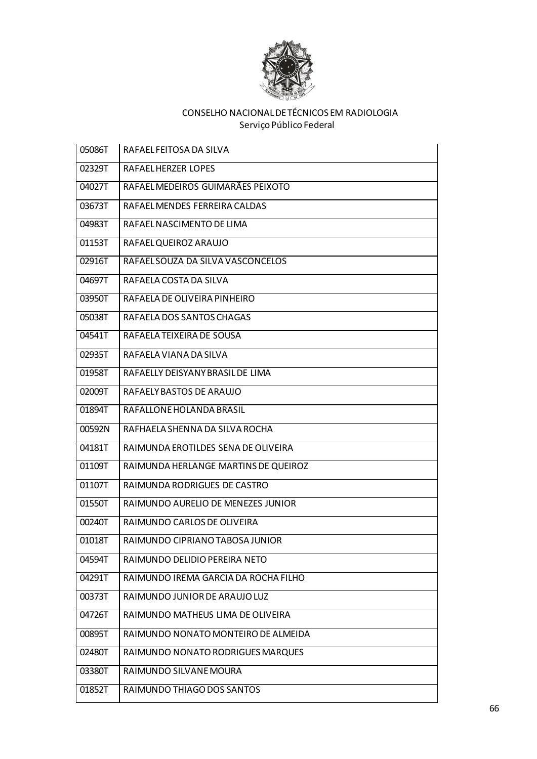CONSELHO NACIONAL DE TÉCNICOS EM RADIOLOGIA
Serviço Público Federal

| | |
|---|---|
| 05086T | RAFAEL FEITOSA DA SILVA |
| 02329T | RAFAEL HERZER LOPES |
| 04027T | RAFAEL MEDEIROS GUIMARÃES PEIXOTO |
| 03673T | RAFAEL MENDES FERREIRA CALDAS |
| 04983T | RAFAEL NASCIMENTO DE LIMA |
| 01153T | RAFAEL QUEIROZ ARAUJO |
| 02916T | RAFAEL SOUZA DA SILVA VASCONCELOS |
| 04697T | RAFAELA COSTA DA SILVA |
| 03950T | RAFAELA DE OLIVEIRA PINHEIRO |
| 05038T | RAFAELA DOS SANTOS CHAGAS |
| 04541T | RAFAELA TEIXEIRA DE SOUSA |
| 02935T | RAFAELA VIANA DA SILVA |
| 01958T | RAFAELLY DEISYANY BRASIL DE LIMA |
| 02009T | RAFAELY BASTOS DE ARAUJO |
| 01894T | RAFALLONE HOLANDA BRASIL |
| 00592N | RAFHAELA SHENNA DA SILVA ROCHA |
| 04181T | RAIMUNDA EROTILDES SENA DE OLIVEIRA |
| 01109T | RAIMUNDA HERLANGE MARTINS DE QUEIROZ |
| 01107T | RAIMUNDA RODRIGUES DE CASTRO |
| 01550T | RAIMUNDO AURELIO DE MENEZES JUNIOR |
| 00240T | RAIMUNDO CARLOS DE OLIVEIRA |
| 01018T | RAIMUNDO CIPRIANO TABOSA JUNIOR |
| 04594T | RAIMUNDO DELIDIO PEREIRA NETO |
| 04291T | RAIMUNDO IREMA GARCIA DA ROCHA FILHO |
| 00373T | RAIMUNDO JUNIOR DE ARAUJO LUZ |
| 04726T | RAIMUNDO MATHEUS LIMA DE OLIVEIRA |
| 00895T | RAIMUNDO NONATO MONTEIRO DE ALMEIDA |
| 02480T | RAIMUNDO NONATO RODRIGUES MARQUES |
| 03380T | RAIMUNDO SILVANE MOURA |
| 01852T | RAIMUNDO THIAGO DOS SANTOS |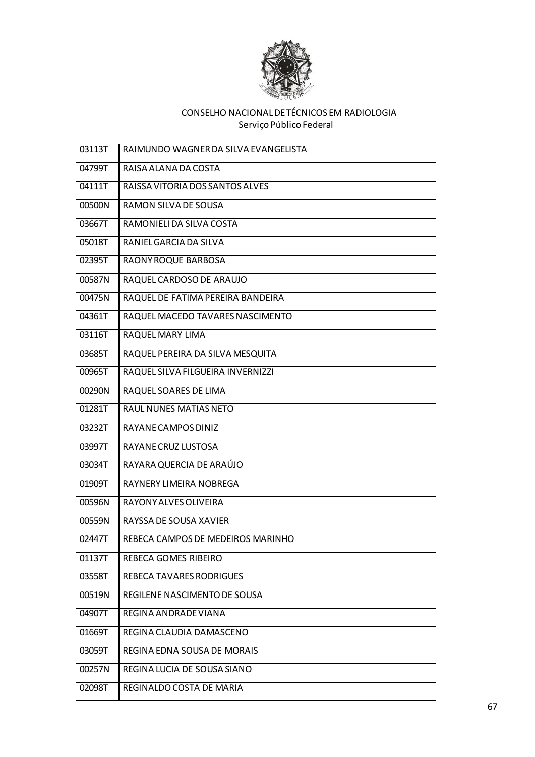CONSELHO NACIONAL DE TÉCNICOS EM RADIOLOGIA
Serviço Público Federal

| | |
|---|---|
| 03113T | RAIMUNDO WAGNER DA SILVA EVANGELISTA |
| 04799T | RAISA ALANA DA COSTA |
| 04111T | RAISSA VITORIA DOS SANTOS ALVES |
| 00500N | RAMON SILVA DE SOUSA |
| 03667T | RAMONIELI DA SILVA COSTA |
| 05018T | RANIEL GARCIA DA SILVA |
| 02395T | RAONY ROQUE BARBOSA |
| 00587N | RAQUEL CARDOSO DE ARAUJO |
| 00475N | RAQUEL DE FATIMA PEREIRA BANDEIRA |
| 04361T | RAQUEL MACEDO TAVARES NASCIMENTO |
| 03116T | RAQUEL MARY LIMA |
| 03685T | RAQUEL PEREIRA DA SILVA MESQUITA |
| 00965T | RAQUEL SILVA FILGUEIRA INVERNIZZI |
| 00290N | RAQUEL SOARES DE LIMA |
| 01281T | RAUL NUNES MATIAS NETO |
| 03232T | RAYANE CAMPOS DINIZ |
| 03997T | RAYANE CRUZ LUSTOSA |
| 03034T | RAYARA QUERCIA DE ARAÚJO |
| 01909T | RAYNERY LIMEIRA NOBREGA |
| 00596N | RAYONY ALVES OLIVEIRA |
| 00559N | RAYSSA DE SOUSA XAVIER |
| 02447T | REBECA CAMPOS DE MEDEIROS MARINHO |
| 01137T | REBECA GOMES RIBEIRO |
| 03558T | REBECA TAVARES RODRIGUES |
| 00519N | REGILENE NASCIMENTO DE SOUSA |
| 04907T | REGINA ANDRADE VIANA |
| 01669T | REGINA CLAUDIA DAMASCENO |
| 03059T | REGINA EDNA SOUSA DE MORAIS |
| 00257N | REGINA LUCIA DE SOUSA SIANO |
| 02098T | REGINALDO COSTA DE MARIA |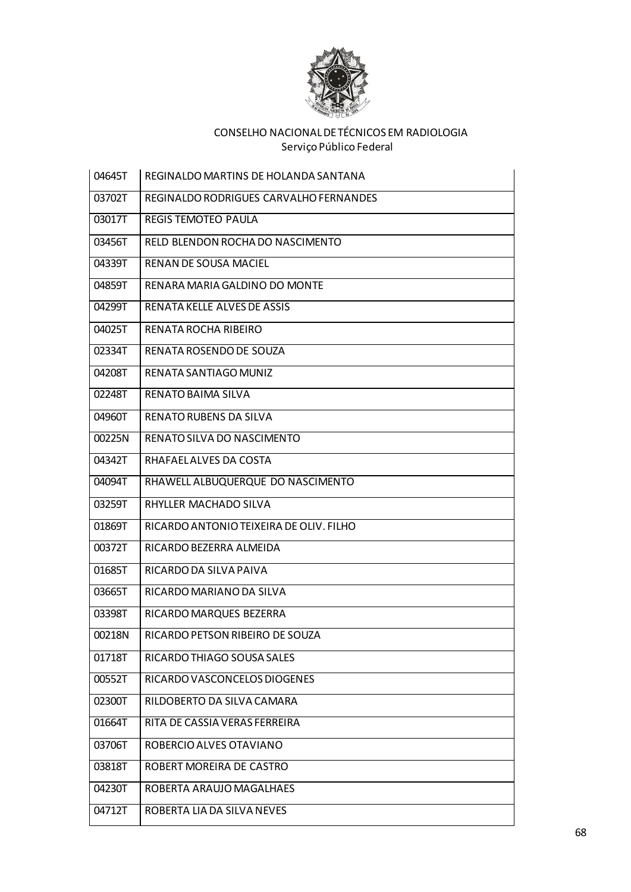CONSELHO NACIONAL DE TÉCNICOS EM RADIOLOGIA
Serviço Público Federal

| | |
|---|---|
| 04645T | REGINALDO MARTINS DE HOLANDA SANTANA |
| 03702T | REGINALDO RODRIGUES CARVALHO FERNANDES |
| 03017T | REGIS TEMOTEO PAULA |
| 03456T | RELD BLENDON ROCHA DO NASCIMENTO |
| 04339T | RENAN DE SOUSA MACIEL |
| 04859T | RENARA MARIA GALDINO DO MONTE |
| 04299T | RENATA KELLE ALVES DE ASSIS |
| 04025T | RENATA ROCHA RIBEIRO |
| 02334T | RENATA ROSENDO DE SOUZA |
| 04208T | RENATA SANTIAGO MUNIZ |
| 02248T | RENATO BAIMA SILVA |
| 04960T | RENATO RUBENS DA SILVA |
| 00225N | RENATO SILVA DO NASCIMENTO |
| 04342T | RHAFAEL ALVES DA COSTA |
| 04094T | RHAWELL ALBUQUERQUE DO NASCIMENTO |
| 03259T | RHYLLER MACHADO SILVA |
| 01869T | RICARDO ANTONIO TEIXEIRA DE OLIV. FILHO |
| 00372T | RICARDO BEZERRA ALMEIDA |
| 01685T | RICARDO DA SILVA PAIVA |
| 03665T | RICARDO MARIANO DA SILVA |
| 03398T | RICARDO MARQUES BEZERRA |
| 00218N | RICARDO PETSON RIBEIRO DE SOUZA |
| 01718T | RICARDO THIAGO SOUSA SALES |
| 00552T | RICARDO VASCONCELOS DIOGENES |
| 02300T | RILDOBERTO DA SILVA CAMARA |
| 01664T | RITA DE CASSIA VERAS FERREIRA |
| 03706T | ROBERCIO ALVES OTAVIANO |
| 03818T | ROBERT MOREIRA DE CASTRO |
| 04230T | ROBERTA ARAUJO MAGALHAES |
| 04712T | ROBERTA LIA DA SILVA NEVES |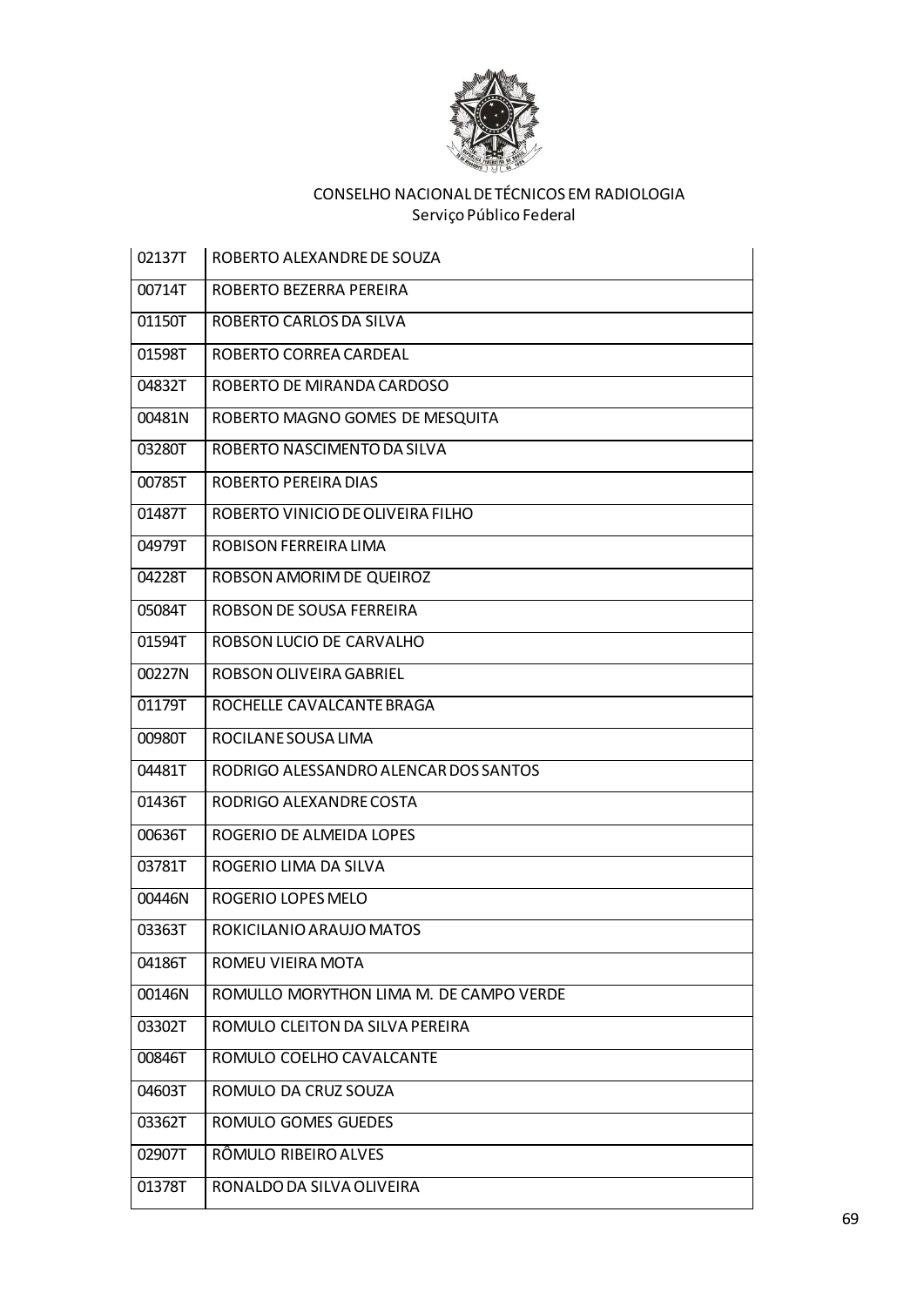CONSELHO NACIONAL DE TÉCNICOS EM RADIOLOGIA
Serviço Público Federal

| | |
|---|---|
| 02137T | ROBERTO ALEXANDRE DE SOUZA |
| 00714T | ROBERTO BEZERRA PEREIRA |
| 01150T | ROBERTO CARLOS DA SILVA |
| 01598T | ROBERTO CORREA CARDEAL |
| 04832T | ROBERTO DE MIRANDA CARDOSO |
| 00481N | ROBERTO MAGNO GOMES DE MESQUITA |
| 03280T | ROBERTO NASCIMENTO DA SILVA |
| 00785T | ROBERTO PEREIRA DIAS |
| 01487T | ROBERTO VINICIO DE OLIVEIRA FILHO |
| 04979T | ROBISON FERREIRA LIMA |
| 04228T | ROBSON AMORIM DE QUEIROZ |
| 05084T | ROBSON DE SOUSA FERREIRA |
| 01594T | ROBSON LUCIO DE CARVALHO |
| 00227N | ROBSON OLIVEIRA GABRIEL |
| 01179T | ROCHELLE CAVALCANTE BRAGA |
| 00980T | ROCILANE SOUSA LIMA |
| 04481T | RODRIGO ALESSANDRO ALENCAR DOS SANTOS |
| 01436T | RODRIGO ALEXANDRE COSTA |
| 00636T | ROGERIO DE ALMEIDA LOPES |
| 03781T | ROGERIO LIMA DA SILVA |
| 00446N | ROGERIO LOPES MELO |
| 03363T | ROKICILANIO ARAUJO MATOS |
| 04186T | ROMEU VIEIRA MOTA |
| 00146N | ROMULLO MORYTHON LIMA M. DE CAMPO VERDE |
| 03302T | ROMULO CLEITON DA SILVA PEREIRA |
| 00846T | ROMULO COELHO CAVALCANTE |
| 04603T | ROMULO DA CRUZ SOUZA |
| 03362T | ROMULO GOMES GUEDES |
| 02907T | RÔMULO RIBEIRO ALVES |
| 01378T | RONALDO DA SILVA OLIVEIRA |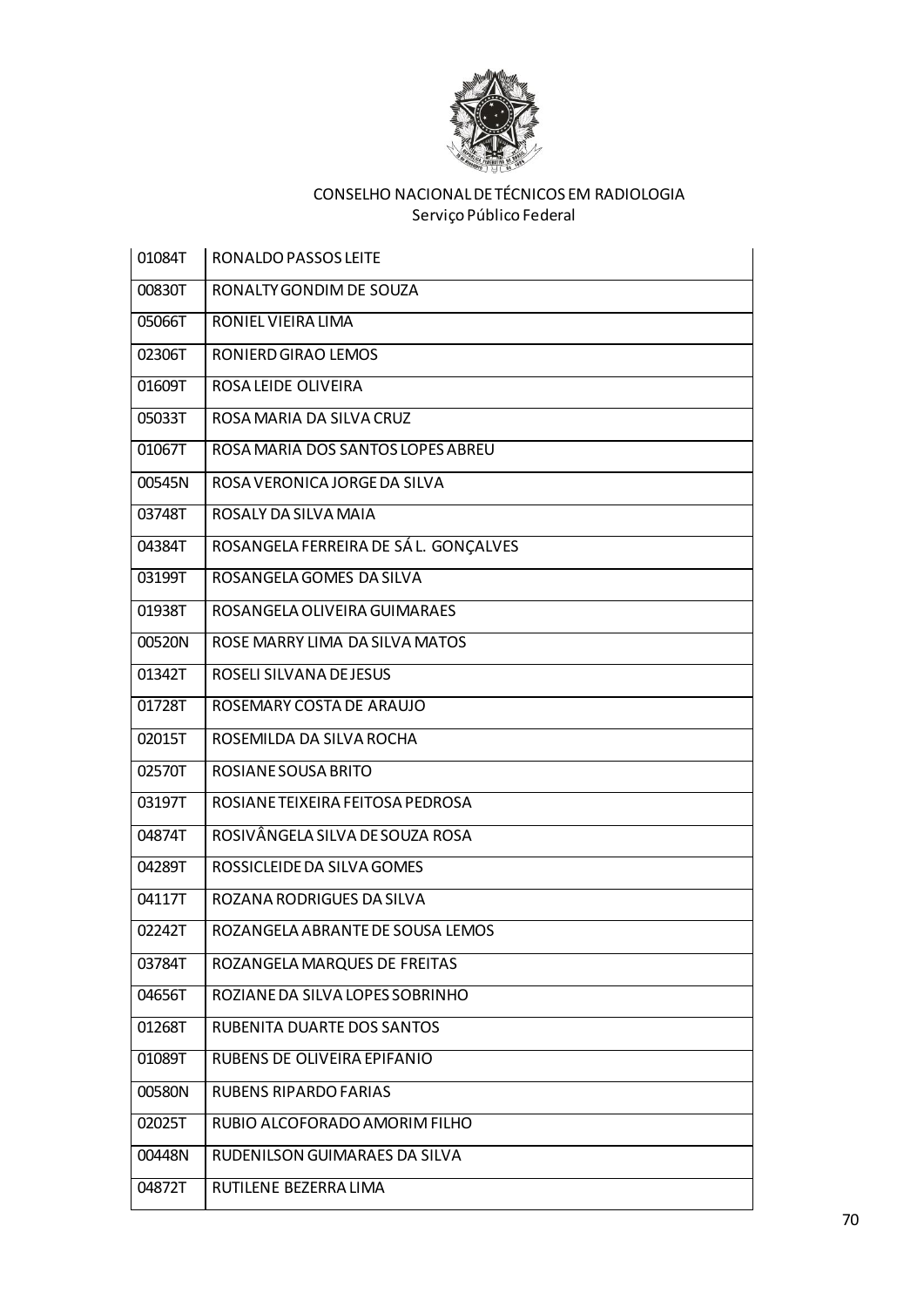CONSELHO NACIONAL DE TÉCNICOS EM RADIOLOGIA
Serviço Público Federal

| | |
|---|---|
| 01084T | RONALDO PASSOS LEITE |
| 00830T | RONALTY GONDIM DE SOUZA |
| 05066T | RONIEL VIEIRA LIMA |
| 02306T | RONIERD GIRAO LEMOS |
| 01609T | ROSA LEIDE OLIVEIRA |
| 05033T | ROSA MARIA DA SILVA CRUZ |
| 01067T | ROSA MARIA DOS SANTOS LOPES ABREU |
| 00545N | ROSA VERONICA JORGE DA SILVA |
| 03748T | ROSALY DA SILVA MAIA |
| 04384T | ROSANGELA FERREIRA DE SÁ L. GONÇALVES |
| 03199T | ROSANGELA GOMES DA SILVA |
| 01938T | ROSANGELA OLIVEIRA GUIMARAES |
| 00520N | ROSE MARRY LIMA DA SILVA MATOS |
| 01342T | ROSELI SILVANA DE JESUS |
| 01728T | ROSEMARY COSTA DE ARAUJO |
| 02015T | ROSEMILDA DA SILVA ROCHA |
| 02570T | ROSIANE SOUSA BRITO |
| 03197T | ROSIANE TEIXEIRA FEITOSA PEDROSA |
| 04874T | ROSIVÂNGELA SILVA DE SOUZA ROSA |
| 04289T | ROSSICLEIDE DA SILVA GOMES |
| 04117T | ROZANA RODRIGUES DA SILVA |
| 02242T | ROZANGELA ABRANTE DE SOUSA LEMOS |
| 03784T | ROZANGELA MARQUES DE FREITAS |
| 04656T | ROZIANE DA SILVA LOPES SOBRINHO |
| 01268T | RUBENITA DUARTE DOS SANTOS |
| 01089T | RUBENS DE OLIVEIRA EPIFANIO |
| 00580N | RUBENS RIPARDO FARIAS |
| 02025T | RUBIO ALCOFORADO AMORIM FILHO |
| 00448N | RUDENILSON GUIMARAES DA SILVA |
| 04872T | RUTILENE BEZERRA LIMA |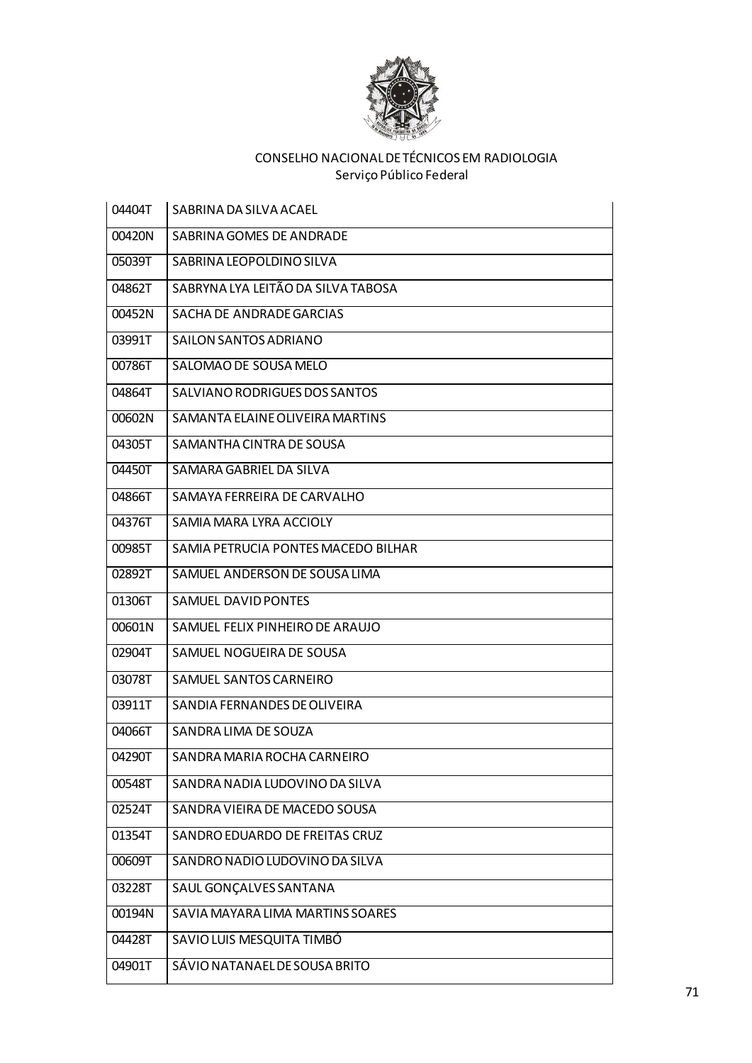CONSELHO NACIONAL DE TÉCNICOS EM RADIOLOGIA
Serviço Público Federal

| | |
|---|---|
| 04404T | SABRINA DA SILVA ACAEL |
| 00420N | SABRINA GOMES DE ANDRADE |
| 05039T | SABRINA LEOPOLDINO SILVA |
| 04862T | SABRYNA LYA LEITÃO DA SILVA TABOSA |
| 00452N | SACHA DE ANDRADE GARCIAS |
| 03991T | SAILON SANTOS ADRIANO |
| 00786T | SALOMAO DE SOUSA MELO |
| 04864T | SALVIANO RODRIGUES DOS SANTOS |
| 00602N | SAMANTA ELAINE OLIVEIRA MARTINS |
| 04305T | SAMANTHA CINTRA DE SOUSA |
| 04450T | SAMARA GABRIEL DA SILVA |
| 04866T | SAMAYA FERREIRA DE CARVALHO |
| 04376T | SAMIA MARA LYRA ACCIOLY |
| 00985T | SAMIA PETRUCIA PONTES MACEDO BILHAR |
| 02892T | SAMUEL ANDERSON DE SOUSA LIMA |
| 01306T | SAMUEL DAVID PONTES |
| 00601N | SAMUEL FELIX PINHEIRO DE ARAUJO |
| 02904T | SAMUEL NOGUEIRA DE SOUSA |
| 03078T | SAMUEL SANTOS CARNEIRO |
| 03911T | SANDIA FERNANDES DE OLIVEIRA |
| 04066T | SANDRA LIMA DE SOUZA |
| 04290T | SANDRA MARIA ROCHA CARNEIRO |
| 00548T | SANDRA NADIA LUDOVINO DA SILVA |
| 02524T | SANDRA VIEIRA DE MACEDO SOUSA |
| 01354T | SANDRO EDUARDO DE FREITAS CRUZ |
| 00609T | SANDRO NADIO LUDOVINO DA SILVA |
| 03228T | SAUL GONÇALVES SANTANA |
| 00194N | SAVIA MAYARA LIMA MARTINS SOARES |
| 04428T | SAVIO LUIS MESQUITA TIMBÓ |
| 04901T | SÁVIO NATANAEL DE SOUSA BRITO |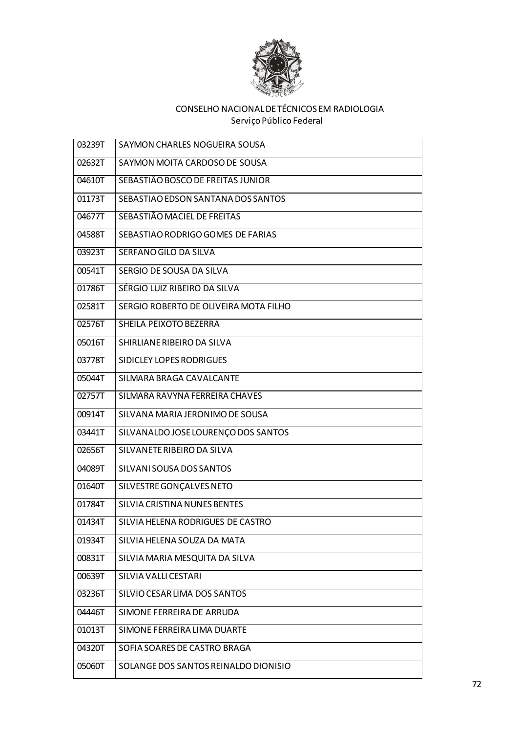CONSELHO NACIONAL DE TÉCNICOS EM RADIOLOGIA
Serviço Público Federal

| | |
|---|---|
| 03239T | SAYMON CHARLES NOGUEIRA SOUSA |
| 02632T | SAYMON MOITA CARDOSO DE SOUSA |
| 04610T | SEBASTIÃO BOSCO DE FREITAS JUNIOR |
| 01173T | SEBASTIAO EDSON SANTANA DOS SANTOS |
| 04677T | SEBASTIÃO MACIEL DE FREITAS |
| 04588T | SEBASTIAO RODRIGO GOMES DE FARIAS |
| 03923T | SERFANO GILO DA SILVA |
| 00541T | SERGIO DE SOUSA DA SILVA |
| 01786T | SÉRGIO LUIZ RIBEIRO DA SILVA |
| 02581T | SERGIO ROBERTO DE OLIVEIRA MOTA FILHO |
| 02576T | SHEILA PEIXOTO BEZERRA |
| 05016T | SHIRLIANE RIBEIRO DA SILVA |
| 03778T | SIDICLEY LOPES RODRIGUES |
| 05044T | SILMARA BRAGA CAVALCANTE |
| 02757T | SILMARA RAVYNA FERREIRA CHAVES |
| 00914T | SILVANA MARIA JERONIMO DE SOUSA |
| 03441T | SILVANALDO JOSE LOURENÇO DOS SANTOS |
| 02656T | SILVANETE RIBEIRO DA SILVA |
| 04089T | SILVANI SOUSA DOS SANTOS |
| 01640T | SILVESTRE GONÇALVES NETO |
| 01784T | SILVIA CRISTINA NUNES BENTES |
| 01434T | SILVIA HELENA RODRIGUES DE CASTRO |
| 01934T | SILVIA HELENA SOUZA DA MATA |
| 00831T | SILVIA MARIA MESQUITA DA SILVA |
| 00639T | SILVIA VALLI CESTARI |
| 03236T | SILVIO CESAR LIMA DOS SANTOS |
| 04446T | SIMONE FERREIRA DE ARRUDA |
| 01013T | SIMONE FERREIRA LIMA DUARTE |
| 04320T | SOFIA SOARES DE CASTRO BRAGA |
| 05060T | SOLANGE DOS SANTOS REINALDO DIONISIO |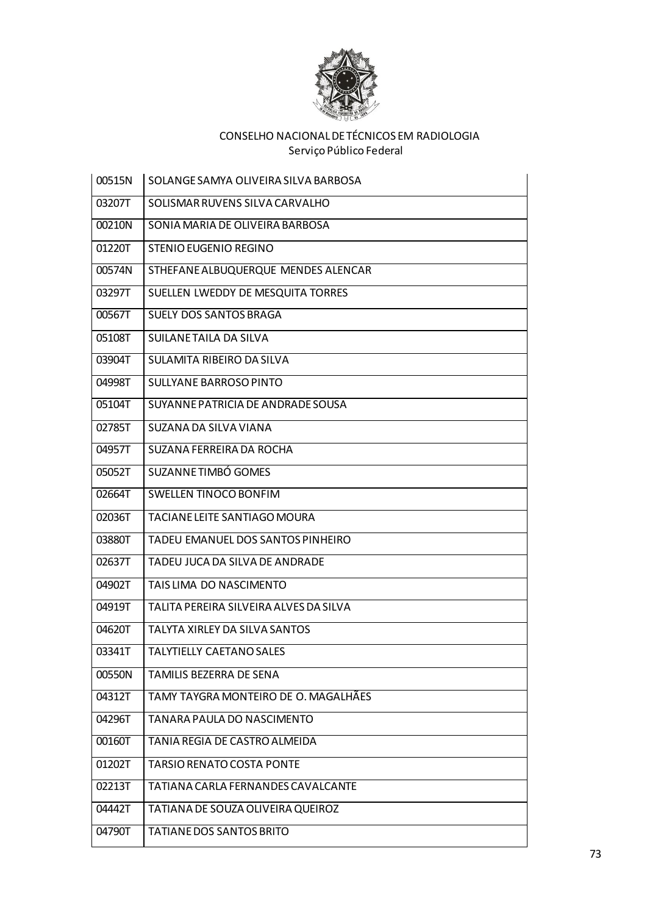CONSELHO NACIONAL DE TÉCNICOS EM RADIOLOGIA
Serviço Público Federal

| | |
|---|---|
| 00515N | SOLANGE SAMYA OLIVEIRA SILVA BARBOSA |
| 03207T | SOLISMAR RUVENS SILVA CARVALHO |
| 00210N | SONIA MARIA DE OLIVEIRA BARBOSA |
| 01220T | STENIO EUGENIO REGINO |
| 00574N | STHEFANE ALBUQUERQUE MENDES ALENCAR |
| 03297T | SUELLEN LWEDDY DE MESQUITA TORRES |
| 00567T | SUELY DOS SANTOS BRAGA |
| 05108T | SUILANE TAILA DA SILVA |
| 03904T | SULAMITA RIBEIRO DA SILVA |
| 04998T | SULLYANE BARROSO PINTO |
| 05104T | SUYANNE PATRICIA DE ANDRADE SOUSA |
| 02785T | SUZANA DA SILVA VIANA |
| 04957T | SUZANA FERREIRA DA ROCHA |
| 05052T | SUZANNE TIMBÓ GOMES |
| 02664T | SWELLEN TINOCO BONFIM |
| 02036T | TACIANE LEITE SANTIAGO MOURA |
| 03880T | TADEU EMANUEL DOS SANTOS PINHEIRO |
| 02637T | TADEU JUCA DA SILVA DE ANDRADE |
| 04902T | TAIS LIMA DO NASCIMENTO |
| 04919T | TALITA PEREIRA SILVEIRA ALVES DA SILVA |
| 04620T | TALYTA XIRLEY DA SILVA SANTOS |
| 03341T | TALYTIELLY CAETANO SALES |
| 00550N | TAMILIS BEZERRA DE SENA |
| 04312T | TAMY TAYGRA MONTEIRO DE O. MAGALHÃES |
| 04296T | TANARA PAULA DO NASCIMENTO |
| 00160T | TANIA REGIA DE CASTRO ALMEIDA |
| 01202T | TARSIO RENATO COSTA PONTE |
| 02213T | TATIANA CARLA FERNANDES CAVALCANTE |
| 04442T | TATIANA DE SOUZA OLIVEIRA QUEIROZ |
| 04790T | TATIANE DOS SANTOS BRITO |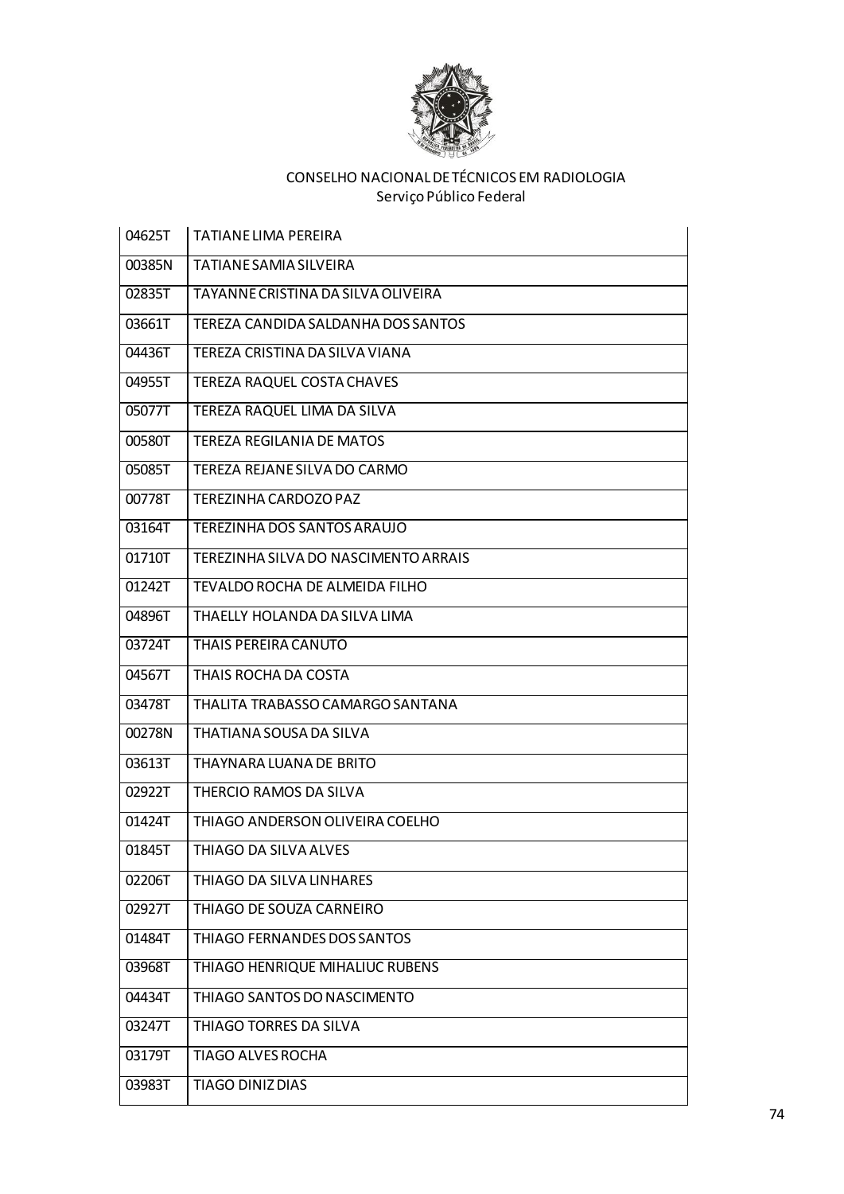CONSELHO NACIONAL DE TÉCNICOS EM RADIOLOGIA
Serviço Público Federal

| | |
|---|---|
| 04625T | TATIANE LIMA PEREIRA |
| 00385N | TATIANE SAMIA SILVEIRA |
| 02835T | TAYANNE CRISTINA DA SILVA OLIVEIRA |
| 03661T | TEREZA CANDIDA SALDANHA DOS SANTOS |
| 04436T | TEREZA CRISTINA DA SILVA VIANA |
| 04955T | TEREZA RAQUEL COSTA CHAVES |
| 05077T | TEREZA RAQUEL LIMA DA SILVA |
| 00580T | TEREZA REGILANIA DE MATOS |
| 05085T | TEREZA REJANE SILVA DO CARMO |
| 00778T | TEREZINHA CARDOZO PAZ |
| 03164T | TEREZINHA DOS SANTOS ARAUJO |
| 01710T | TEREZINHA SILVA DO NASCIMENTO ARRAIS |
| 01242T | TEVALDO ROCHA DE ALMEIDA FILHO |
| 04896T | THAELLY HOLANDA DA SILVA LIMA |
| 03724T | THAIS PEREIRA CANUTO |
| 04567T | THAIS ROCHA DA COSTA |
| 03478T | THALITA TRABASSO CAMARGO SANTANA |
| 00278N | THATIANA SOUSA DA SILVA |
| 03613T | THAYNARA LUANA DE BRITO |
| 02922T | THERCIO RAMOS DA SILVA |
| 01424T | THIAGO ANDERSON OLIVEIRA COELHO |
| 01845T | THIAGO DA SILVA ALVES |
| 02206T | THIAGO DA SILVA LINHARES |
| 02927T | THIAGO DE SOUZA CARNEIRO |
| 01484T | THIAGO FERNANDES DOS SANTOS |
| 03968T | THIAGO HENRIQUE MIHALIUC RUBENS |
| 04434T | THIAGO SANTOS DO NASCIMENTO |
| 03247T | THIAGO TORRES DA SILVA |
| 03179T | TIAGO ALVES ROCHA |
| 03983T | TIAGO DINIZ DIAS |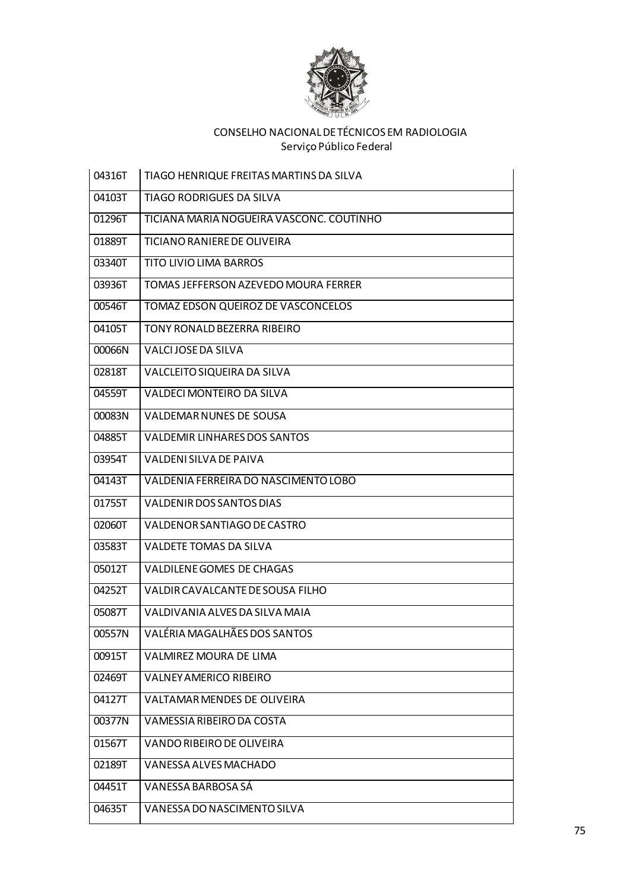CONSELHO NACIONAL DE TÉCNICOS EM RADIOLOGIA
Serviço Público Federal

| | |
|---|---|
| 04316T | TIAGO HENRIQUE FREITAS MARTINS DA SILVA |
| 04103T | TIAGO RODRIGUES DA SILVA |
| 01296T | TICIANA MARIA NOGUEIRA VASCONC. COUTINHO |
| 01889T | TICIANO RANIERE DE OLIVEIRA |
| 03340T | TITO LIVIO LIMA BARROS |
| 03936T | TOMAS JEFFERSON AZEVEDO MOURA FERRER |
| 00546T | TOMAZ EDSON QUEIROZ DE VASCONCELOS |
| 04105T | TONY RONALD BEZERRA RIBEIRO |
| 00066N | VALCI JOSE DA SILVA |
| 02818T | VALCLEITO SIQUEIRA DA SILVA |
| 04559T | VALDECI MONTEIRO DA SILVA |
| 00083N | VALDEMAR NUNES DE SOUSA |
| 04885T | VALDEMIR LINHARES DOS SANTOS |
| 03954T | VALDENI SILVA DE PAIVA |
| 04143T | VALDENIA FERREIRA DO NASCIMENTO LOBO |
| 01755T | VALDENIR DOS SANTOS DIAS |
| 02060T | VALDENOR SANTIAGO DE CASTRO |
| 03583T | VALDETE TOMAS DA SILVA |
| 05012T | VALDILENE GOMES DE CHAGAS |
| 04252T | VALDIR CAVALCANTE DE SOUSA FILHO |
| 05087T | VALDIVANIA ALVES DA SILVA MAIA |
| 00557N | VALÉRIA MAGALHÃES DOS SANTOS |
| 00915T | VALMIREZ MOURA DE LIMA |
| 02469T | VALNEY AMERICO RIBEIRO |
| 04127T | VALTAMAR MENDES DE OLIVEIRA |
| 00377N | VAMESSIA RIBEIRO DA COSTA |
| 01567T | VANDO RIBEIRO DE OLIVEIRA |
| 02189T | VANESSA ALVES MACHADO |
| 04451T | VANESSA BARBOSA SÁ |
| 04635T | VANESSA DO NASCIMENTO SILVA |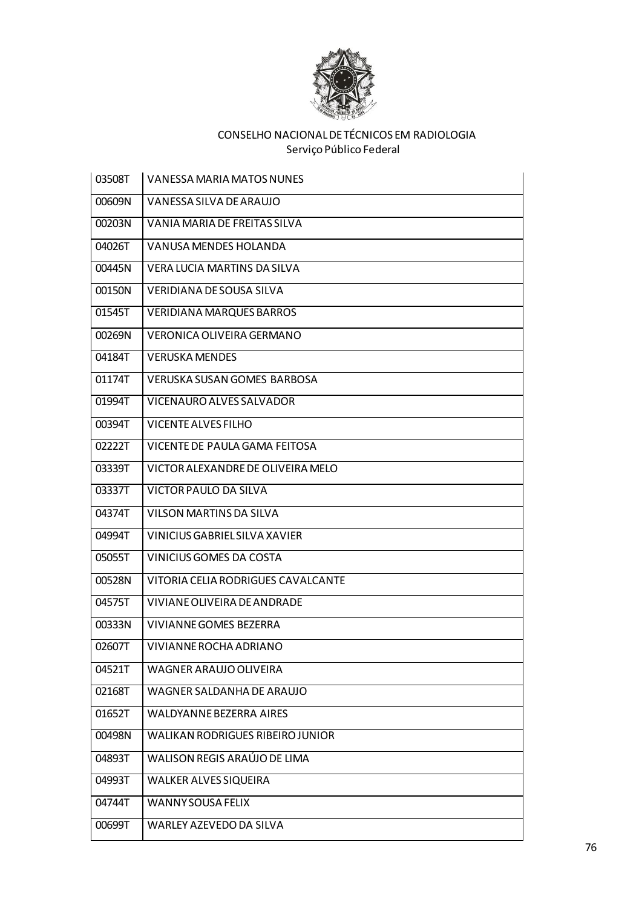CONSELHO NACIONAL DE TÉCNICOS EM RADIOLOGIA
Serviço Público Federal

| | |
|---|---|
| 03508T | VANESSA MARIA MATOS NUNES |
| 00609N | VANESSA SILVA DE ARAUJO |
| 00203N | VANIA MARIA DE FREITAS SILVA |
| 04026T | VANUSA MENDES HOLANDA |
| 00445N | VERA LUCIA MARTINS DA SILVA |
| 00150N | VERIDIANA DE SOUSA SILVA |
| 01545T | VERIDIANA MARQUES BARROS |
| 00269N | VERONICA OLIVEIRA GERMANO |
| 04184T | VERUSKA MENDES |
| 01174T | VERUSKA SUSAN GOMES BARBOSA |
| 01994T | VICENAURO ALVES SALVADOR |
| 00394T | VICENTE ALVES FILHO |
| 02222T | VICENTE DE PAULA GAMA FEITOSA |
| 03339T | VICTOR ALEXANDRE DE OLIVEIRA MELO |
| 03337T | VICTOR PAULO DA SILVA |
| 04374T | VILSON MARTINS DA SILVA |
| 04994T | VINICIUS GABRIEL SILVA XAVIER |
| 05055T | VINICIUS GOMES DA COSTA |
| 00528N | VITORIA CELIA RODRIGUES CAVALCANTE |
| 04575T | VIVIANE OLIVEIRA DE ANDRADE |
| 00333N | VIVIANNE GOMES BEZERRA |
| 02607T | VIVIANNE ROCHA ADRIANO |
| 04521T | WAGNER ARAUJO OLIVEIRA |
| 02168T | WAGNER SALDANHA DE ARAUJO |
| 01652T | WALDYANNE BEZERRA AIRES |
| 00498N | WALIKAN RODRIGUES RIBEIRO JUNIOR |
| 04893T | WALISON REGIS ARAÚJO DE LIMA |
| 04993T | WALKER ALVES SIQUEIRA |
| 04744T | WANNY SOUSA FELIX |
| 00699T | WARLEY AZEVEDO DA SILVA |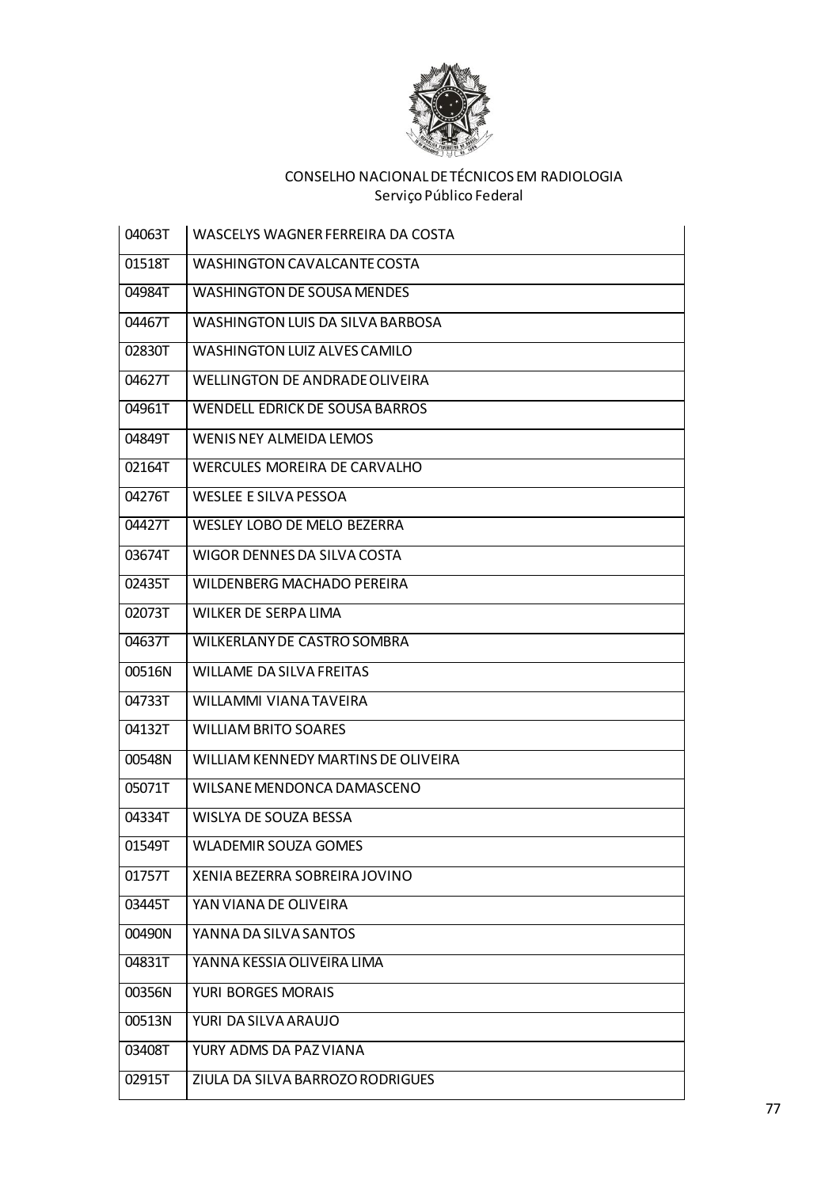CONSELHO NACIONAL DE TÉCNICOS EM RADIOLOGIA
Serviço Público Federal

| | |
|---|---|
| 04063T | WASCELYS WAGNER FERREIRA DA COSTA |
| 01518T | WASHINGTON CAVALCANTE COSTA |
| 04984T | WASHINGTON DE SOUSA MENDES |
| 04467T | WASHINGTON LUIS DA SILVA BARBOSA |
| 02830T | WASHINGTON LUIZ ALVES CAMILO |
| 04627T | WELLINGTON DE ANDRADE OLIVEIRA |
| 04961T | WENDELL EDRICK DE SOUSA BARROS |
| 04849T | WENIS NEY ALMEIDA LEMOS |
| 02164T | WERCULES MOREIRA DE CARVALHO |
| 04276T | WESLEE E SILVA PESSOA |
| 04427T | WESLEY LOBO DE MELO BEZERRA |
| 03674T | WIGOR DENNES DA SILVA COSTA |
| 02435T | WILDENBERG MACHADO PEREIRA |
| 02073T | WILKER DE SERPA LIMA |
| 04637T | WILKERLANY DE CASTRO SOMBRA |
| 00516N | WILLAME DA SILVA FREITAS |
| 04733T | WILLAMMI VIANA TAVEIRA |
| 04132T | WILLIAM BRITO SOARES |
| 00548N | WILLIAM KENNEDY MARTINS DE OLIVEIRA |
| 05071T | WILSANE MENDONCA DAMASCENO |
| 04334T | WISLYA DE SOUZA BESSA |
| 01549T | WLADEMIR SOUZA GOMES |
| 01757T | XENIA BEZERRA SOBREIRA JOVINO |
| 03445T | YAN VIANA DE OLIVEIRA |
| 00490N | YANNA DA SILVA SANTOS |
| 04831T | YANNA KESSIA OLIVEIRA LIMA |
| 00356N | YURI BORGES MORAIS |
| 00513N | YURI DA SILVA ARAUJO |
| 03408T | YURY ADMS DA PAZ VIANA |
| 02915T | ZIULA DA SILVA BARROZO RODRIGUES |